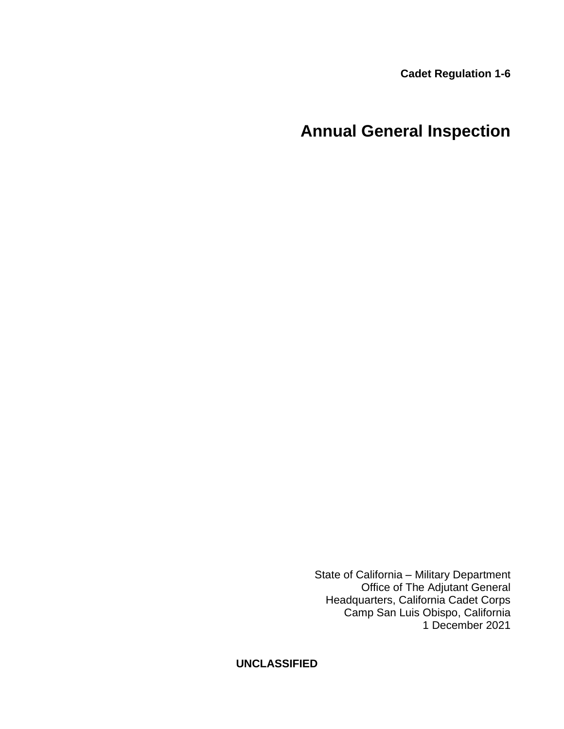**Cadet Regulation 1-6**

# Annual General Inspection

State of California – Military Department
Office of The Adjutant General
Headquarters, California Cadet Corps
Camp San Luis Obispo, California
1 December 2021

**UNCLASSIFIED**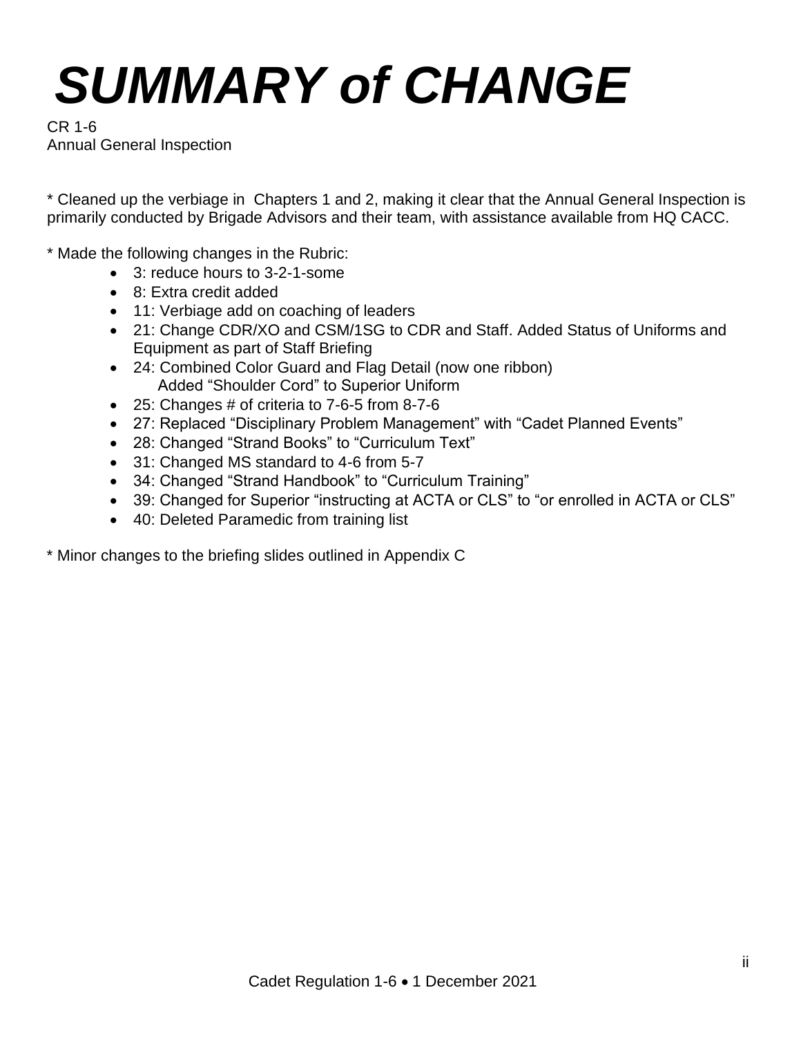# *SUMMARY of CHANGE*

CR 1-6
Annual General Inspection

* Cleaned up the verbiage in Chapters 1 and 2, making it clear that the Annual General Inspection is primarily conducted by Brigade Advisors and their team, with assistance available from HQ CACC.

* Made the following changes in the Rubric:

- 3: reduce hours to 3-2-1-some
- 8: Extra credit added
- 11: Verbiage add on coaching of leaders
- 21: Change CDR/XO and CSM/1SG to CDR and Staff. Added Status of Uniforms and Equipment as part of Staff Briefing
- 24: Combined Color Guard and Flag Detail (now one ribbon)
  Added "Shoulder Cord" to Superior Uniform
- 25: Changes # of criteria to 7-6-5 from 8-7-6
- 27: Replaced "Disciplinary Problem Management" with "Cadet Planned Events"
- 28: Changed "Strand Books" to "Curriculum Text"
- 31: Changed MS standard to 4-6 from 5-7
- 34: Changed "Strand Handbook" to "Curriculum Training"
- 39: Changed for Superior "instructing at ACTA or CLS" to "or enrolled in ACTA or CLS"
- 40: Deleted Paramedic from training list

* Minor changes to the briefing slides outlined in Appendix C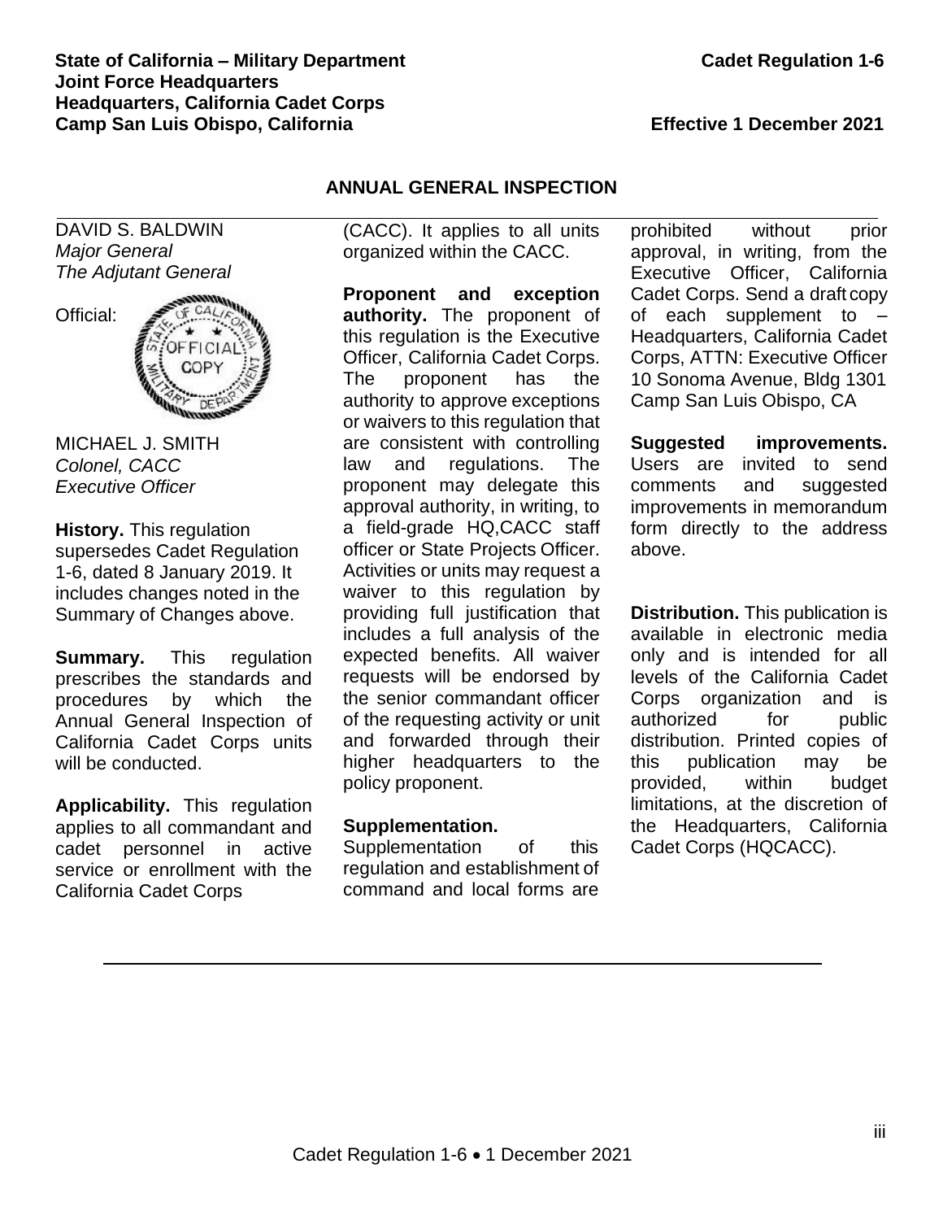**State of California – Military Department**
**Joint Force Headquarters**
**Headquarters, California Cadet Corps**
**Camp San Luis Obispo, California**

**Cadet Regulation 1-6**

**Effective 1 December 2021**

## ANNUAL GENERAL INSPECTION

DAVID S. BALDWIN
*Major General*
*The Adjutant General*

Official:

MICHAEL J. SMITH
*Colonel, CACC*
*Executive Officer*

**History.** This regulation supersedes Cadet Regulation 1-6, dated 8 January 2019. It includes changes noted in the Summary of Changes above.

**Summary.** This regulation prescribes the standards and procedures by which the Annual General Inspection of California Cadet Corps units will be conducted.

**Applicability.** This regulation applies to all commandant and cadet personnel in active service or enrollment with the California Cadet Corps (CACC). It applies to all units organized within the CACC.

**Proponent and exception authority.** The proponent of this regulation is the Executive Officer, California Cadet Corps. The proponent has the authority to approve exceptions or waivers to this regulation that are consistent with controlling law and regulations. The proponent may delegate this approval authority, in writing, to a field-grade HQ,CACC staff officer or State Projects Officer. Activities or units may request a waiver to this regulation by providing full justification that includes a full analysis of the expected benefits. All waiver requests will be endorsed by the senior commandant officer of the requesting activity or unit and forwarded through their higher headquarters to the policy proponent.

**Supplementation.**
Supplementation of this regulation and establishment of command and local forms are prohibited without prior approval, in writing, from the Executive Officer, California Cadet Corps. Send a draft copy of each supplement to – Headquarters, California Cadet Corps, ATTN: Executive Officer 10 Sonoma Avenue, Bldg 1301 Camp San Luis Obispo, CA

**Suggested improvements.** Users are invited to send comments and suggested improvements in memorandum form directly to the address above.

**Distribution.** This publication is available in electronic media only and is intended for all levels of the California Cadet Corps organization and is authorized for public distribution. Printed copies of this publication may be provided, within budget limitations, at the discretion of the Headquarters, California Cadet Corps (HQCACC).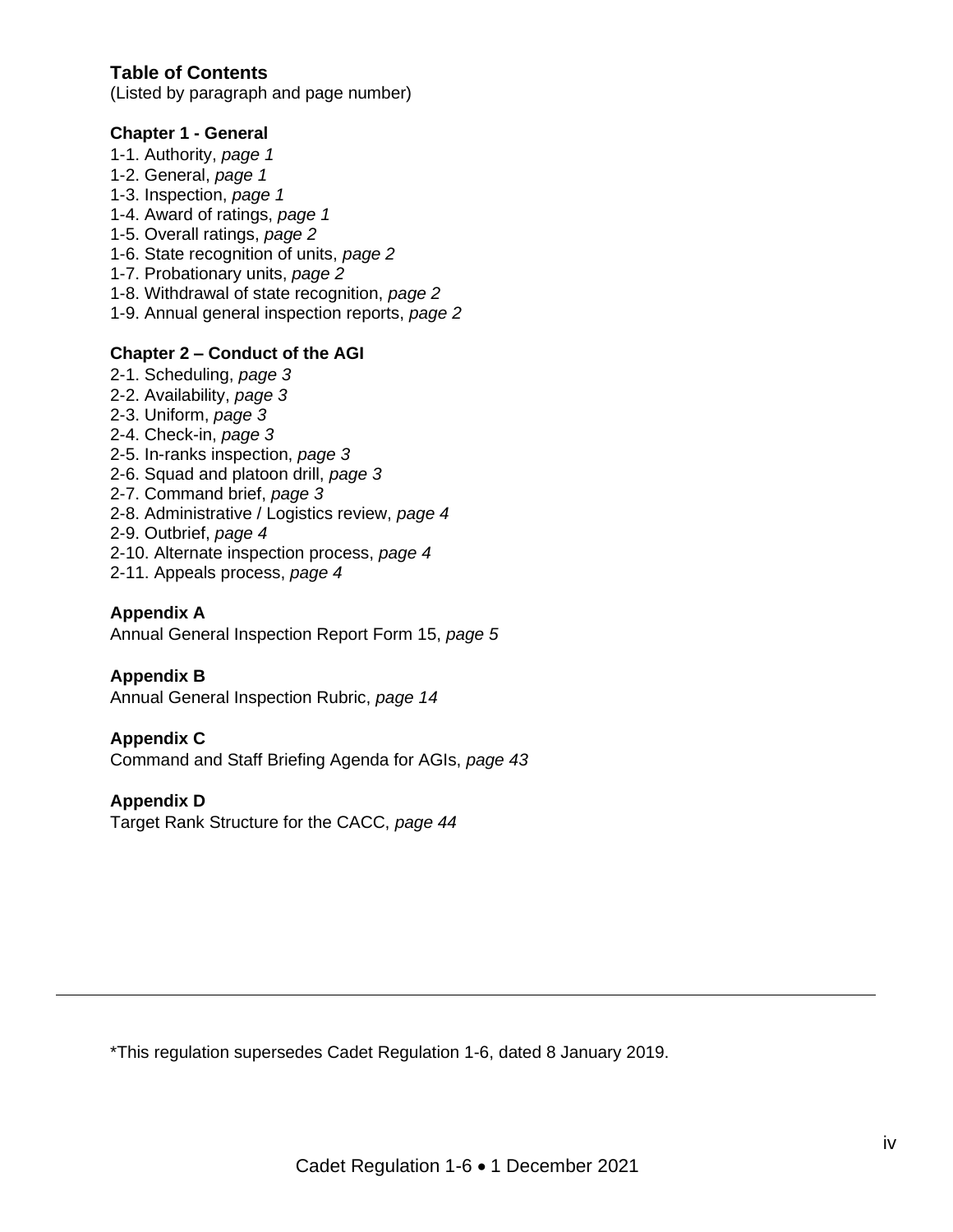## Table of Contents

(Listed by paragraph and page number)

### Chapter 1 - General

1-1. Authority, *page 1*
1-2. General, *page 1*
1-3. Inspection, *page 1*
1-4. Award of ratings, *page 1*
1-5. Overall ratings, *page 2*
1-6. State recognition of units, *page 2*
1-7. Probationary units, *page 2*
1-8. Withdrawal of state recognition, *page 2*
1-9. Annual general inspection reports, *page 2*

### Chapter 2 – Conduct of the AGI

2-1. Scheduling, *page 3*
2-2. Availability, *page 3*
2-3. Uniform, *page 3*
2-4. Check-in, *page 3*
2-5. In-ranks inspection, *page 3*
2-6. Squad and platoon drill, *page 3*
2-7. Command brief, *page 3*
2-8. Administrative / Logistics review, *page 4*
2-9. Outbrief, *page 4*
2-10. Alternate inspection process, *page 4*
2-11. Appeals process, *page 4*

### Appendix A

Annual General Inspection Report Form 15, *page 5*

### Appendix B

Annual General Inspection Rubric, *page 14*

### Appendix C

Command and Staff Briefing Agenda for AGIs, *page 43*

### Appendix D

Target Rank Structure for the CACC, *page 44*

---

*This regulation supersedes Cadet Regulation 1-6, dated 8 January 2019.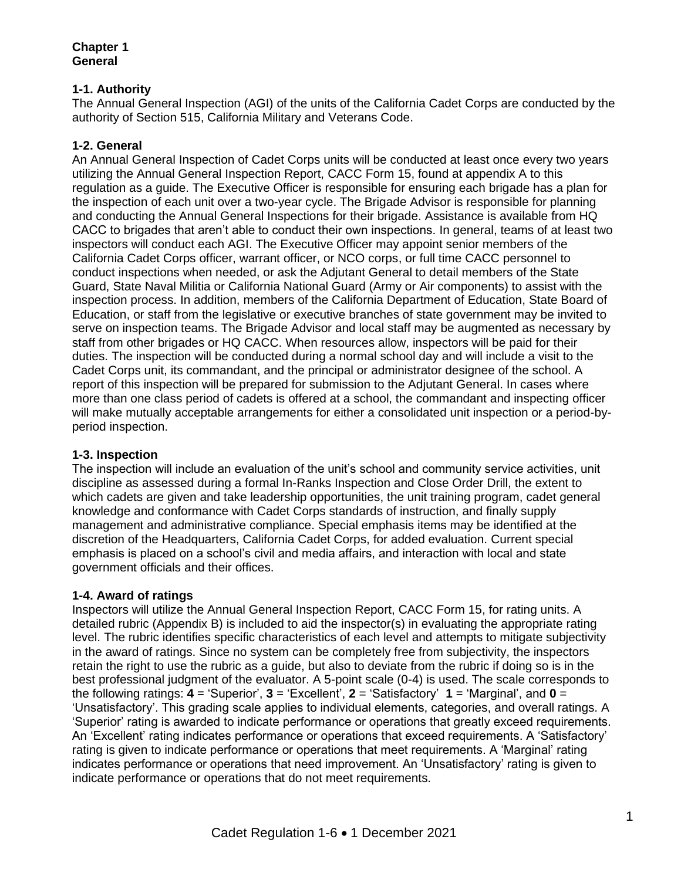# Chapter 1
# General

## 1-1. Authority

The Annual General Inspection (AGI) of the units of the California Cadet Corps are conducted by the authority of Section 515, California Military and Veterans Code.

## 1-2. General

An Annual General Inspection of Cadet Corps units will be conducted at least once every two years utilizing the Annual General Inspection Report, CACC Form 15, found at appendix A to this regulation as a guide. The Executive Officer is responsible for ensuring each brigade has a plan for the inspection of each unit over a two-year cycle. The Brigade Advisor is responsible for planning and conducting the Annual General Inspections for their brigade. Assistance is available from HQ CACC to brigades that aren't able to conduct their own inspections. In general, teams of at least two inspectors will conduct each AGI. The Executive Officer may appoint senior members of the California Cadet Corps officer, warrant officer, or NCO corps, or full time CACC personnel to conduct inspections when needed, or ask the Adjutant General to detail members of the State Guard, State Naval Militia or California National Guard (Army or Air components) to assist with the inspection process. In addition, members of the California Department of Education, State Board of Education, or staff from the legislative or executive branches of state government may be invited to serve on inspection teams. The Brigade Advisor and local staff may be augmented as necessary by staff from other brigades or HQ CACC. When resources allow, inspectors will be paid for their duties. The inspection will be conducted during a normal school day and will include a visit to the Cadet Corps unit, its commandant, and the principal or administrator designee of the school. A report of this inspection will be prepared for submission to the Adjutant General. In cases where more than one class period of cadets is offered at a school, the commandant and inspecting officer will make mutually acceptable arrangements for either a consolidated unit inspection or a period-by-period inspection.

## 1-3. Inspection

The inspection will include an evaluation of the unit's school and community service activities, unit discipline as assessed during a formal In-Ranks Inspection and Close Order Drill, the extent to which cadets are given and take leadership opportunities, the unit training program, cadet general knowledge and conformance with Cadet Corps standards of instruction, and finally supply management and administrative compliance. Special emphasis items may be identified at the discretion of the Headquarters, California Cadet Corps, for added evaluation. Current special emphasis is placed on a school's civil and media affairs, and interaction with local and state government officials and their offices.

## 1-4. Award of ratings

Inspectors will utilize the Annual General Inspection Report, CACC Form 15, for rating units. A detailed rubric (Appendix B) is included to aid the inspector(s) in evaluating the appropriate rating level. The rubric identifies specific characteristics of each level and attempts to mitigate subjectivity in the award of ratings. Since no system can be completely free from subjectivity, the inspectors retain the right to use the rubric as a guide, but also to deviate from the rubric if doing so is in the best professional judgment of the evaluator. A 5-point scale (0-4) is used. The scale corresponds to the following ratings: **4** = 'Superior', **3** = 'Excellent', **2** = 'Satisfactory' **1** = 'Marginal', and **0** = 'Unsatisfactory'. This grading scale applies to individual elements, categories, and overall ratings. A 'Superior' rating is awarded to indicate performance or operations that greatly exceed requirements. An 'Excellent' rating indicates performance or operations that exceed requirements. A 'Satisfactory' rating is given to indicate performance or operations that meet requirements. A 'Marginal' rating indicates performance or operations that need improvement. An 'Unsatisfactory' rating is given to indicate performance or operations that do not meet requirements.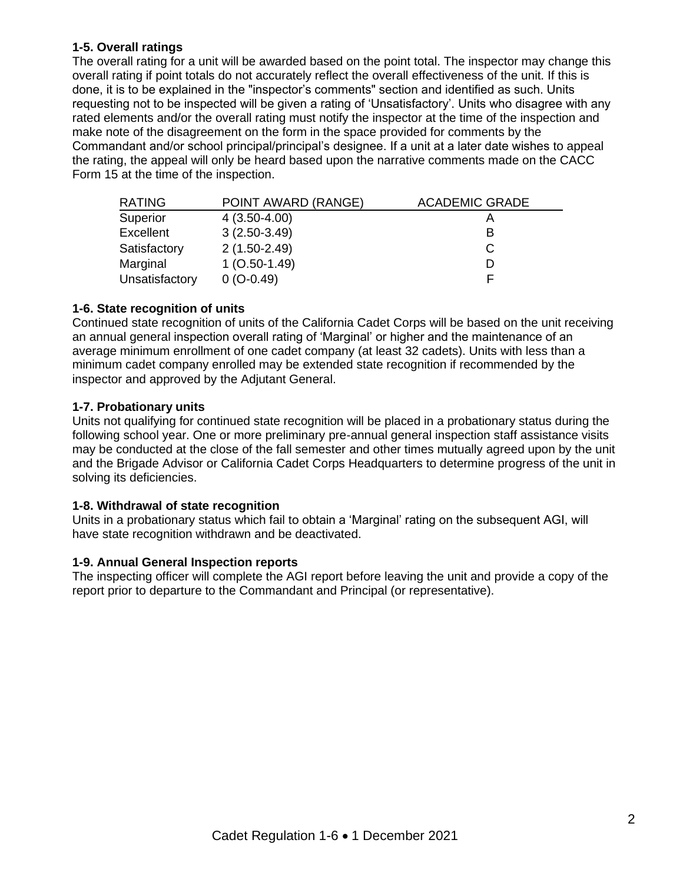### 1-5. Overall ratings

The overall rating for a unit will be awarded based on the point total. The inspector may change this overall rating if point totals do not accurately reflect the overall effectiveness of the unit. If this is done, it is to be explained in the "inspector's comments" section and identified as such. Units requesting not to be inspected will be given a rating of 'Unsatisfactory'. Units who disagree with any rated elements and/or the overall rating must notify the inspector at the time of the inspection and make note of the disagreement on the form in the space provided for comments by the Commandant and/or school principal/principal's designee. If a unit at a later date wishes to appeal the rating, the appeal will only be heard based upon the narrative comments made on the CACC Form 15 at the time of the inspection.

| RATING | POINT AWARD (RANGE) | ACADEMIC GRADE |
|---|---|---|
| Superior | 4 (3.50-4.00) | A |
| Excellent | 3 (2.50-3.49) | B |
| Satisfactory | 2 (1.50-2.49) | C |
| Marginal | 1 (O.50-1.49) | D |
| Unsatisfactory | 0 (O-0.49) | F |

### 1-6. State recognition of units

Continued state recognition of units of the California Cadet Corps will be based on the unit receiving an annual general inspection overall rating of 'Marginal' or higher and the maintenance of an average minimum enrollment of one cadet company (at least 32 cadets). Units with less than a minimum cadet company enrolled may be extended state recognition if recommended by the inspector and approved by the Adjutant General.

### 1-7. Probationary units

Units not qualifying for continued state recognition will be placed in a probationary status during the following school year. One or more preliminary pre-annual general inspection staff assistance visits may be conducted at the close of the fall semester and other times mutually agreed upon by the unit and the Brigade Advisor or California Cadet Corps Headquarters to determine progress of the unit in solving its deficiencies.

### 1-8. Withdrawal of state recognition

Units in a probationary status which fail to obtain a 'Marginal' rating on the subsequent AGI, will have state recognition withdrawn and be deactivated.

### 1-9. Annual General Inspection reports

The inspecting officer will complete the AGI report before leaving the unit and provide a copy of the report prior to departure to the Commandant and Principal (or representative).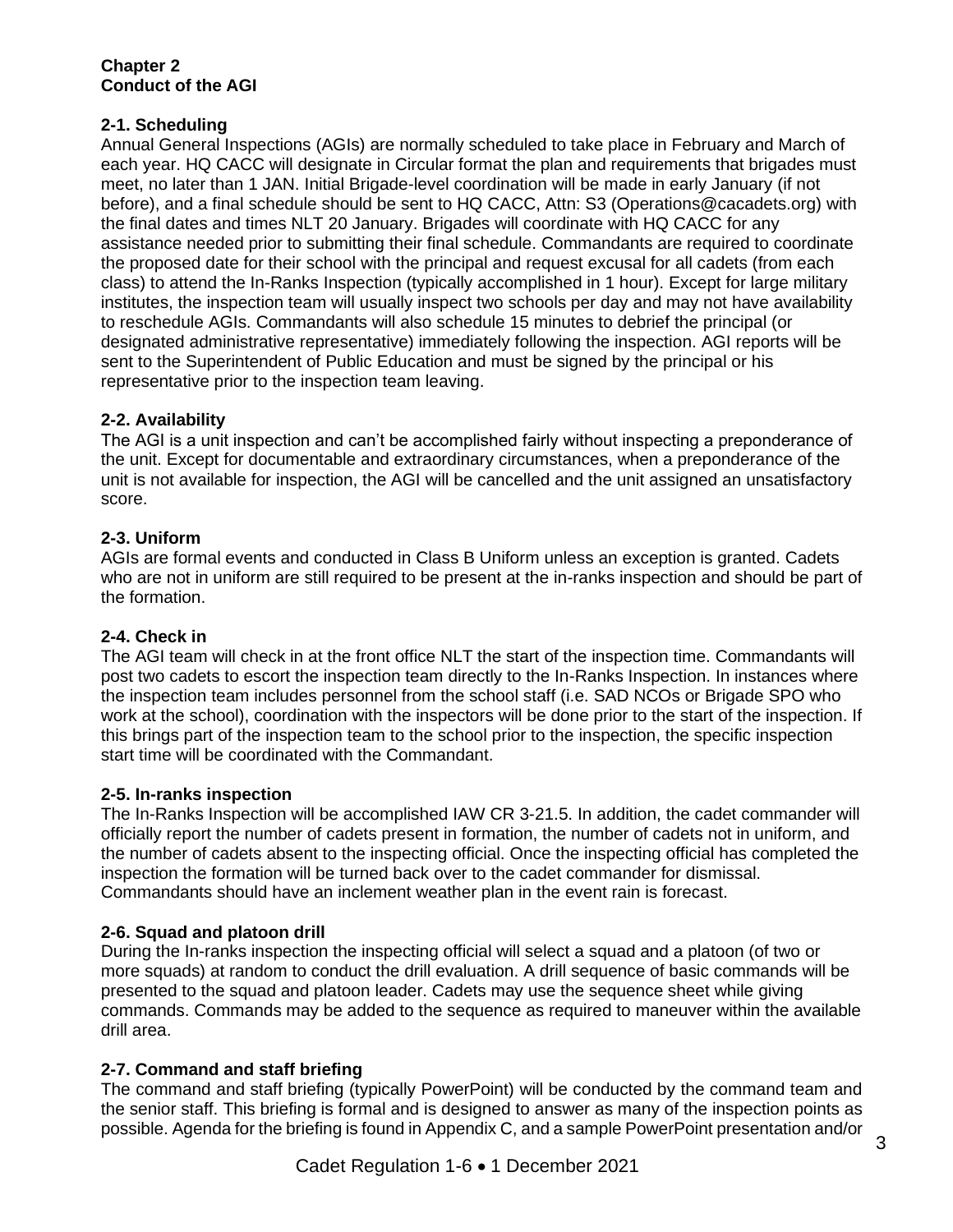**Chapter 2**
**Conduct of the AGI**

### 2-1. Scheduling

Annual General Inspections (AGIs) are normally scheduled to take place in February and March of each year. HQ CACC will designate in Circular format the plan and requirements that brigades must meet, no later than 1 JAN. Initial Brigade-level coordination will be made in early January (if not before), and a final schedule should be sent to HQ CACC, Attn: S3 (Operations@cacadets.org) with the final dates and times NLT 20 January. Brigades will coordinate with HQ CACC for any assistance needed prior to submitting their final schedule. Commandants are required to coordinate the proposed date for their school with the principal and request excusal for all cadets (from each class) to attend the In-Ranks Inspection (typically accomplished in 1 hour). Except for large military institutes, the inspection team will usually inspect two schools per day and may not have availability to reschedule AGIs. Commandants will also schedule 15 minutes to debrief the principal (or designated administrative representative) immediately following the inspection. AGI reports will be sent to the Superintendent of Public Education and must be signed by the principal or his representative prior to the inspection team leaving.

### 2-2. Availability

The AGI is a unit inspection and can't be accomplished fairly without inspecting a preponderance of the unit. Except for documentable and extraordinary circumstances, when a preponderance of the unit is not available for inspection, the AGI will be cancelled and the unit assigned an unsatisfactory score.

### 2-3. Uniform

AGIs are formal events and conducted in Class B Uniform unless an exception is granted. Cadets who are not in uniform are still required to be present at the in-ranks inspection and should be part of the formation.

### 2-4. Check in

The AGI team will check in at the front office NLT the start of the inspection time. Commandants will post two cadets to escort the inspection team directly to the In-Ranks Inspection. In instances where the inspection team includes personnel from the school staff (i.e. SAD NCOs or Brigade SPO who work at the school), coordination with the inspectors will be done prior to the start of the inspection. If this brings part of the inspection team to the school prior to the inspection, the specific inspection start time will be coordinated with the Commandant.

### 2-5. In-ranks inspection

The In-Ranks Inspection will be accomplished IAW CR 3-21.5. In addition, the cadet commander will officially report the number of cadets present in formation, the number of cadets not in uniform, and the number of cadets absent to the inspecting official. Once the inspecting official has completed the inspection the formation will be turned back over to the cadet commander for dismissal. Commandants should have an inclement weather plan in the event rain is forecast.

### 2-6. Squad and platoon drill

During the In-ranks inspection the inspecting official will select a squad and a platoon (of two or more squads) at random to conduct the drill evaluation. A drill sequence of basic commands will be presented to the squad and platoon leader. Cadets may use the sequence sheet while giving commands. Commands may be added to the sequence as required to maneuver within the available drill area.

### 2-7. Command and staff briefing

The command and staff briefing (typically PowerPoint) will be conducted by the command team and the senior staff. This briefing is formal and is designed to answer as many of the inspection points as possible. Agenda for the briefing is found in Appendix C, and a sample PowerPoint presentation and/or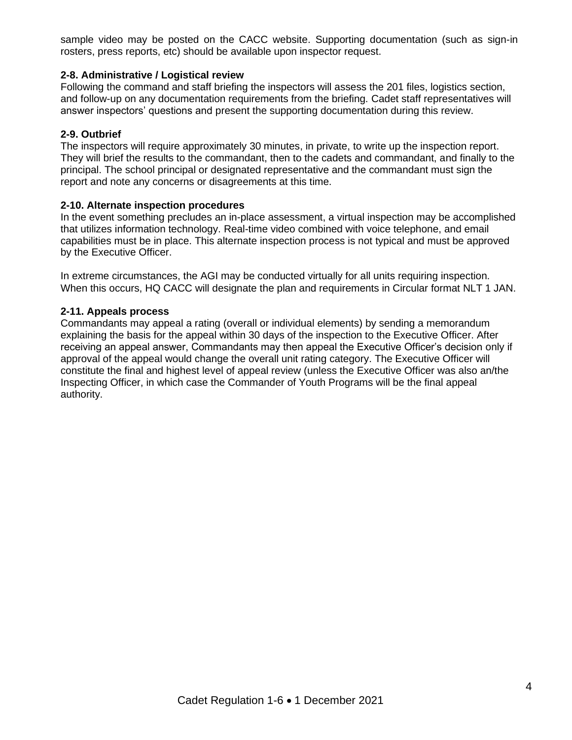sample video may be posted on the CACC website. Supporting documentation (such as sign-in rosters, press reports, etc) should be available upon inspector request.

**2-8. Administrative / Logistical review**

Following the command and staff briefing the inspectors will assess the 201 files, logistics section, and follow-up on any documentation requirements from the briefing. Cadet staff representatives will answer inspectors' questions and present the supporting documentation during this review.

**2-9. Outbrief**

The inspectors will require approximately 30 minutes, in private, to write up the inspection report. They will brief the results to the commandant, then to the cadets and commandant, and finally to the principal. The school principal or designated representative and the commandant must sign the report and note any concerns or disagreements at this time.

**2-10. Alternate inspection procedures**

In the event something precludes an in-place assessment, a virtual inspection may be accomplished that utilizes information technology. Real-time video combined with voice telephone, and email capabilities must be in place. This alternate inspection process is not typical and must be approved by the Executive Officer.

In extreme circumstances, the AGI may be conducted virtually for all units requiring inspection. When this occurs, HQ CACC will designate the plan and requirements in Circular format NLT 1 JAN.

**2-11. Appeals process**

Commandants may appeal a rating (overall or individual elements) by sending a memorandum explaining the basis for the appeal within 30 days of the inspection to the Executive Officer. After receiving an appeal answer, Commandants may then appeal the Executive Officer's decision only if approval of the appeal would change the overall unit rating category. The Executive Officer will constitute the final and highest level of appeal review (unless the Executive Officer was also an/the Inspecting Officer, in which case the Commander of Youth Programs will be the final appeal authority.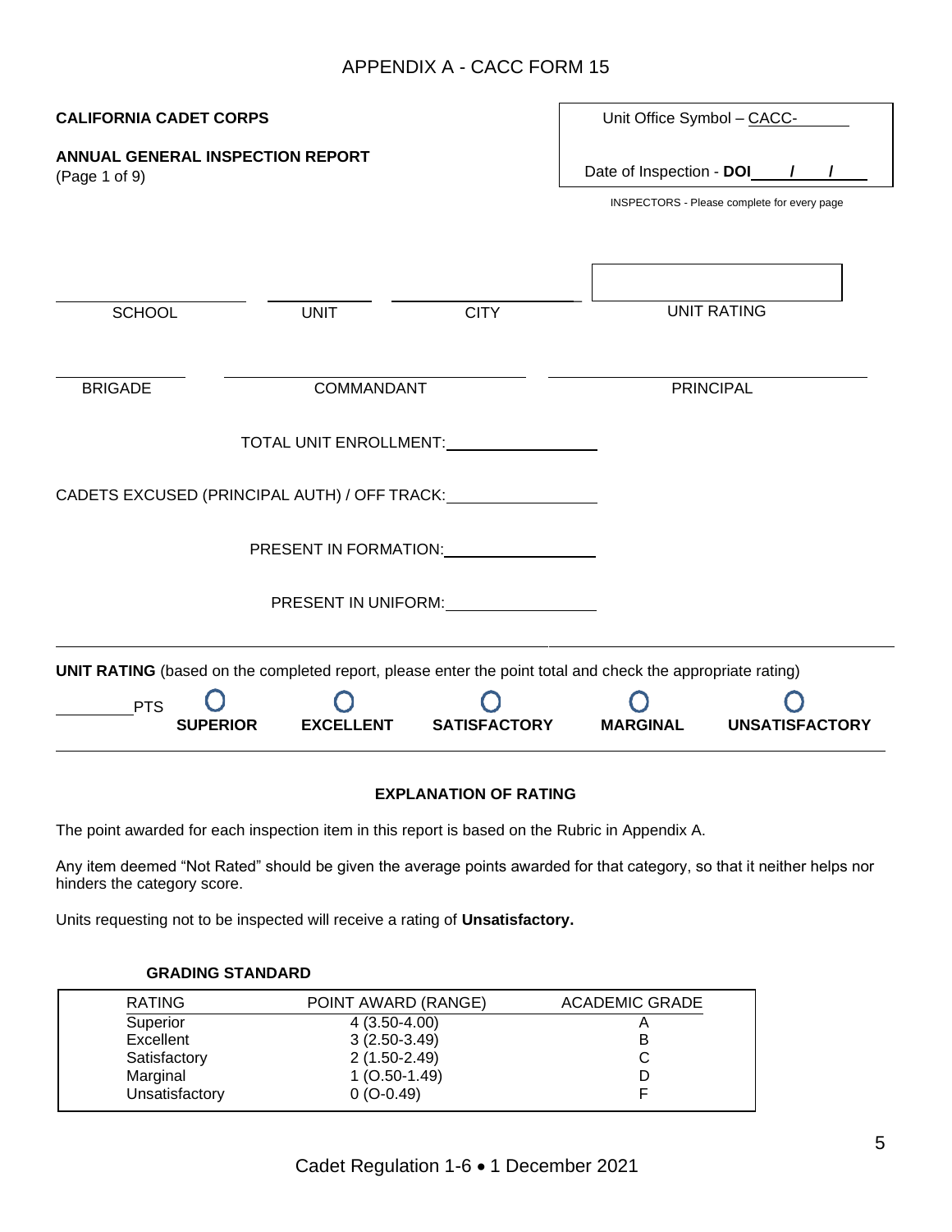# APPENDIX A - CACC FORM 15

**CALIFORNIA CADET CORPS**

**ANNUAL GENERAL INSPECTION REPORT**
(Page 1 of 9)

Unit Office Symbol – CACC-________

Date of Inspection - **DOI**____/____/____

INSPECTORS - Please complete for every page

| | | | |
|---|---|---|---|
| ____________ | ________ | ____________ | [ ] |
| SCHOOL | UNIT | CITY | UNIT RATING |

| | | |
|---|---|---|
| ________ | ____________________ | ____________________ |
| BRIGADE | COMMANDANT | PRINCIPAL |

TOTAL UNIT ENROLLMENT:__________

CADETS EXCUSED (PRINCIPAL AUTH) / OFF TRACK:__________

PRESENT IN FORMATION:__________

PRESENT IN UNIFORM:__________

**UNIT RATING** (based on the completed report, please enter the point total and check the appropriate rating)

_______PTS ○ **SUPERIOR** ○ **EXCELLENT** ○ **SATISFACTORY** ○ **MARGINAL** ○ **UNSATISFACTORY**

**EXPLANATION OF RATING**

The point awarded for each inspection item in this report is based on the Rubric in Appendix A.

Any item deemed "Not Rated" should be given the average points awarded for that category, so that it neither helps nor hinders the category score.

Units requesting not to be inspected will receive a rating of **Unsatisfactory.**

**GRADING STANDARD**

| RATING | POINT AWARD (RANGE) | ACADEMIC GRADE |
|---|---|---|
| Superior | 4 (3.50-4.00) | A |
| Excellent | 3 (2.50-3.49) | B |
| Satisfactory | 2 (1.50-2.49) | C |
| Marginal | 1 (O.50-1.49) | D |
| Unsatisfactory | 0 (O-0.49) | F |

Cadet Regulation 1-6 • 1 December 2021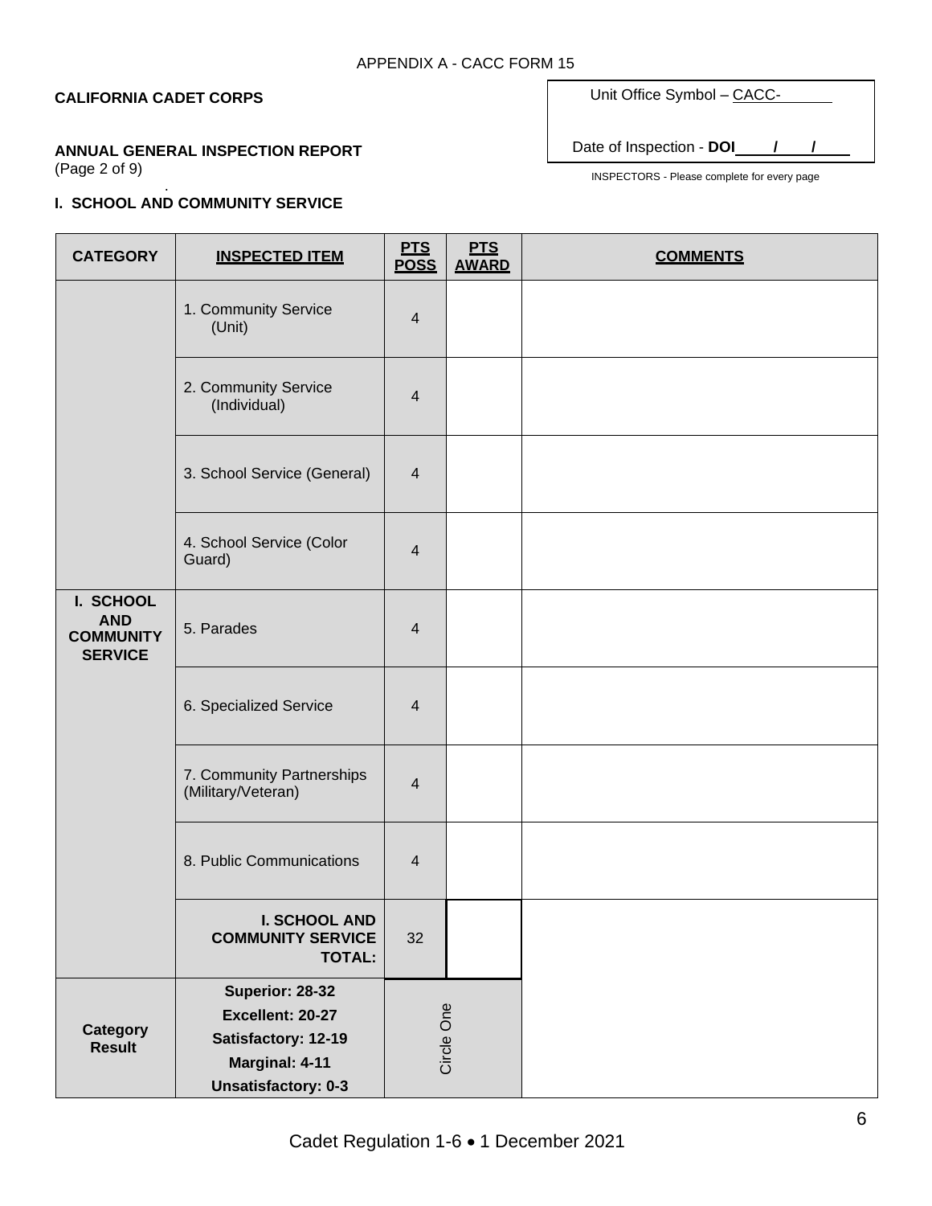APPENDIX A - CACC FORM 15

**CALIFORNIA CADET CORPS**

**ANNUAL GENERAL INSPECTION REPORT**
(Page 2 of 9)

Unit Office Symbol – CACC-______

Date of Inspection - **DOI**____/____/____

INSPECTORS - Please complete for every page

**I. SCHOOL AND COMMUNITY SERVICE**

| CATEGORY | INSPECTED ITEM | PTS POSS | PTS AWARD | COMMENTS |
|---|---|---|---|---|
| **I. SCHOOL AND COMMUNITY SERVICE** | 1. Community Service (Unit) | 4 | | |
| | 2. Community Service (Individual) | 4 | | |
| | 3. School Service (General) | 4 | | |
| | 4. School Service (Color Guard) | 4 | | |
| | 5. Parades | 4 | | |
| | 6. Specialized Service | 4 | | |
| | 7. Community Partnerships (Military/Veteran) | 4 | | |
| | 8. Public Communications | 4 | | |
| | **I. SCHOOL AND COMMUNITY SERVICE TOTAL:** | 32 | | |
| **Category Result** | **Superior: 28-32**<br>**Excellent: 20-27**<br>**Satisfactory: 12-19**<br>**Marginal: 4-11**<br>**Unsatisfactory: 0-3** | Circle One | | |

Cadet Regulation 1-6 • 1 December 2021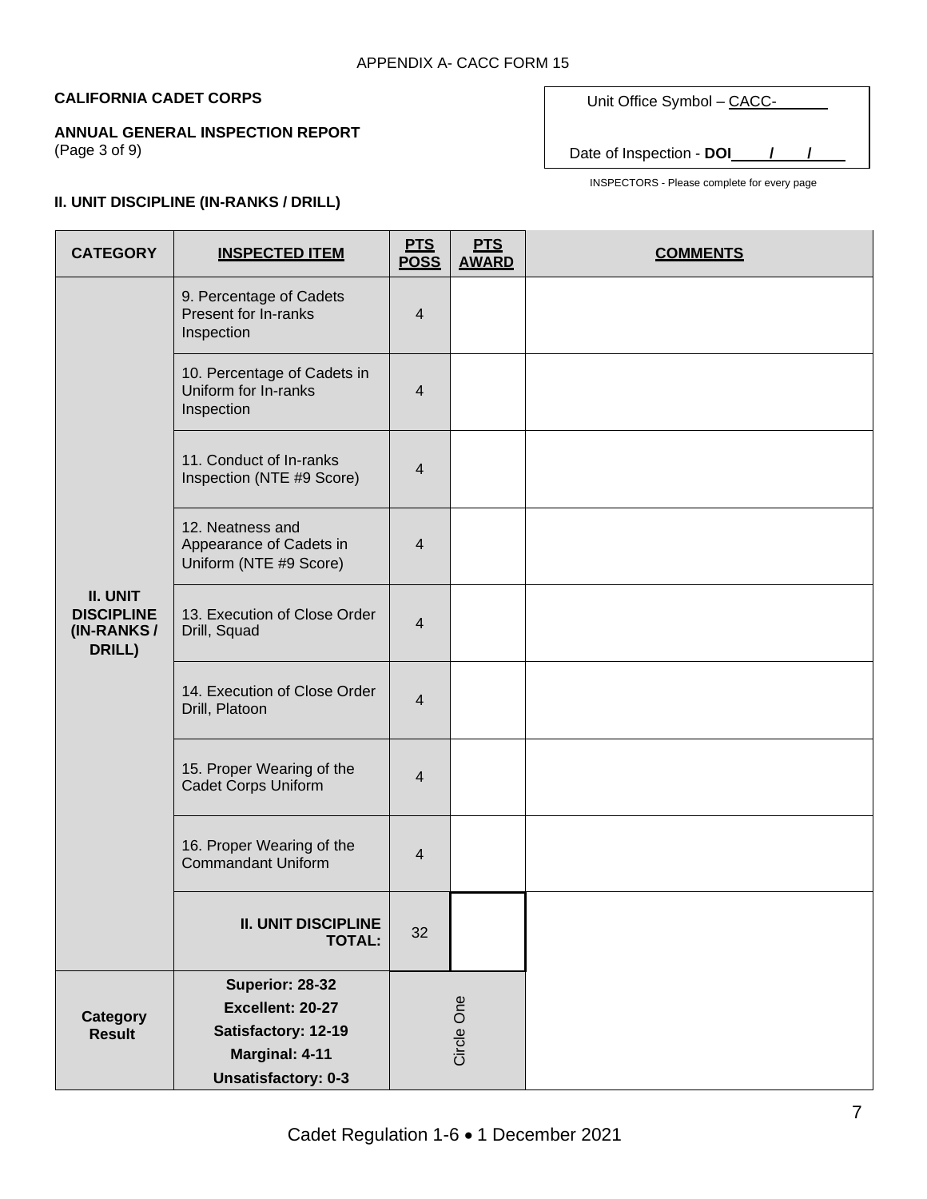APPENDIX A- CACC FORM 15

**CALIFORNIA CADET CORPS**

**ANNUAL GENERAL INSPECTION REPORT**
(Page 3 of 9)

Unit Office Symbol – CACC-______

Date of Inspection - **DOI**____/____/____

INSPECTORS - Please complete for every page

**II. UNIT DISCIPLINE (IN-RANKS / DRILL)**

| CATEGORY | INSPECTED ITEM | PTS POSS | PTS AWARD | COMMENTS |
|---|---|---|---|---|
| **II. UNIT DISCIPLINE (IN-RANKS / DRILL)** | 9. Percentage of Cadets Present for In-ranks Inspection | 4 | | |
| | 10. Percentage of Cadets in Uniform for In-ranks Inspection | 4 | | |
| | 11. Conduct of In-ranks Inspection (NTE #9 Score) | 4 | | |
| | 12. Neatness and Appearance of Cadets in Uniform (NTE #9 Score) | 4 | | |
| | 13. Execution of Close Order Drill, Squad | 4 | | |
| | 14. Execution of Close Order Drill, Platoon | 4 | | |
| | 15. Proper Wearing of the Cadet Corps Uniform | 4 | | |
| | 16. Proper Wearing of the Commandant Uniform | 4 | | |
| | **II. UNIT DISCIPLINE TOTAL:** | 32 | | |
| **Category Result** | **Superior: 28-32**<br>**Excellent: 20-27**<br>**Satisfactory: 12-19**<br>**Marginal: 4-11**<br>**Unsatisfactory: 0-3** | Circle One | | |

Cadet Regulation 1-6 • 1 December 2021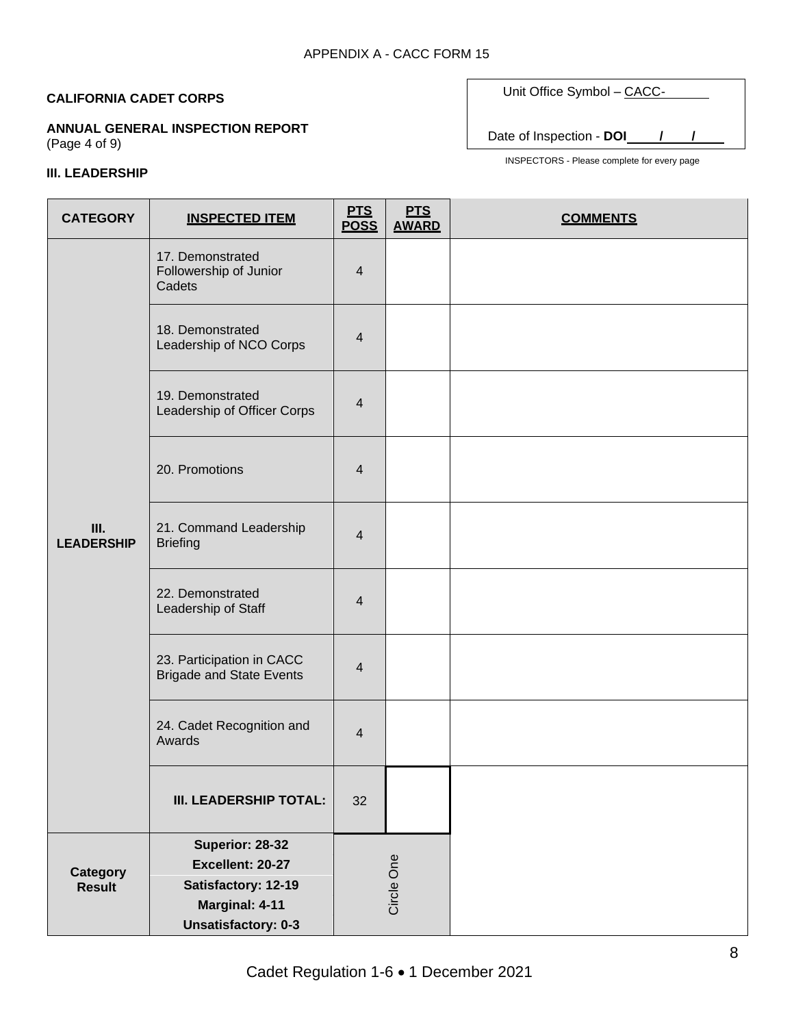APPENDIX A - CACC FORM 15

**CALIFORNIA CADET CORPS**

**ANNUAL GENERAL INSPECTION REPORT**
(Page 4 of 9)

Unit Office Symbol – CACC-

Date of Inspection - **DOI** / /

INSPECTORS - Please complete for every page

**III. LEADERSHIP**

| CATEGORY | INSPECTED ITEM | PTS POSS | PTS AWARD | COMMENTS |
|---|---|---|---|---|
| III. LEADERSHIP | 17. Demonstrated Followership of Junior Cadets | 4 | | |
| | 18. Demonstrated Leadership of NCO Corps | 4 | | |
| | 19. Demonstrated Leadership of Officer Corps | 4 | | |
| | 20. Promotions | 4 | | |
| | 21. Command Leadership Briefing | 4 | | |
| | 22. Demonstrated Leadership of Staff | 4 | | |
| | 23. Participation in CACC Brigade and State Events | 4 | | |
| | 24. Cadet Recognition and Awards | 4 | | |
| | **III. LEADERSHIP TOTAL:** | 32 | | |
| **Category Result** | **Superior: 28-32**<br>**Excellent: 20-27**<br>**Satisfactory: 12-19**<br>**Marginal: 4-11**<br>**Unsatisfactory: 0-3** | Circle One | | |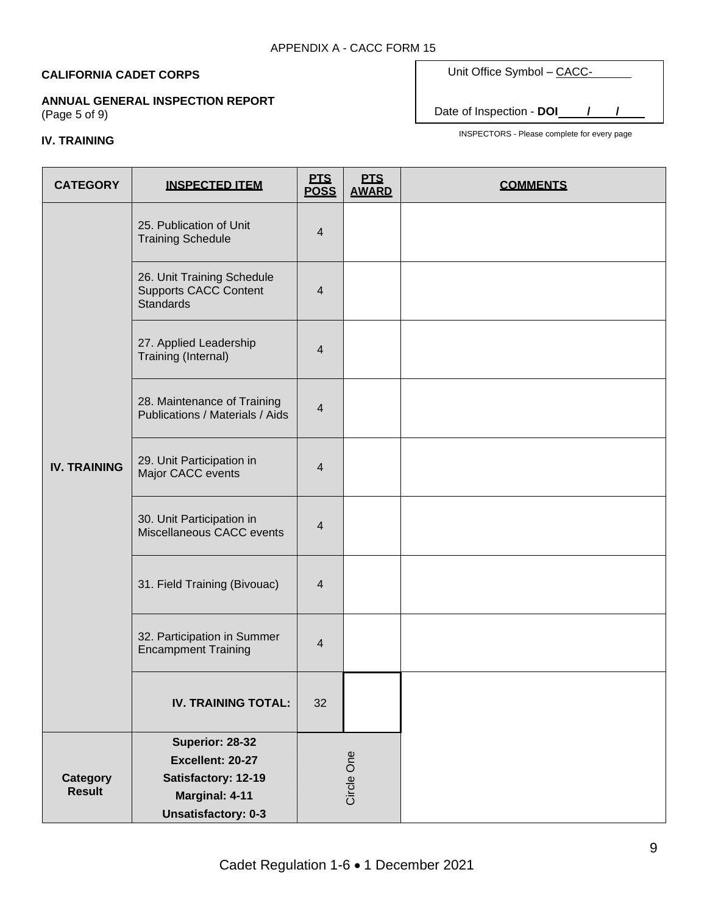APPENDIX A - CACC FORM 15

**CALIFORNIA CADET CORPS**

**ANNUAL GENERAL INSPECTION REPORT**
(Page 5 of 9)

Unit Office Symbol – CACC-______

Date of Inspection - **DOI____/____/____**

INSPECTORS - Please complete for every page

**IV. TRAINING**

| CATEGORY | INSPECTED ITEM | PTS POSS | PTS AWARD | COMMENTS |
|---|---|---|---|---|
| IV. TRAINING | 25. Publication of Unit Training Schedule | 4 | | |
| | 26. Unit Training Schedule Supports CACC Content Standards | 4 | | |
| | 27. Applied Leadership Training (Internal) | 4 | | |
| | 28. Maintenance of Training Publications / Materials / Aids | 4 | | |
| | 29. Unit Participation in Major CACC events | 4 | | |
| | 30. Unit Participation in Miscellaneous CACC events | 4 | | |
| | 31. Field Training (Bivouac) | 4 | | |
| | 32. Participation in Summer Encampment Training | 4 | | |
| | **IV. TRAINING TOTAL:** | 32 | | |
| **Category Result** | **Superior: 28-32**<br>**Excellent: 20-27**<br>**Satisfactory: 12-19**<br>**Marginal: 4-11**<br>**Unsatisfactory: 0-3** | Circle One | | |

Cadet Regulation 1-6 • 1 December 2021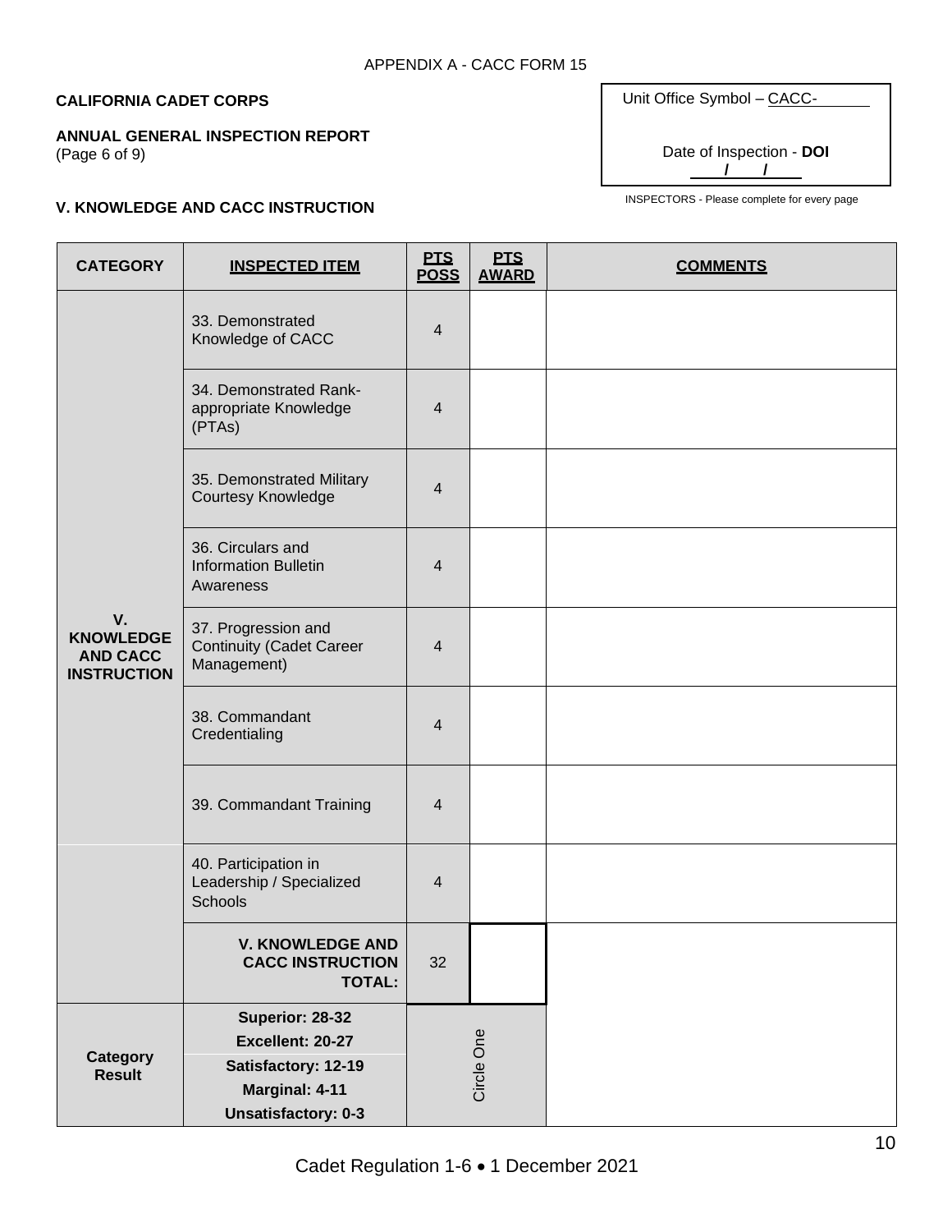APPENDIX A - CACC FORM 15

**CALIFORNIA CADET CORPS**

**ANNUAL GENERAL INSPECTION REPORT**
(Page 6 of 9)

| |
|---|
| Unit Office Symbol – CACC-\_\_\_\_\_\_ |
| Date of Inspection - **DOI** \_\_\_/\_\_\_/\_\_\_ |

INSPECTORS - Please complete for every page

**V. KNOWLEDGE AND CACC INSTRUCTION**

| CATEGORY | INSPECTED ITEM | PTS POSS | PTS AWARD | COMMENTS |
|---|---|---|---|---|
| **V. KNOWLEDGE AND CACC INSTRUCTION** | 33. Demonstrated Knowledge of CACC | 4 | | |
| | 34. Demonstrated Rank-appropriate Knowledge (PTAs) | 4 | | |
| | 35. Demonstrated Military Courtesy Knowledge | 4 | | |
| | 36. Circulars and Information Bulletin Awareness | 4 | | |
| | 37. Progression and Continuity (Cadet Career Management) | 4 | | |
| | 38. Commandant Credentialing | 4 | | |
| | 39. Commandant Training | 4 | | |
| | 40. Participation in Leadership / Specialized Schools | 4 | | |
| | **V. KNOWLEDGE AND CACC INSTRUCTION TOTAL:** | 32 | | |
| **Category Result** | **Superior: 28-32**<br>**Excellent: 20-27**<br>**Satisfactory: 12-19**<br>**Marginal: 4-11**<br>**Unsatisfactory: 0-3** | Circle One | | |

Cadet Regulation 1-6 • 1 December 2021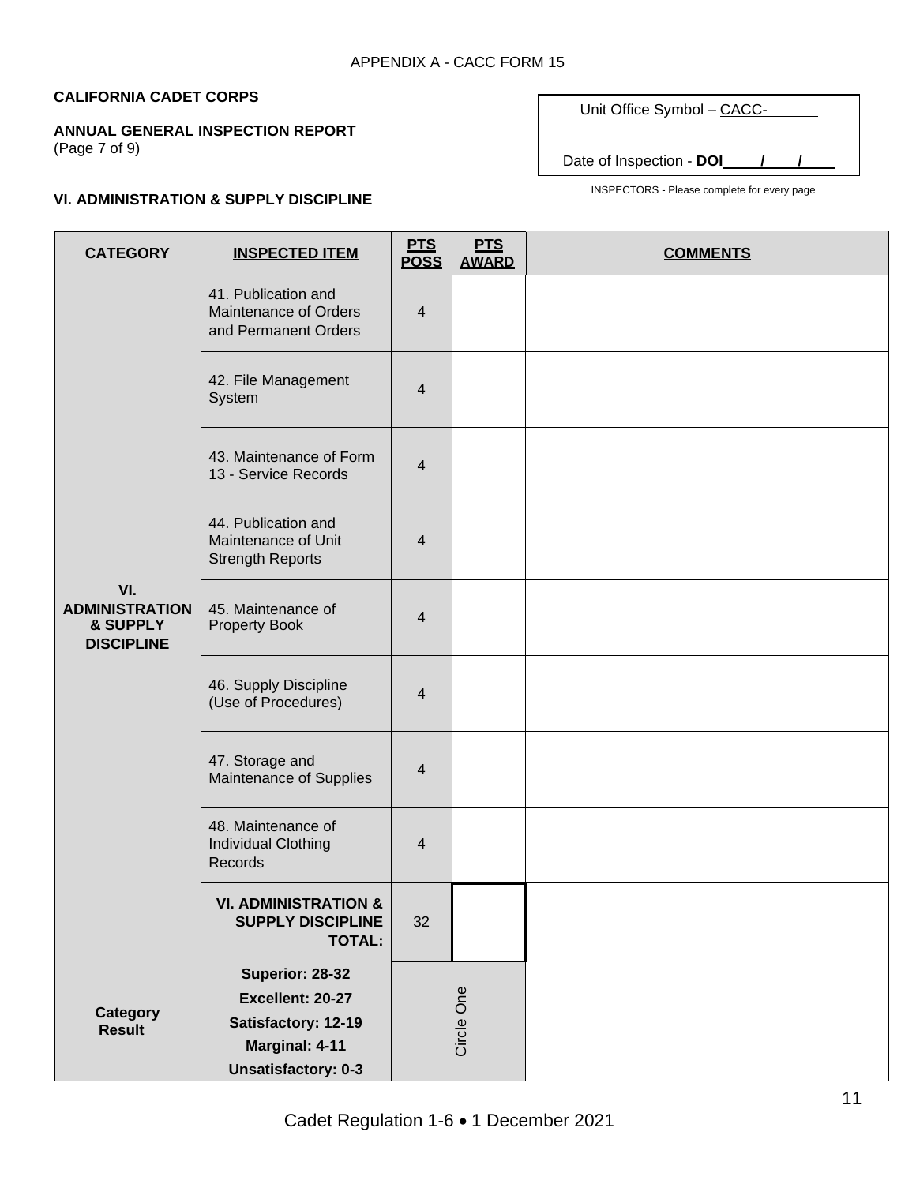APPENDIX A - CACC FORM 15

**CALIFORNIA CADET CORPS**

**ANNUAL GENERAL INSPECTION REPORT**
(Page 7 of 9)

| Unit Office Symbol – CACC-\_\_\_\_\_\_ |
|---|
| Date of Inspection - **DOI**\_\_\_\_/\_\_\_\_/\_\_\_\_ |

INSPECTORS - Please complete for every page

## VI. ADMINISTRATION & SUPPLY DISCIPLINE

| CATEGORY | INSPECTED ITEM | PTS POSS | PTS AWARD | COMMENTS |
|---|---|---|---|---|
| **VI. ADMINISTRATION & SUPPLY DISCIPLINE** | 41. Publication and Maintenance of Orders and Permanent Orders | 4 | | |
| | 42. File Management System | 4 | | |
| | 43. Maintenance of Form 13 - Service Records | 4 | | |
| | 44. Publication and Maintenance of Unit Strength Reports | 4 | | |
| | 45. Maintenance of Property Book | 4 | | |
| | 46. Supply Discipline (Use of Procedures) | 4 | | |
| | 47. Storage and Maintenance of Supplies | 4 | | |
| | 48. Maintenance of Individual Clothing Records | 4 | | |
| | **VI. ADMINISTRATION & SUPPLY DISCIPLINE TOTAL:** | 32 | | |
| **Category Result** | **Superior: 28-32**<br>**Excellent: 20-27**<br>**Satisfactory: 12-19**<br>**Marginal: 4-11**<br>**Unsatisfactory: 0-3** | Circle One | | |

Cadet Regulation 1-6 • 1 December 2021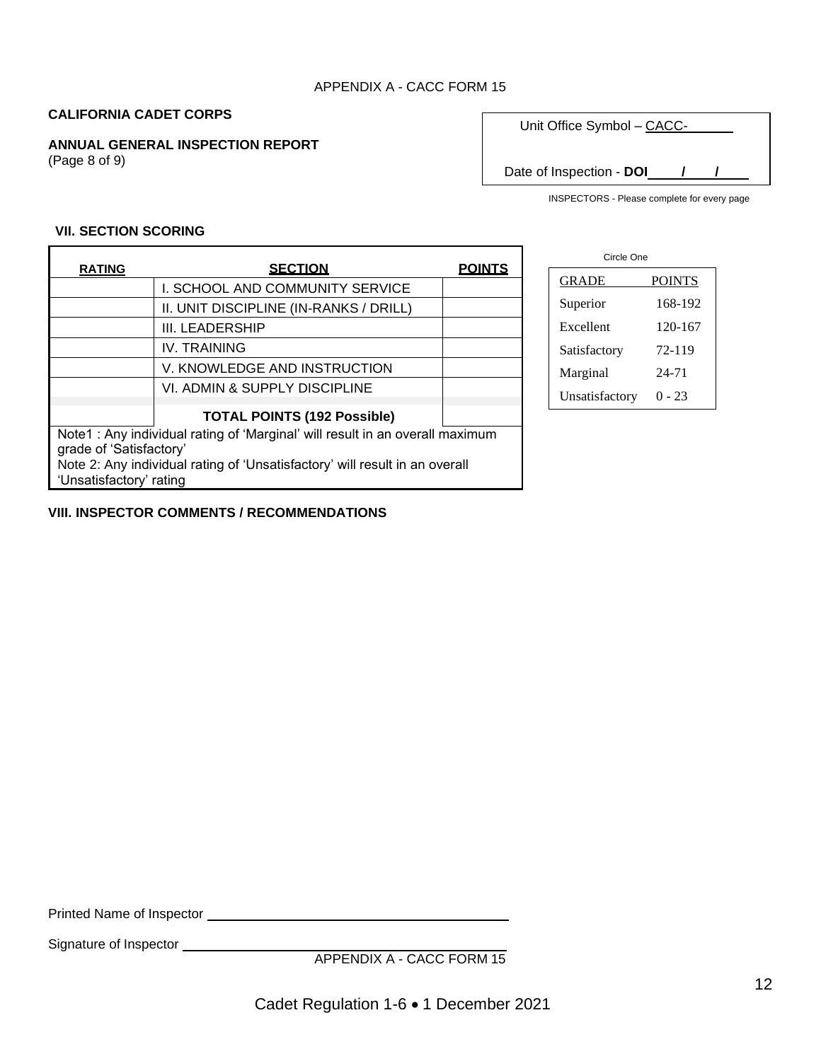APPENDIX A - CACC FORM 15

**CALIFORNIA CADET CORPS**

**ANNUAL GENERAL INSPECTION REPORT**
(Page 8 of 9)

Unit Office Symbol – CACC-______

Date of Inspection - **DOI**____/____/____

INSPECTORS - Please complete for every page

### VII. SECTION SCORING

| RATING | SECTION | POINTS |
|---|---|---|
| | I. SCHOOL AND COMMUNITY SERVICE | |
| | II. UNIT DISCIPLINE (IN-RANKS / DRILL) | |
| | III. LEADERSHIP | |
| | IV. TRAINING | |
| | V. KNOWLEDGE AND INSTRUCTION | |
| | VI. ADMIN & SUPPLY DISCIPLINE | |
| | **TOTAL POINTS (192 Possible)** | |

Note1 : Any individual rating of 'Marginal' will result in an overall maximum grade of 'Satisfactory'
Note 2: Any individual rating of 'Unsatisfactory' will result in an overall 'Unsatisfactory' rating

Circle One

| GRADE | POINTS |
|---|---|
| Superior | 168-192 |
| Excellent | 120-167 |
| Satisfactory | 72-119 |
| Marginal | 24-71 |
| Unsatisfactory | 0 - 23 |

### VIII. INSPECTOR COMMENTS / RECOMMENDATIONS

Printed Name of Inspector ______________________________

Signature of Inspector ______________________________

APPENDIX A - CACC FORM 15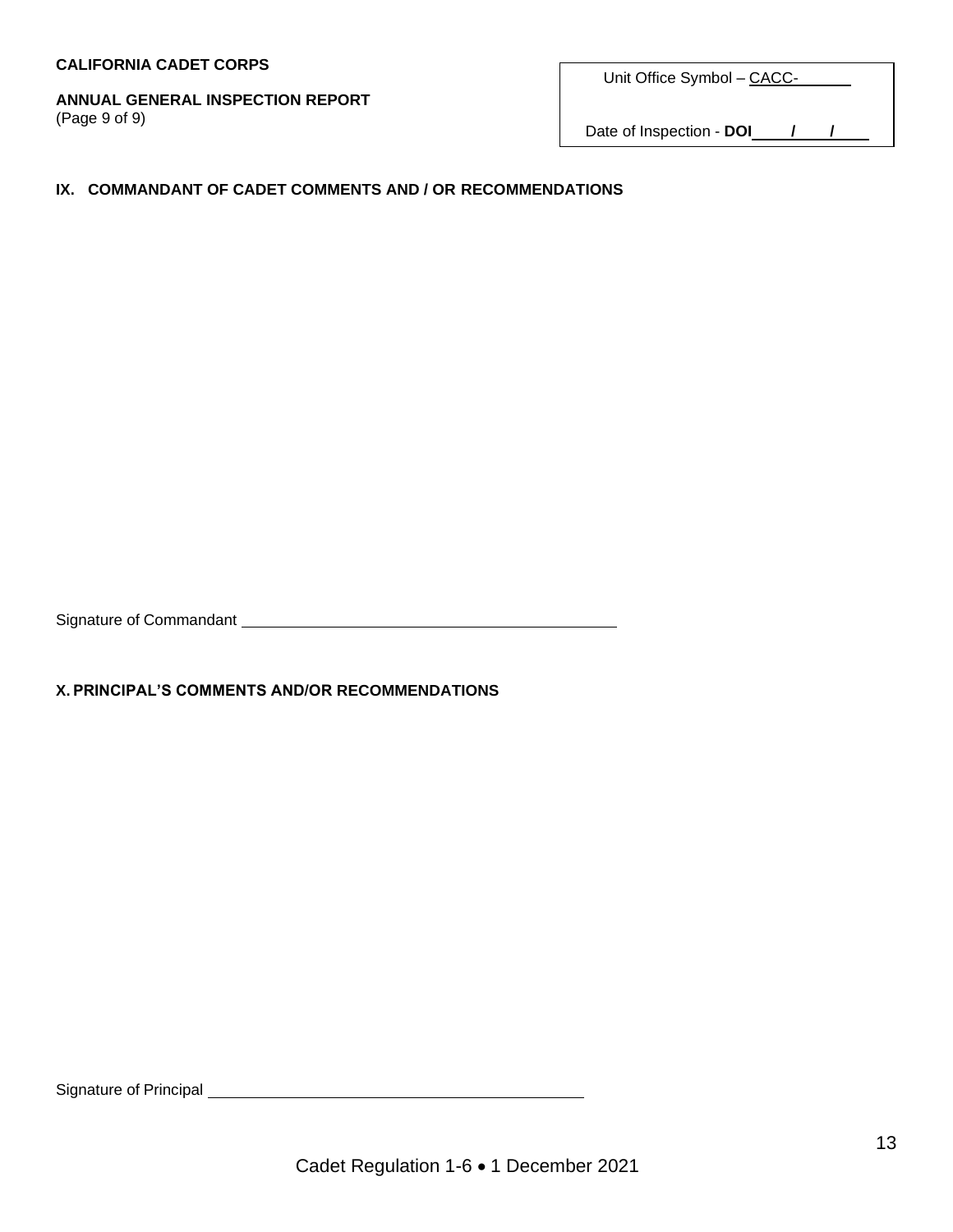**CALIFORNIA CADET CORPS**

**ANNUAL GENERAL INSPECTION REPORT**
(Page 9 of 9)

| |
|---|
| Unit Office Symbol – CACC-______ |
| Date of Inspection - **DOI____/____/____** |

## IX. COMMANDANT OF CADET COMMENTS AND / OR RECOMMENDATIONS

Signature of Commandant ____________________________________________

## X. PRINCIPAL'S COMMENTS AND/OR RECOMMENDATIONS

Signature of Principal ____________________________________________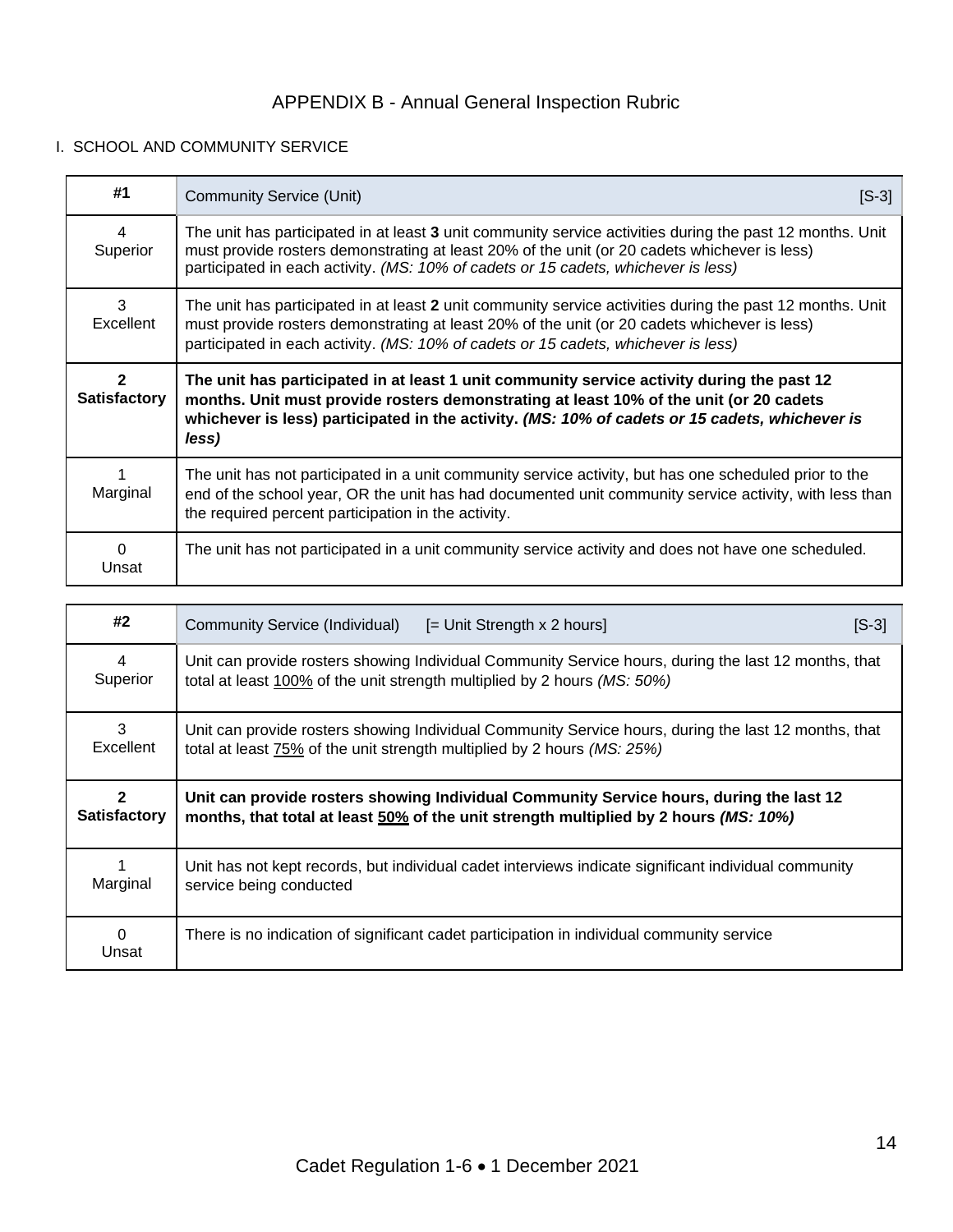## APPENDIX B - Annual General Inspection Rubric

### I. SCHOOL AND COMMUNITY SERVICE

| **#1** | Community Service (Unit) [S-3] |
|---|---|
| 4<br>Superior | The unit has participated in at least **3** unit community service activities during the past 12 months. Unit must provide rosters demonstrating at least 20% of the unit (or 20 cadets whichever is less) participated in each activity. *(MS: 10% of cadets or 15 cadets, whichever is less)* |
| 3<br>Excellent | The unit has participated in at least **2** unit community service activities during the past 12 months. Unit must provide rosters demonstrating at least 20% of the unit (or 20 cadets whichever is less) participated in each activity. *(MS: 10% of cadets or 15 cadets, whichever is less)* |
| **2<br>Satisfactory** | **The unit has participated in at least 1 unit community service activity during the past 12 months. Unit must provide rosters demonstrating at least 10% of the unit (or 20 cadets whichever is less) participated in the activity. *(MS: 10% of cadets or 15 cadets, whichever is less)*** |
| 1<br>Marginal | The unit has not participated in a unit community service activity, but has one scheduled prior to the end of the school year, OR the unit has had documented unit community service activity, with less than the required percent participation in the activity. |
| 0<br>Unsat | The unit has not participated in a unit community service activity and does not have one scheduled. |

| **#2** | Community Service (Individual) [= Unit Strength x 2 hours] [S-3] |
|---|---|
| 4<br>Superior | Unit can provide rosters showing Individual Community Service hours, during the last 12 months, that total at least 100% of the unit strength multiplied by 2 hours *(MS: 50%)* |
| 3<br>Excellent | Unit can provide rosters showing Individual Community Service hours, during the last 12 months, that total at least 75% of the unit strength multiplied by 2 hours *(MS: 25%)* |
| **2<br>Satisfactory** | **Unit can provide rosters showing Individual Community Service hours, during the last 12 months, that total at least 50% of the unit strength multiplied by 2 hours *(MS: 10%)*** |
| 1<br>Marginal | Unit has not kept records, but individual cadet interviews indicate significant individual community service being conducted |
| 0<br>Unsat | There is no indication of significant cadet participation in individual community service |

Cadet Regulation 1-6 • 1 December 2021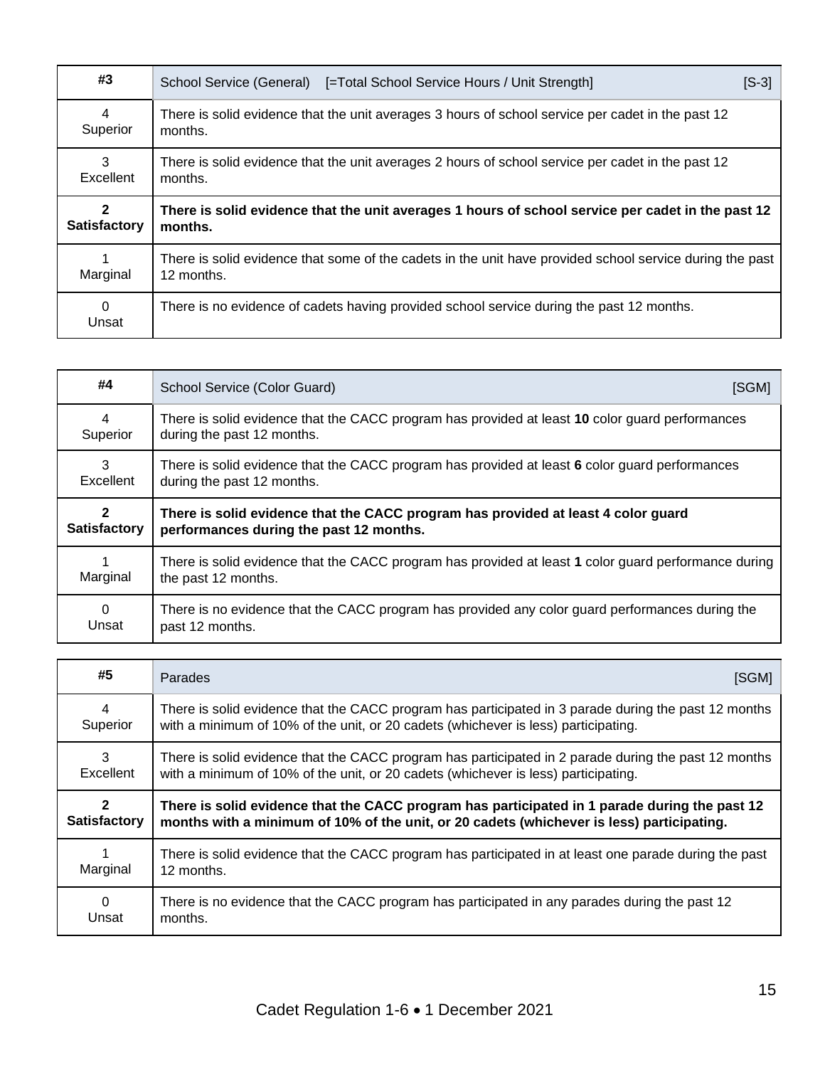| #3 | School Service (General) [=Total School Service Hours / Unit Strength] [S-3] |
|---|---|
| 4<br>Superior | There is solid evidence that the unit averages 3 hours of school service per cadet in the past 12 months. |
| 3<br>Excellent | There is solid evidence that the unit averages 2 hours of school service per cadet in the past 12 months. |
| **2**<br>**Satisfactory** | **There is solid evidence that the unit averages 1 hours of school service per cadet in the past 12 months.** |
| 1<br>Marginal | There is solid evidence that some of the cadets in the unit have provided school service during the past 12 months. |
| 0<br>Unsat | There is no evidence of cadets having provided school service during the past 12 months. |

| #4 | School Service (Color Guard) [SGM] |
|---|---|
| 4<br>Superior | There is solid evidence that the CACC program has provided at least **10** color guard performances during the past 12 months. |
| 3<br>Excellent | There is solid evidence that the CACC program has provided at least **6** color guard performances during the past 12 months. |
| **2**<br>**Satisfactory** | **There is solid evidence that the CACC program has provided at least 4 color guard performances during the past 12 months.** |
| 1<br>Marginal | There is solid evidence that the CACC program has provided at least **1** color guard performance during the past 12 months. |
| 0<br>Unsat | There is no evidence that the CACC program has provided any color guard performances during the past 12 months. |

| #5 | Parades [SGM] |
|---|---|
| 4<br>Superior | There is solid evidence that the CACC program has participated in 3 parade during the past 12 months with a minimum of 10% of the unit, or 20 cadets (whichever is less) participating. |
| 3<br>Excellent | There is solid evidence that the CACC program has participated in 2 parade during the past 12 months with a minimum of 10% of the unit, or 20 cadets (whichever is less) participating. |
| **2**<br>**Satisfactory** | **There is solid evidence that the CACC program has participated in 1 parade during the past 12 months with a minimum of 10% of the unit, or 20 cadets (whichever is less) participating.** |
| 1<br>Marginal | There is solid evidence that the CACC program has participated in at least one parade during the past 12 months. |
| 0<br>Unsat | There is no evidence that the CACC program has participated in any parades during the past 12 months. |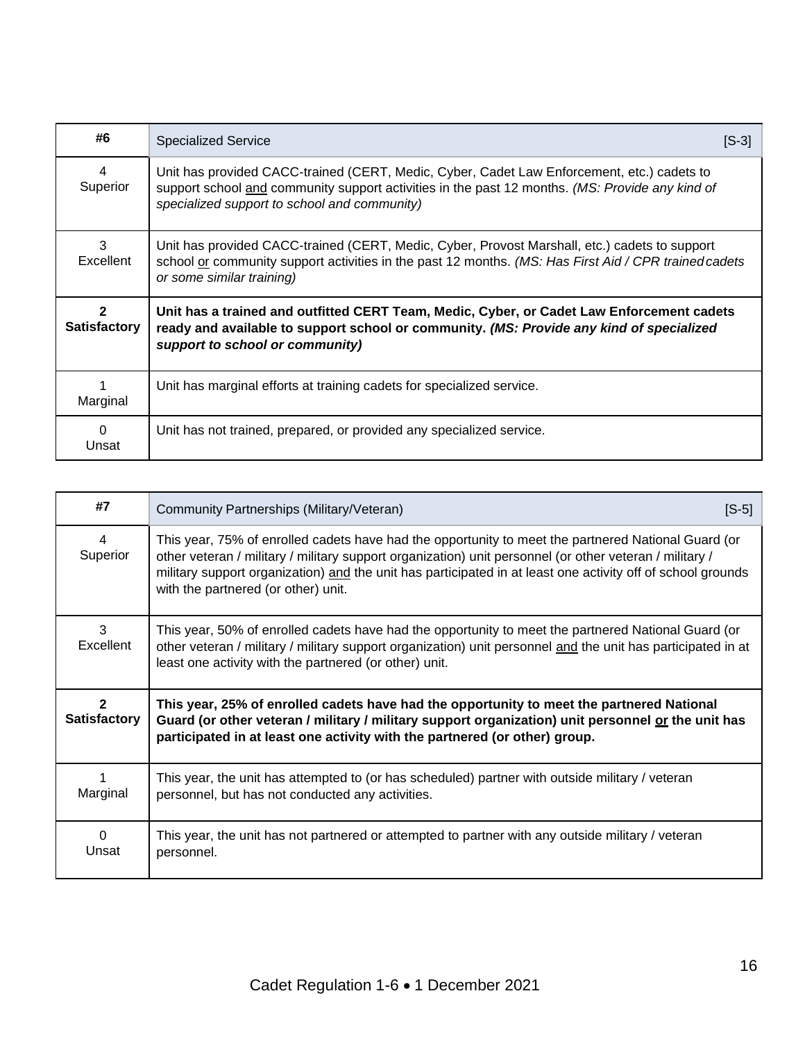| #6 | Specialized Service [S-3] |
|---|---|
| 4<br>Superior | Unit has provided CACC-trained (CERT, Medic, Cyber, Cadet Law Enforcement, etc.) cadets to support school <u>and</u> community support activities in the past 12 months. *(MS: Provide any kind of specialized support to school and community)* |
| 3<br>Excellent | Unit has provided CACC-trained (CERT, Medic, Cyber, Provost Marshall, etc.) cadets to support school <u>or</u> community support activities in the past 12 months. *(MS: Has First Aid / CPR trained cadets or some similar training)* |
| **2<br>Satisfactory** | **Unit has a trained and outfitted CERT Team, Medic, Cyber, or Cadet Law Enforcement cadets ready and available to support school or community. *(MS: Provide any kind of specialized support to school or community)*** |
| 1<br>Marginal | Unit has marginal efforts at training cadets for specialized service. |
| 0<br>Unsat | Unit has not trained, prepared, or provided any specialized service. |

| #7 | Community Partnerships (Military/Veteran) [S-5] |
|---|---|
| 4<br>Superior | This year, 75% of enrolled cadets have had the opportunity to meet the partnered National Guard (or other veteran / military / military support organization) unit personnel (or other veteran / military / military support organization) <u>and</u> the unit has participated in at least one activity off of school grounds with the partnered (or other) unit. |
| 3<br>Excellent | This year, 50% of enrolled cadets have had the opportunity to meet the partnered National Guard (or other veteran / military / military support organization) unit personnel <u>and</u> the unit has participated in at least one activity with the partnered (or other) unit. |
| **2<br>Satisfactory** | **This year, 25% of enrolled cadets have had the opportunity to meet the partnered National Guard (or other veteran / military / military support organization) unit personnel <u>or</u> the unit has participated in at least one activity with the partnered (or other) group.** |
| 1<br>Marginal | This year, the unit has attempted to (or has scheduled) partner with outside military / veteran personnel, but has not conducted any activities. |
| 0<br>Unsat | This year, the unit has not partnered or attempted to partner with any outside military / veteran personnel. |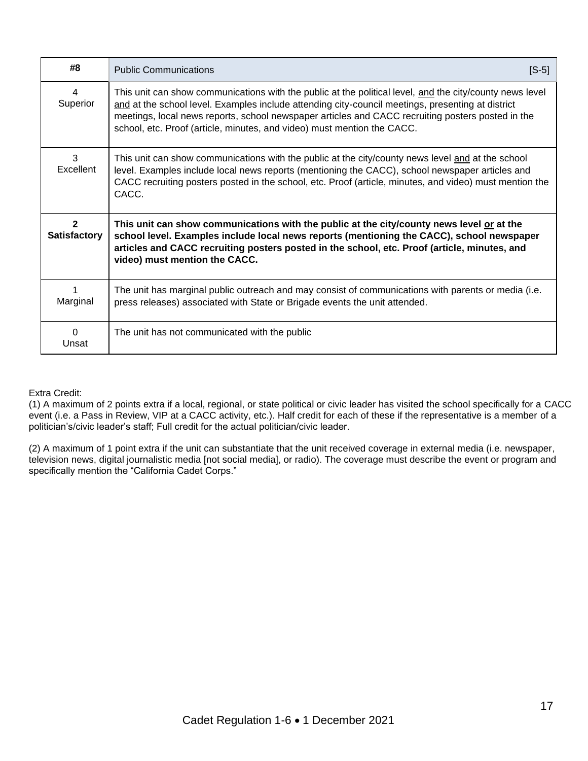| #8 | Public Communications [S-5] |
|---|---|
| 4<br>Superior | This unit can show communications with the public at the political level, <u>and</u> the city/county news level <u>and</u> at the school level. Examples include attending city-council meetings, presenting at district meetings, local news reports, school newspaper articles and CACC recruiting posters posted in the school, etc. Proof (article, minutes, and video) must mention the CACC. |
| 3<br>Excellent | This unit can show communications with the public at the city/county news level <u>and</u> at the school level. Examples include local news reports (mentioning the CACC), school newspaper articles and CACC recruiting posters posted in the school, etc. Proof (article, minutes, and video) must mention the CACC. |
| **2<br>Satisfactory** | **This unit can show communications with the public at the city/county news level <u>or</u> at the school level. Examples include local news reports (mentioning the CACC), school newspaper articles and CACC recruiting posters posted in the school, etc. Proof (article, minutes, and video) must mention the CACC.** |
| 1<br>Marginal | The unit has marginal public outreach and may consist of communications with parents or media (i.e. press releases) associated with State or Brigade events the unit attended. |
| 0<br>Unsat | The unit has not communicated with the public |

Extra Credit:
(1) A maximum of 2 points extra if a local, regional, or state political or civic leader has visited the school specifically for a CACC event (i.e. a Pass in Review, VIP at a CACC activity, etc.). Half credit for each of these if the representative is a member of a politician's/civic leader's staff; Full credit for the actual politician/civic leader.

(2) A maximum of 1 point extra if the unit can substantiate that the unit received coverage in external media (i.e. newspaper, television news, digital journalistic media [not social media], or radio). The coverage must describe the event or program and specifically mention the "California Cadet Corps."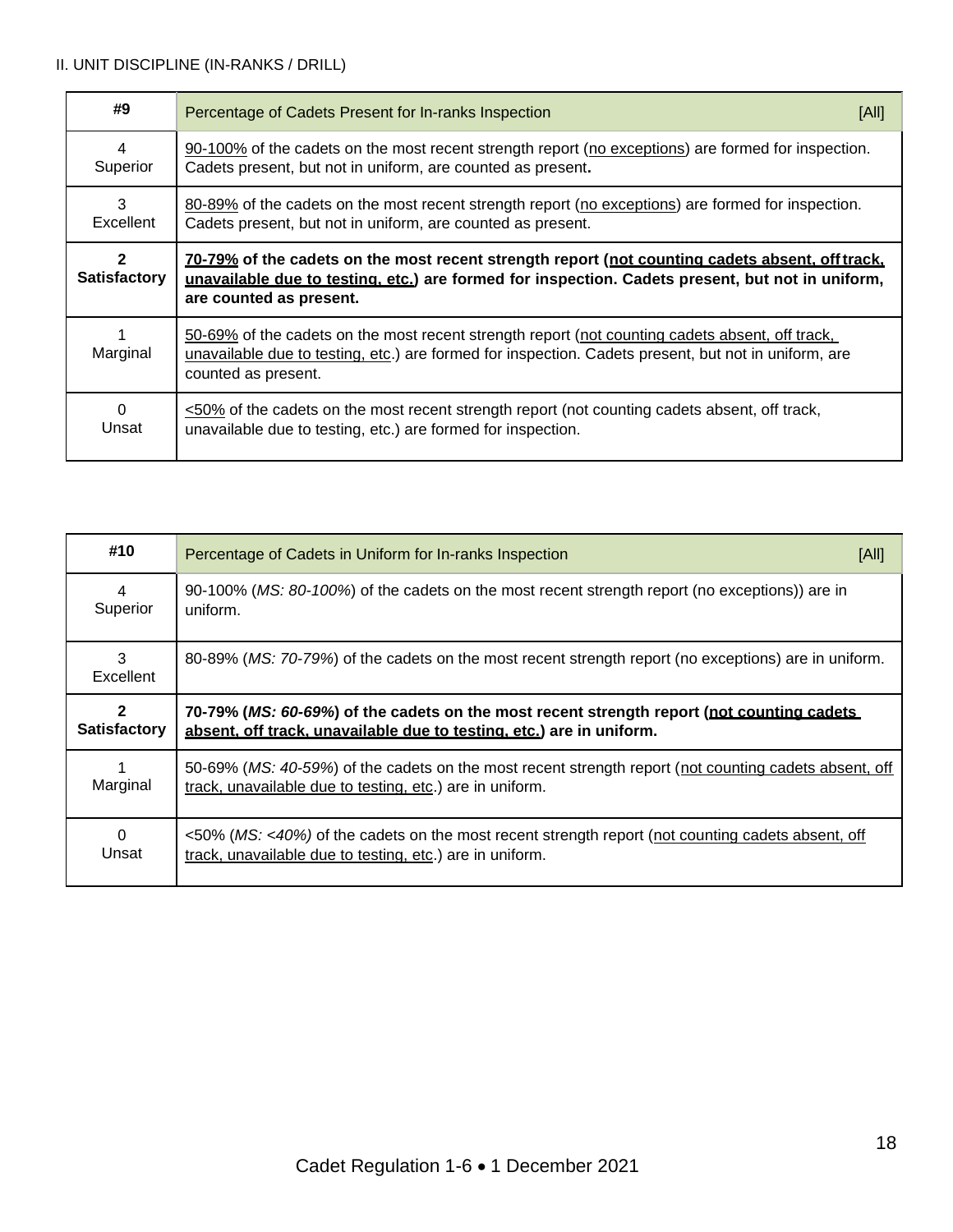II. UNIT DISCIPLINE (IN-RANKS / DRILL)

| #9 | Percentage of Cadets Present for In-ranks Inspection [All] |
|---|---|
| 4 Superior | 90-100% of the cadets on the most recent strength report (no exceptions) are formed for inspection. Cadets present, but not in uniform, are counted as present**.** |
| 3 Excellent | 80-89% of the cadets on the most recent strength report (no exceptions) are formed for inspection. Cadets present, but not in uniform, are counted as present. |
| **2 Satisfactory** | **70-79% of the cadets on the most recent strength report (not counting cadets absent, off track, unavailable due to testing, etc.) are formed for inspection. Cadets present, but not in uniform, are counted as present.** |
| 1 Marginal | 50-69% of the cadets on the most recent strength report (not counting cadets absent, off track, unavailable due to testing, etc.) are formed for inspection. Cadets present, but not in uniform, are counted as present. |
| 0 Unsat | <50% of the cadets on the most recent strength report (not counting cadets absent, off track, unavailable due to testing, etc.) are formed for inspection. |

| #10 | Percentage of Cadets in Uniform for In-ranks Inspection [All] |
|---|---|
| 4 Superior | 90-100% (*MS: 80-100%*) of the cadets on the most recent strength report (no exceptions)) are in uniform. |
| 3 Excellent | 80-89% (*MS: 70-79%*) of the cadets on the most recent strength report (no exceptions) are in uniform. |
| **2 Satisfactory** | **70-79% (*MS: 60-69%*) of the cadets on the most recent strength report (not counting cadets absent, off track, unavailable due to testing, etc.) are in uniform.** |
| 1 Marginal | 50-69% (*MS: 40-59%*) of the cadets on the most recent strength report (not counting cadets absent, off track, unavailable due to testing, etc.) are in uniform. |
| 0 Unsat | <50% (*MS: <40%)* of the cadets on the most recent strength report (not counting cadets absent, off track, unavailable due to testing, etc.) are in uniform. |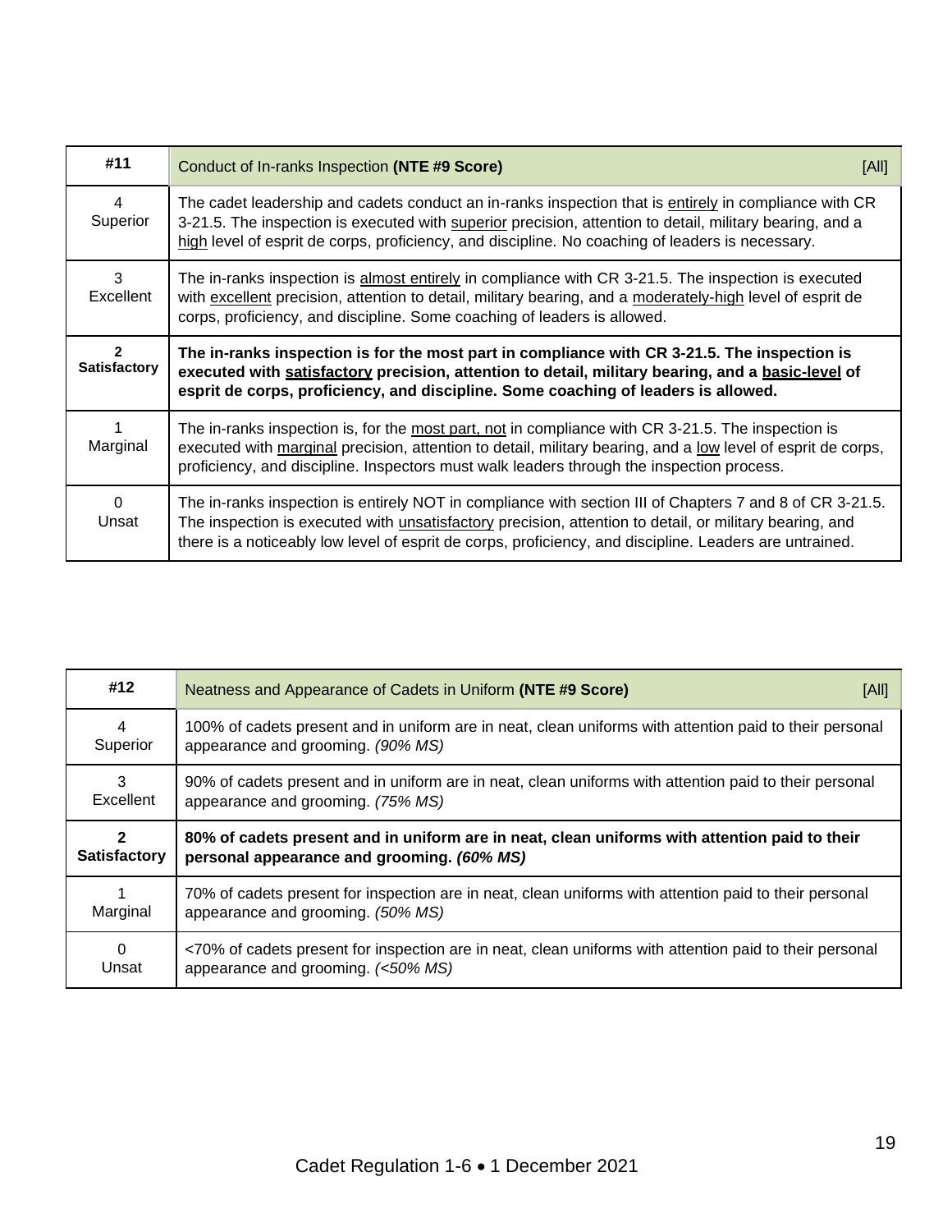| #11 | Conduct of In-ranks Inspection **(NTE #9 Score)** [All] |
|---|---|
| 4 Superior | The cadet leadership and cadets conduct an in-ranks inspection that is <u>entirely</u> in compliance with CR 3-21.5. The inspection is executed with <u>superior</u> precision, attention to detail, military bearing, and a <u>high</u> level of esprit de corps, proficiency, and discipline. No coaching of leaders is necessary. |
| 3 Excellent | The in-ranks inspection is <u>almost entirely</u> in compliance with CR 3-21.5. The inspection is executed with <u>excellent</u> precision, attention to detail, military bearing, and a <u>moderately-high</u> level of esprit de corps, proficiency, and discipline. Some coaching of leaders is allowed. |
| **2 Satisfactory** | **The in-ranks inspection is for the most part in compliance with CR 3-21.5. The inspection is executed with <u>satisfactory</u> precision, attention to detail, military bearing, and a <u>basic-level</u> of esprit de corps, proficiency, and discipline. Some coaching of leaders is allowed.** |
| 1 Marginal | The in-ranks inspection is, for the <u>most part, not</u> in compliance with CR 3-21.5. The inspection is executed with <u>marginal</u> precision, attention to detail, military bearing, and a <u>low</u> level of esprit de corps, proficiency, and discipline. Inspectors must walk leaders through the inspection process. |
| 0 Unsat | The in-ranks inspection is entirely NOT in compliance with section III of Chapters 7 and 8 of CR 3-21.5. The inspection is executed with <u>unsatisfactory</u> precision, attention to detail, or military bearing, and there is a noticeably low level of esprit de corps, proficiency, and discipline. Leaders are untrained. |

| #12 | Neatness and Appearance of Cadets in Uniform **(NTE #9 Score)** [All] |
|---|---|
| 4 Superior | 100% of cadets present and in uniform are in neat, clean uniforms with attention paid to their personal appearance and grooming. *(90% MS)* |
| 3 Excellent | 90% of cadets present and in uniform are in neat, clean uniforms with attention paid to their personal appearance and grooming. *(75% MS)* |
| **2 Satisfactory** | **80% of cadets present and in uniform are in neat, clean uniforms with attention paid to their personal appearance and grooming. *(60% MS)*** |
| 1 Marginal | 70% of cadets present for inspection are in neat, clean uniforms with attention paid to their personal appearance and grooming. *(50% MS)* |
| 0 Unsat | <70% of cadets present for inspection are in neat, clean uniforms with attention paid to their personal appearance and grooming. *(<50% MS)* |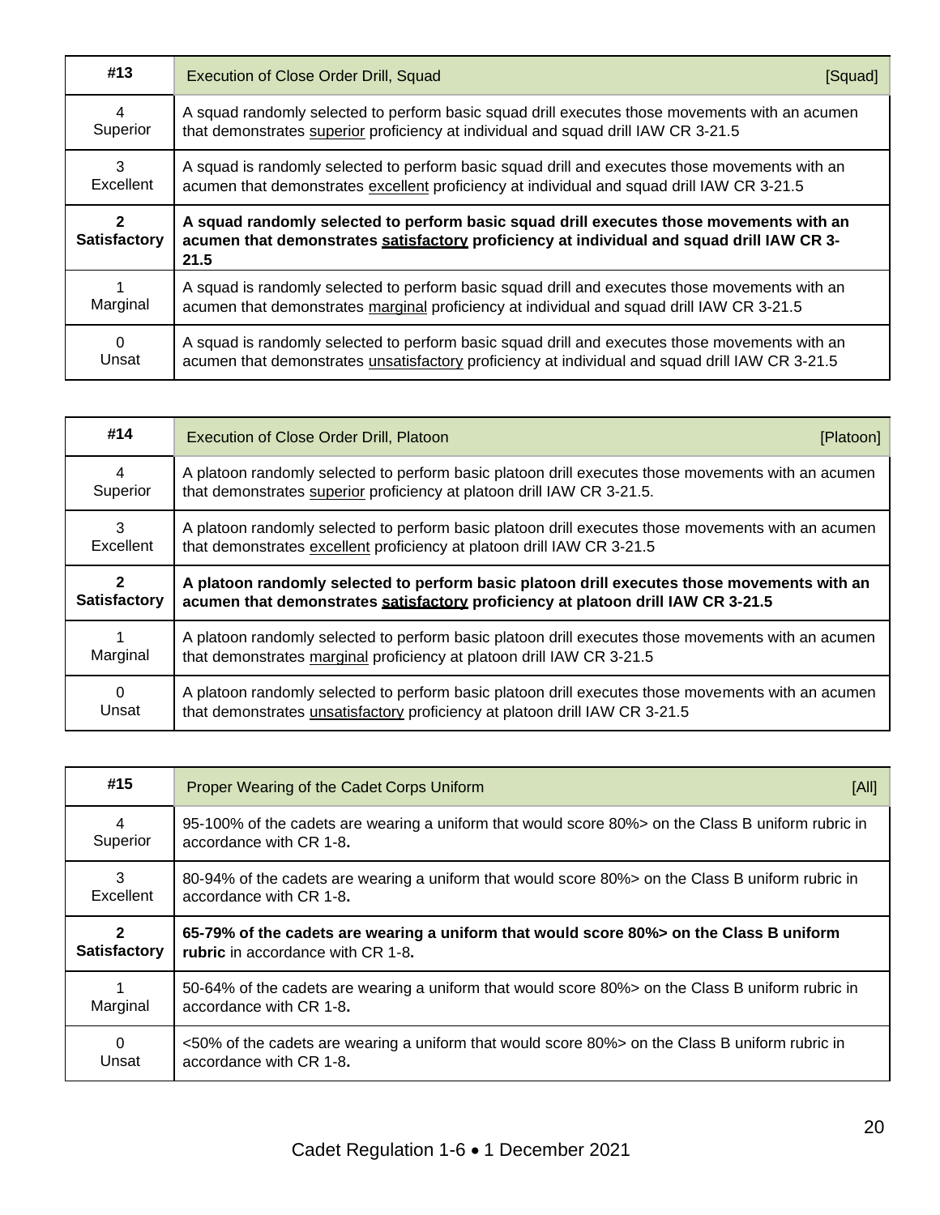| #13 | Execution of Close Order Drill, Squad [Squad] |
|---|---|
| 4 Superior | A squad randomly selected to perform basic squad drill executes those movements with an acumen that demonstrates superior proficiency at individual and squad drill IAW CR 3-21.5 |
| 3 Excellent | A squad is randomly selected to perform basic squad drill and executes those movements with an acumen that demonstrates excellent proficiency at individual and squad drill IAW CR 3-21.5 |
| **2 Satisfactory** | **A squad randomly selected to perform basic squad drill executes those movements with an acumen that demonstrates satisfactory proficiency at individual and squad drill IAW CR 3-21.5** |
| 1 Marginal | A squad is randomly selected to perform basic squad drill and executes those movements with an acumen that demonstrates marginal proficiency at individual and squad drill IAW CR 3-21.5 |
| 0 Unsat | A squad is randomly selected to perform basic squad drill and executes those movements with an acumen that demonstrates unsatisfactory proficiency at individual and squad drill IAW CR 3-21.5 |

| #14 | Execution of Close Order Drill, Platoon [Platoon] |
|---|---|
| 4 Superior | A platoon randomly selected to perform basic platoon drill executes those movements with an acumen that demonstrates superior proficiency at platoon drill IAW CR 3-21.5. |
| 3 Excellent | A platoon randomly selected to perform basic platoon drill executes those movements with an acumen that demonstrates excellent proficiency at platoon drill IAW CR 3-21.5 |
| **2 Satisfactory** | **A platoon randomly selected to perform basic platoon drill executes those movements with an acumen that demonstrates satisfactory proficiency at platoon drill IAW CR 3-21.5** |
| 1 Marginal | A platoon randomly selected to perform basic platoon drill executes those movements with an acumen that demonstrates marginal proficiency at platoon drill IAW CR 3-21.5 |
| 0 Unsat | A platoon randomly selected to perform basic platoon drill executes those movements with an acumen that demonstrates unsatisfactory proficiency at platoon drill IAW CR 3-21.5 |

| #15 | Proper Wearing of the Cadet Corps Uniform [All] |
|---|---|
| 4 Superior | 95-100% of the cadets are wearing a uniform that would score 80%> on the Class B uniform rubric in accordance with CR 1-8. |
| 3 Excellent | 80-94% of the cadets are wearing a uniform that would score 80%> on the Class B uniform rubric in accordance with CR 1-8. |
| **2 Satisfactory** | **65-79% of the cadets are wearing a uniform that would score 80%> on the Class B uniform rubric** in accordance with CR 1-8. |
| 1 Marginal | 50-64% of the cadets are wearing a uniform that would score 80%> on the Class B uniform rubric in accordance with CR 1-8. |
| 0 Unsat | <50% of the cadets are wearing a uniform that would score 80%> on the Class B uniform rubric in accordance with CR 1-8. |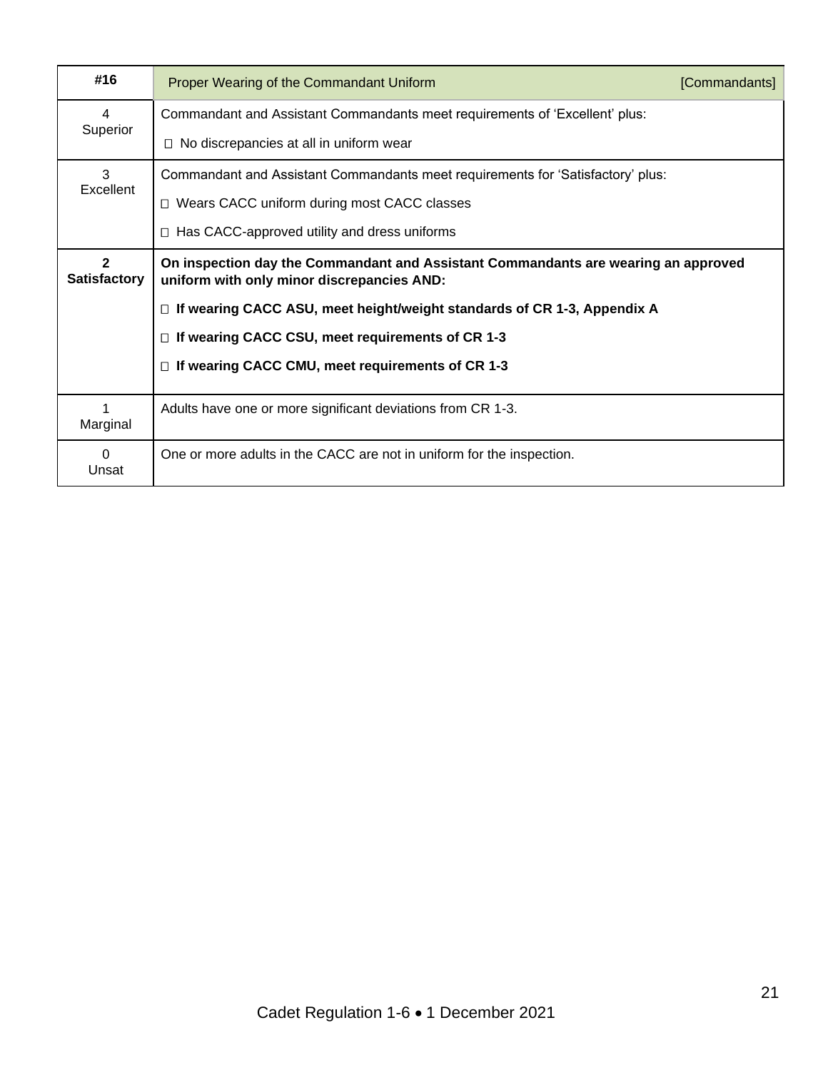| #16 | Proper Wearing of the Commandant Uniform [Commandants] |
|---|---|
| 4<br>Superior | Commandant and Assistant Commandants meet requirements of 'Excellent' plus:<br>☐ No discrepancies at all in uniform wear |
| 3<br>Excellent | Commandant and Assistant Commandants meet requirements for 'Satisfactory' plus:<br>☐ Wears CACC uniform during most CACC classes<br>☐ Has CACC-approved utility and dress uniforms |
| **2<br>Satisfactory** | **On inspection day the Commandant and Assistant Commandants are wearing an approved uniform with only minor discrepancies AND:**<br>☐ **If wearing CACC ASU, meet height/weight standards of CR 1-3, Appendix A**<br>☐ **If wearing CACC CSU, meet requirements of CR 1-3**<br>☐ **If wearing CACC CMU, meet requirements of CR 1-3** |
| 1<br>Marginal | Adults have one or more significant deviations from CR 1-3. |
| 0<br>Unsat | One or more adults in the CACC are not in uniform for the inspection. |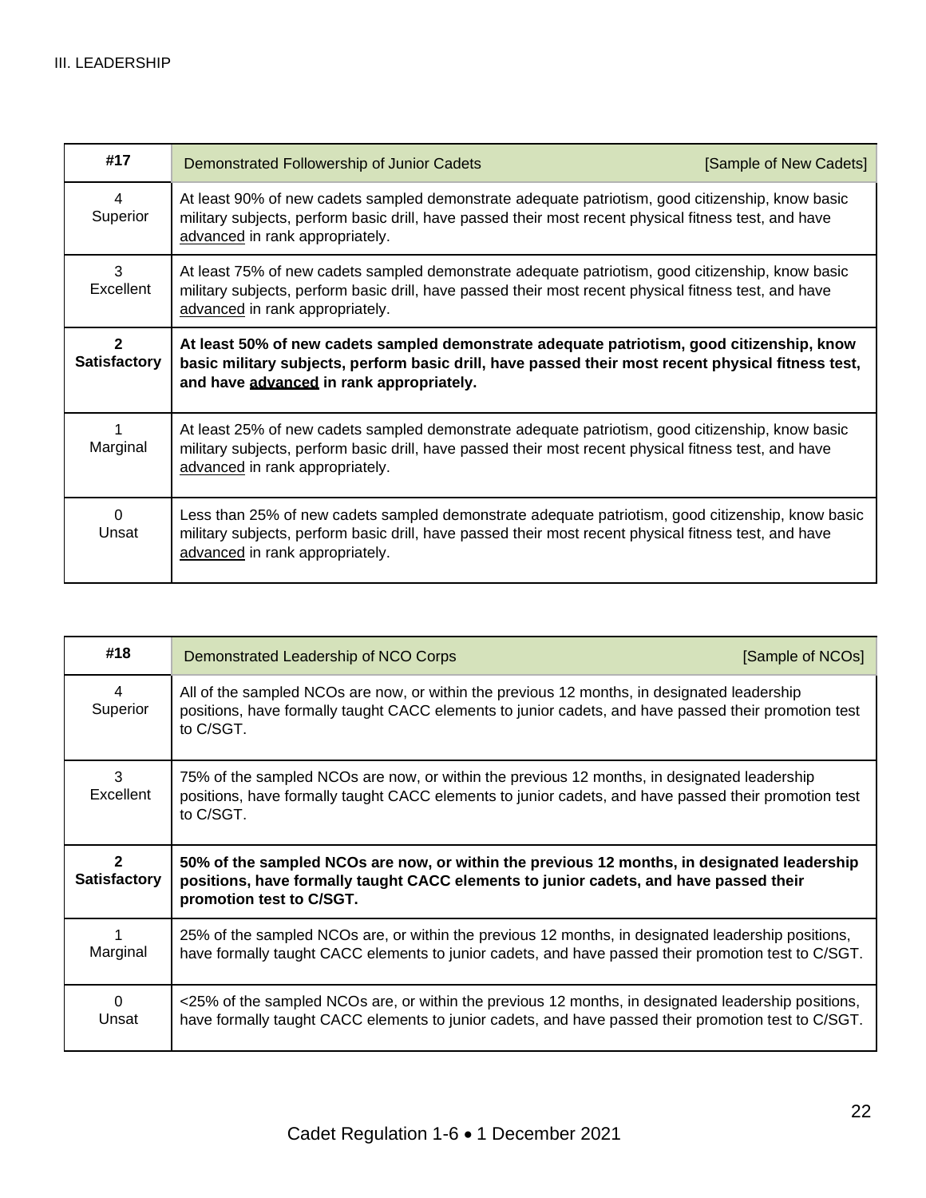III. LEADERSHIP

| #17 | Demonstrated Followership of Junior Cadets [Sample of New Cadets] |
|---|---|
| 4<br>Superior | At least 90% of new cadets sampled demonstrate adequate patriotism, good citizenship, know basic military subjects, perform basic drill, have passed their most recent physical fitness test, and have advanced in rank appropriately. |
| 3<br>Excellent | At least 75% of new cadets sampled demonstrate adequate patriotism, good citizenship, know basic military subjects, perform basic drill, have passed their most recent physical fitness test, and have advanced in rank appropriately. |
| **2<br>Satisfactory** | **At least 50% of new cadets sampled demonstrate adequate patriotism, good citizenship, know basic military subjects, perform basic drill, have passed their most recent physical fitness test, and have advanced in rank appropriately.** |
| 1<br>Marginal | At least 25% of new cadets sampled demonstrate adequate patriotism, good citizenship, know basic military subjects, perform basic drill, have passed their most recent physical fitness test, and have advanced in rank appropriately. |
| 0<br>Unsat | Less than 25% of new cadets sampled demonstrate adequate patriotism, good citizenship, know basic military subjects, perform basic drill, have passed their most recent physical fitness test, and have advanced in rank appropriately. |

| #18 | Demonstrated Leadership of NCO Corps [Sample of NCOs] |
|---|---|
| 4<br>Superior | All of the sampled NCOs are now, or within the previous 12 months, in designated leadership positions, have formally taught CACC elements to junior cadets, and have passed their promotion test to C/SGT. |
| 3<br>Excellent | 75% of the sampled NCOs are now, or within the previous 12 months, in designated leadership positions, have formally taught CACC elements to junior cadets, and have passed their promotion test to C/SGT. |
| **2<br>Satisfactory** | **50% of the sampled NCOs are now, or within the previous 12 months, in designated leadership positions, have formally taught CACC elements to junior cadets, and have passed their promotion test to C/SGT.** |
| 1<br>Marginal | 25% of the sampled NCOs are, or within the previous 12 months, in designated leadership positions, have formally taught CACC elements to junior cadets, and have passed their promotion test to C/SGT. |
| 0<br>Unsat | <25% of the sampled NCOs are, or within the previous 12 months, in designated leadership positions, have formally taught CACC elements to junior cadets, and have passed their promotion test to C/SGT. |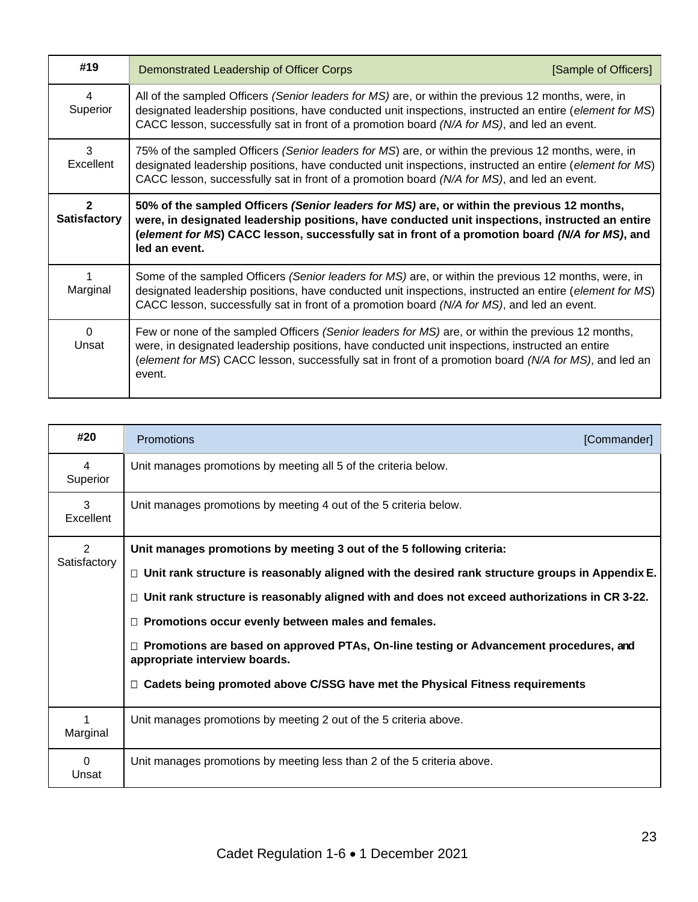| #19 | Demonstrated Leadership of Officer Corps [Sample of Officers] |
|---|---|
| 4 Superior | All of the sampled Officers *(Senior leaders for MS)* are, or within the previous 12 months, were, in designated leadership positions, have conducted unit inspections, instructed an entire (*element for MS*) CACC lesson, successfully sat in front of a promotion board *(N/A for MS)*, and led an event. |
| 3 Excellent | 75% of the sampled Officers *(Senior leaders for MS*) are, or within the previous 12 months, were, in designated leadership positions, have conducted unit inspections, instructed an entire (*element for MS*) CACC lesson, successfully sat in front of a promotion board *(N/A for MS)*, and led an event. |
| **2 Satisfactory** | **50% of the sampled Officers *(Senior leaders for MS)* are, or within the previous 12 months, were, in designated leadership positions, have conducted unit inspections, instructed an entire (*element for MS*) CACC lesson, successfully sat in front of a promotion board *(N/A for MS)*, and led an event.** |
| 1 Marginal | Some of the sampled Officers *(Senior leaders for MS)* are, or within the previous 12 months, were, in designated leadership positions, have conducted unit inspections, instructed an entire (*element for MS*) CACC lesson, successfully sat in front of a promotion board *(N/A for MS)*, and led an event. |
| 0 Unsat | Few or none of the sampled Officers *(Senior leaders for MS)* are, or within the previous 12 months, were, in designated leadership positions, have conducted unit inspections, instructed an entire (*element for MS*) CACC lesson, successfully sat in front of a promotion board *(N/A for MS)*, and led an event. |

| #20 | Promotions [Commander] |
|---|---|
| 4 Superior | Unit manages promotions by meeting all 5 of the criteria below. |
| 3 Excellent | Unit manages promotions by meeting 4 out of the 5 criteria below. |
| 2 Satisfactory | **Unit manages promotions by meeting 3 out of the 5 following criteria:**<br>□ **Unit rank structure is reasonably aligned with the desired rank structure groups in Appendix E.**<br>□ **Unit rank structure is reasonably aligned with and does not exceed authorizations in CR 3-22.**<br>□ **Promotions occur evenly between males and females.**<br>□ **Promotions are based on approved PTAs, On-line testing or Advancement procedures, and appropriate interview boards.**<br>□ **Cadets being promoted above C/SSG have met the Physical Fitness requirements** |
| 1 Marginal | Unit manages promotions by meeting 2 out of the 5 criteria above. |
| 0 Unsat | Unit manages promotions by meeting less than 2 of the 5 criteria above. |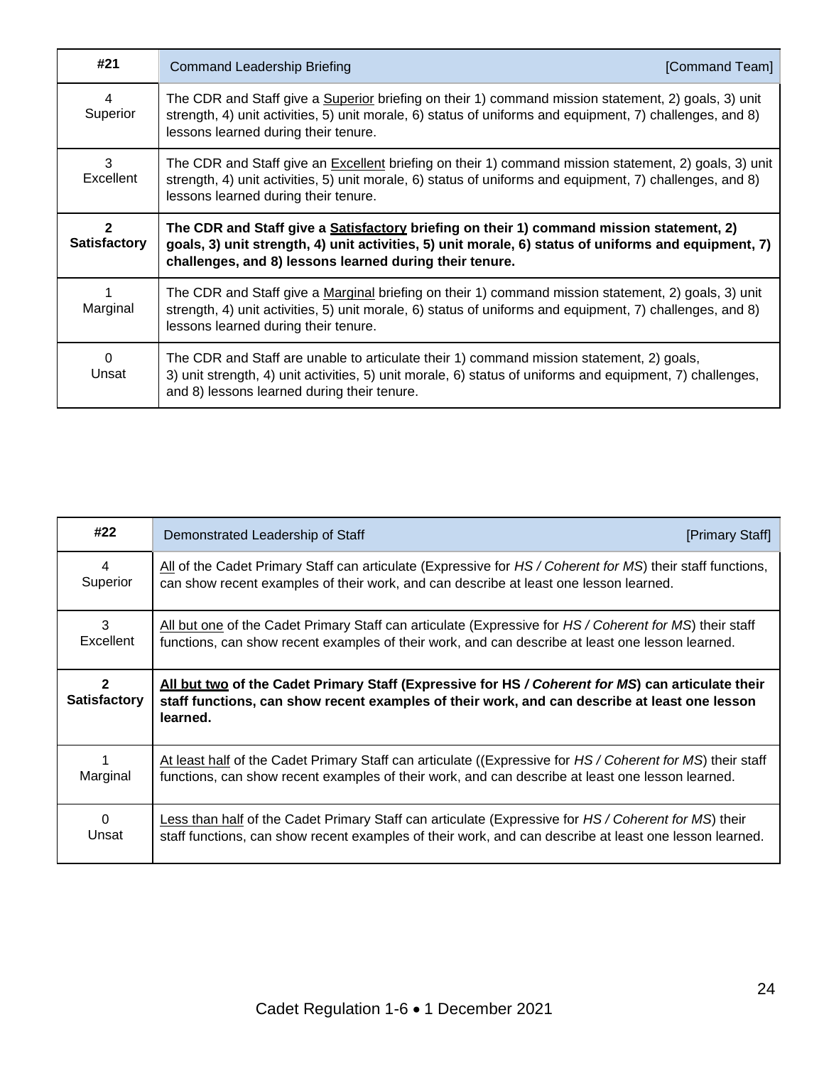| #21 | Command Leadership Briefing [Command Team] |
|---|---|
| 4<br>Superior | The CDR and Staff give a Superior briefing on their 1) command mission statement, 2) goals, 3) unit strength, 4) unit activities, 5) unit morale, 6) status of uniforms and equipment, 7) challenges, and 8) lessons learned during their tenure. |
| 3<br>Excellent | The CDR and Staff give an Excellent briefing on their 1) command mission statement, 2) goals, 3) unit strength, 4) unit activities, 5) unit morale, 6) status of uniforms and equipment, 7) challenges, and 8) lessons learned during their tenure. |
| **2<br>Satisfactory** | **The CDR and Staff give a Satisfactory briefing on their 1) command mission statement, 2) goals, 3) unit strength, 4) unit activities, 5) unit morale, 6) status of uniforms and equipment, 7) challenges, and 8) lessons learned during their tenure.** |
| 1<br>Marginal | The CDR and Staff give a Marginal briefing on their 1) command mission statement, 2) goals, 3) unit strength, 4) unit activities, 5) unit morale, 6) status of uniforms and equipment, 7) challenges, and 8) lessons learned during their tenure. |
| 0<br>Unsat | The CDR and Staff are unable to articulate their 1) command mission statement, 2) goals, 3) unit strength, 4) unit activities, 5) unit morale, 6) status of uniforms and equipment, 7) challenges, and 8) lessons learned during their tenure. |

| #22 | Demonstrated Leadership of Staff [Primary Staff] |
|---|---|
| 4<br>Superior | All of the Cadet Primary Staff can articulate (Expressive for *HS / Coherent for MS*) their staff functions, can show recent examples of their work, and can describe at least one lesson learned. |
| 3<br>Excellent | All but one of the Cadet Primary Staff can articulate (Expressive for *HS / Coherent for MS*) their staff functions, can show recent examples of their work, and can describe at least one lesson learned. |
| **2<br>Satisfactory** | **All but two of the Cadet Primary Staff (Expressive for HS / *Coherent for MS*) can articulate their staff functions, can show recent examples of their work, and can describe at least one lesson learned.** |
| 1<br>Marginal | At least half of the Cadet Primary Staff can articulate ((Expressive for *HS / Coherent for MS*) their staff functions, can show recent examples of their work, and can describe at least one lesson learned. |
| 0<br>Unsat | Less than half of the Cadet Primary Staff can articulate (Expressive for *HS / Coherent for MS*) their staff functions, can show recent examples of their work, and can describe at least one lesson learned. |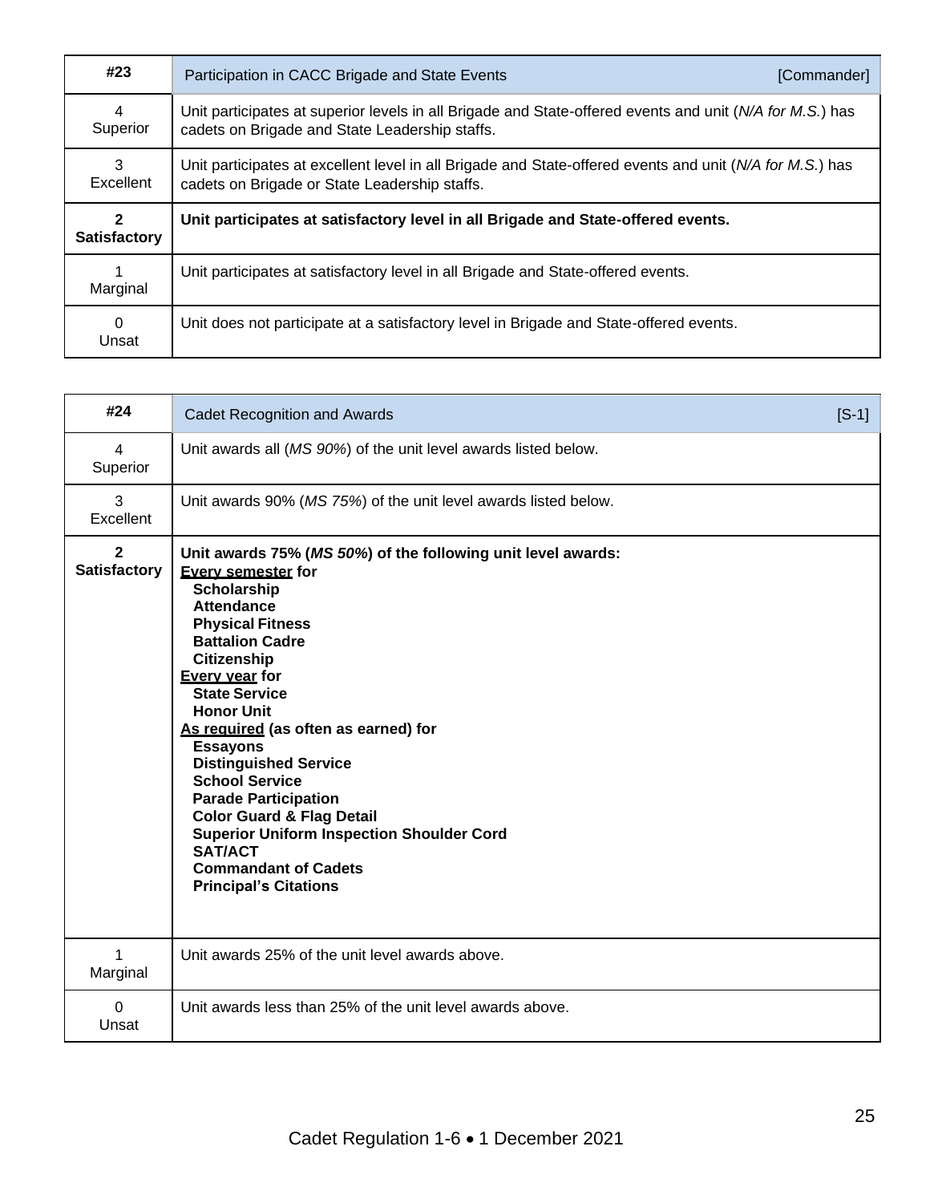| #23 | Participation in CACC Brigade and State Events [Commander] |
|---|---|
| 4<br>Superior | Unit participates at superior levels in all Brigade and State-offered events and unit (*N/A for M.S.*) has cadets on Brigade and State Leadership staffs. |
| 3<br>Excellent | Unit participates at excellent level in all Brigade and State-offered events and unit (*N/A for M.S.*) has cadets on Brigade or State Leadership staffs. |
| **2<br>Satisfactory** | **Unit participates at satisfactory level in all Brigade and State-offered events.** |
| 1<br>Marginal | Unit participates at satisfactory level in all Brigade and State-offered events. |
| 0<br>Unsat | Unit does not participate at a satisfactory level in Brigade and State-offered events. |

| #24 | Cadet Recognition and Awards [S-1] |
|---|---|
| 4<br>Superior | Unit awards all (*MS 90%*) of the unit level awards listed below. |
| 3<br>Excellent | Unit awards 90% (*MS 75%*) of the unit level awards listed below. |
| **2<br>Satisfactory** | **Unit awards 75% (*MS 50%*) of the following unit level awards:**<br>**<u>Every semester</u> for**<br>**Scholarship**<br>**Attendance**<br>**Physical Fitness**<br>**Battalion Cadre**<br>**Citizenship**<br>**<u>Every year</u> for**<br>**State Service**<br>**Honor Unit**<br>**<u>As required</u> (as often as earned) for**<br>**Essayons**<br>**Distinguished Service**<br>**School Service**<br>**Parade Participation**<br>**Color Guard & Flag Detail**<br>**Superior Uniform Inspection Shoulder Cord**<br>**SAT/ACT**<br>**Commandant of Cadets**<br>**Principal's Citations** |
| 1<br>Marginal | Unit awards 25% of the unit level awards above. |
| 0<br>Unsat | Unit awards less than 25% of the unit level awards above. |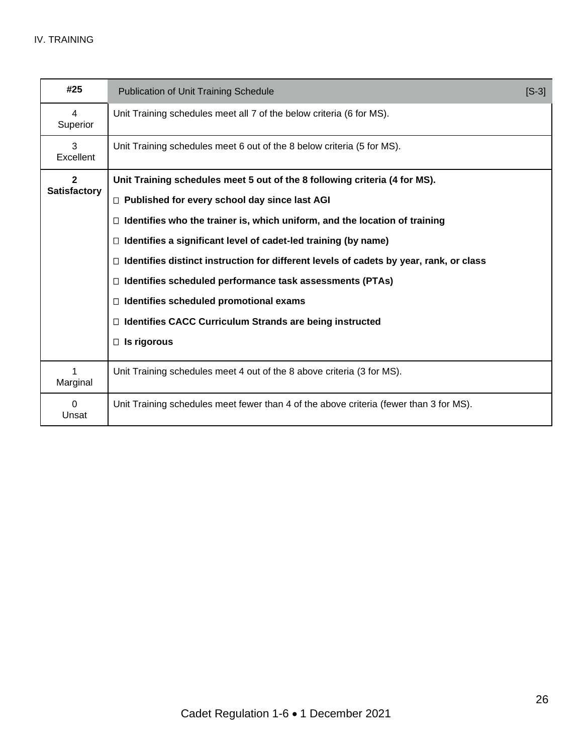IV. TRAINING

| #25 | Publication of Unit Training Schedule [S-3] |
|---|---|
| 4 Superior | Unit Training schedules meet all 7 of the below criteria (6 for MS). |
| 3 Excellent | Unit Training schedules meet 6 out of the 8 below criteria (5 for MS). |
| **2 Satisfactory** | **Unit Training schedules meet 5 out of the 8 following criteria (4 for MS).**<br>☐ **Published for every school day since last AGI**<br>☐ **Identifies who the trainer is, which uniform, and the location of training**<br>☐ **Identifies a significant level of cadet-led training (by name)**<br>☐ **Identifies distinct instruction for different levels of cadets by year, rank, or class**<br>☐ **Identifies scheduled performance task assessments (PTAs)**<br>☐ **Identifies scheduled promotional exams**<br>☐ **Identifies CACC Curriculum Strands are being instructed**<br>☐ **Is rigorous** |
| 1 Marginal | Unit Training schedules meet 4 out of the 8 above criteria (3 for MS). |
| 0 Unsat | Unit Training schedules meet fewer than 4 of the above criteria (fewer than 3 for MS). |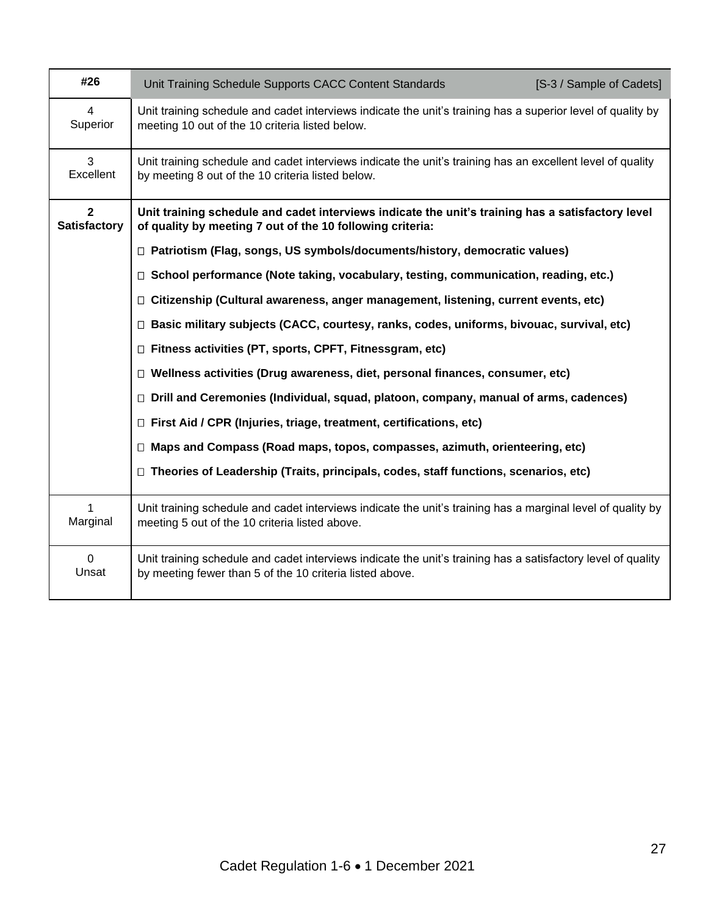| #26 | Unit Training Schedule Supports CACC Content Standards [S-3 / Sample of Cadets] |
|---|---|
| 4<br>Superior | Unit training schedule and cadet interviews indicate the unit's training has a superior level of quality by meeting 10 out of the 10 criteria listed below. |
| 3<br>Excellent | Unit training schedule and cadet interviews indicate the unit's training has an excellent level of quality by meeting 8 out of the 10 criteria listed below. |
| **2<br>Satisfactory** | **Unit training schedule and cadet interviews indicate the unit's training has a satisfactory level of quality by meeting 7 out of the 10 following criteria:**<br>**□ Patriotism (Flag, songs, US symbols/documents/history, democratic values)**<br>**□ School performance (Note taking, vocabulary, testing, communication, reading, etc.)**<br>**□ Citizenship (Cultural awareness, anger management, listening, current events, etc)**<br>**□ Basic military subjects (CACC, courtesy, ranks, codes, uniforms, bivouac, survival, etc)**<br>**□ Fitness activities (PT, sports, CPFT, Fitnessgram, etc)**<br>**□ Wellness activities (Drug awareness, diet, personal finances, consumer, etc)**<br>**□ Drill and Ceremonies (Individual, squad, platoon, company, manual of arms, cadences)**<br>**□ First Aid / CPR (Injuries, triage, treatment, certifications, etc)**<br>**□ Maps and Compass (Road maps, topos, compasses, azimuth, orienteering, etc)**<br>**□ Theories of Leadership (Traits, principals, codes, staff functions, scenarios, etc)** |
| 1<br>Marginal | Unit training schedule and cadet interviews indicate the unit's training has a marginal level of quality by meeting 5 out of the 10 criteria listed above. |
| 0<br>Unsat | Unit training schedule and cadet interviews indicate the unit's training has a satisfactory level of quality by meeting fewer than 5 of the 10 criteria listed above. |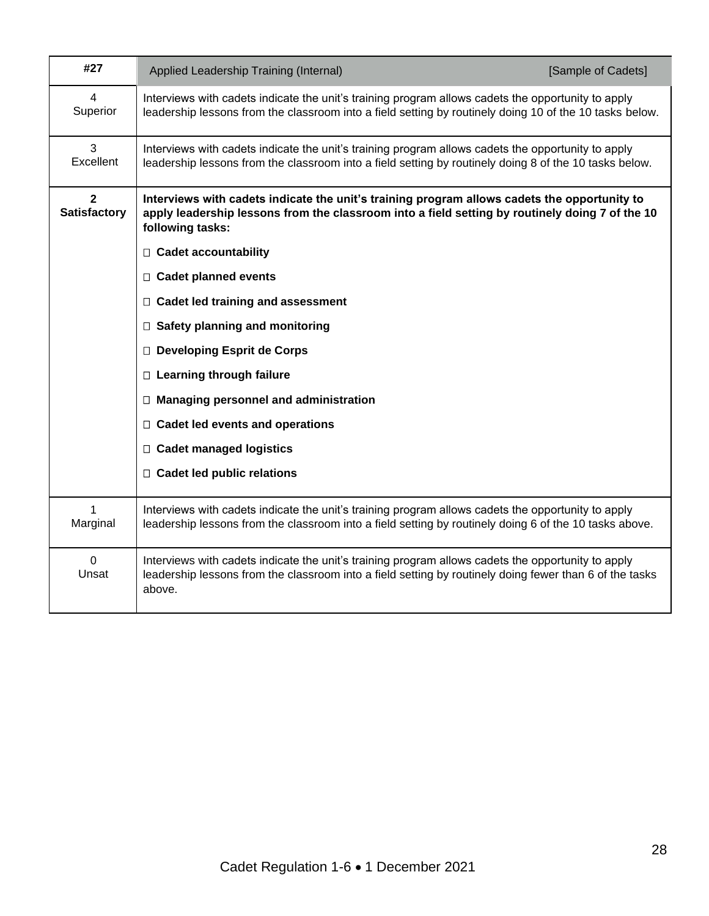| #27 | Applied Leadership Training (Internal) [Sample of Cadets] |
|---|---|
| 4<br>Superior | Interviews with cadets indicate the unit's training program allows cadets the opportunity to apply leadership lessons from the classroom into a field setting by routinely doing 10 of the 10 tasks below. |
| 3<br>Excellent | Interviews with cadets indicate the unit's training program allows cadets the opportunity to apply leadership lessons from the classroom into a field setting by routinely doing 8 of the 10 tasks below. |
| **2**<br>**Satisfactory** | **Interviews with cadets indicate the unit's training program allows cadets the opportunity to apply leadership lessons from the classroom into a field setting by routinely doing 7 of the 10 following tasks:**<br>☐ **Cadet accountability**<br>☐ **Cadet planned events**<br>☐ **Cadet led training and assessment**<br>☐ **Safety planning and monitoring**<br>☐ **Developing Esprit de Corps**<br>☐ **Learning through failure**<br>☐ **Managing personnel and administration**<br>☐ **Cadet led events and operations**<br>☐ **Cadet managed logistics**<br>☐ **Cadet led public relations** |
| 1<br>Marginal | Interviews with cadets indicate the unit's training program allows cadets the opportunity to apply leadership lessons from the classroom into a field setting by routinely doing 6 of the 10 tasks above. |
| 0<br>Unsat | Interviews with cadets indicate the unit's training program allows cadets the opportunity to apply leadership lessons from the classroom into a field setting by routinely doing fewer than 6 of the tasks above. |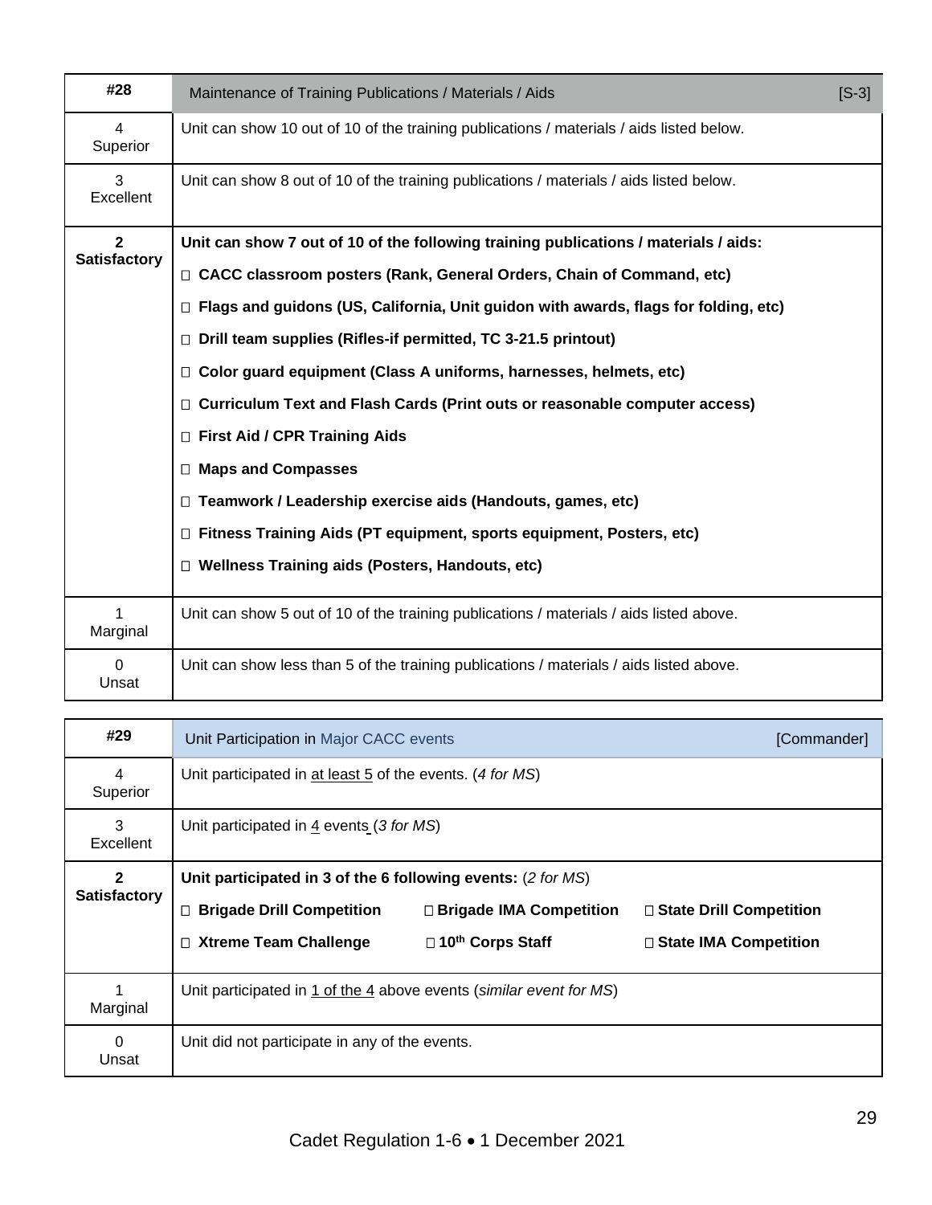| #28 | Maintenance of Training Publications / Materials / Aids [S-3] |
|---|---|
| 4<br>Superior | Unit can show 10 out of 10 of the training publications / materials / aids listed below. |
| 3<br>Excellent | Unit can show 8 out of 10 of the training publications / materials / aids listed below. |
| **2**<br>**Satisfactory** | **Unit can show 7 out of 10 of the following training publications / materials / aids:**<br>☐ **CACC classroom posters (Rank, General Orders, Chain of Command, etc)**<br>☐ **Flags and guidons (US, California, Unit guidon with awards, flags for folding, etc)**<br>☐ **Drill team supplies (Rifles-if permitted, TC 3-21.5 printout)**<br>☐ **Color guard equipment (Class A uniforms, harnesses, helmets, etc)**<br>☐ **Curriculum Text and Flash Cards (Print outs or reasonable computer access)**<br>☐ **First Aid / CPR Training Aids**<br>☐ **Maps and Compasses**<br>☐ **Teamwork / Leadership exercise aids (Handouts, games, etc)**<br>☐ **Fitness Training Aids (PT equipment, sports equipment, Posters, etc)**<br>☐ **Wellness Training aids (Posters, Handouts, etc)** |
| 1<br>Marginal | Unit can show 5 out of 10 of the training publications / materials / aids listed above. |
| 0<br>Unsat | Unit can show less than 5 of the training publications / materials / aids listed above. |

| #29 | Unit Participation in Major CACC events [Commander] |
|---|---|
| 4<br>Superior | Unit participated in at least 5 of the events. (*4 for MS*) |
| 3<br>Excellent | Unit participated in 4 events (*3 for MS*) |
| **2**<br>**Satisfactory** | **Unit participated in 3 of the 6 following events:** (*2 for MS*)<br>☐ **Brigade Drill Competition** ☐ **Brigade IMA Competition** ☐ **State Drill Competition**<br>☐ **Xtreme Team Challenge** ☐ **10th Corps Staff** ☐ **State IMA Competition** |
| 1<br>Marginal | Unit participated in 1 of the 4 above events (*similar event for MS*) |
| 0<br>Unsat | Unit did not participate in any of the events. |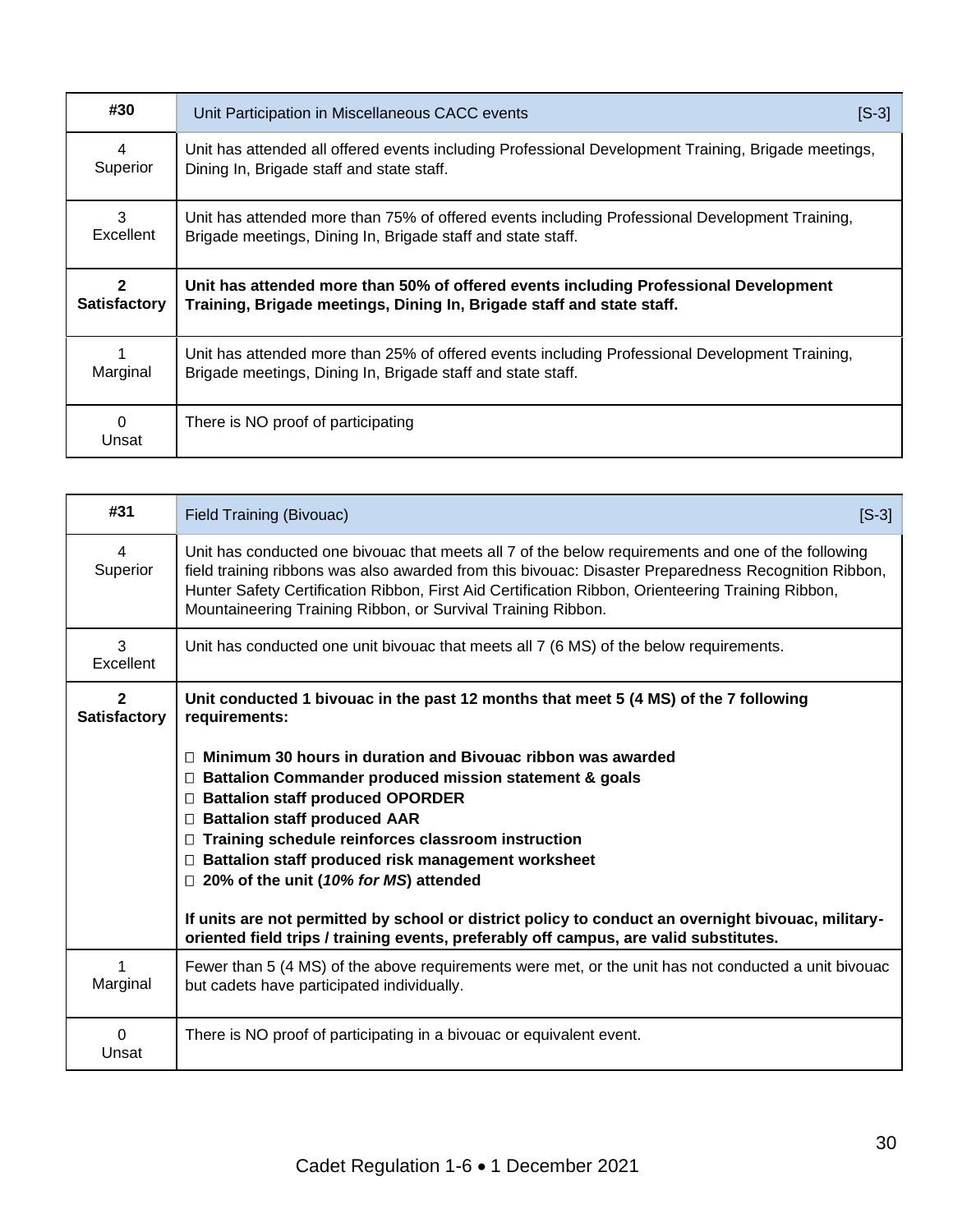| #30 | Unit Participation in Miscellaneous CACC events [S-3] |
|---|---|
| 4<br>Superior | Unit has attended all offered events including Professional Development Training, Brigade meetings, Dining In, Brigade staff and state staff. |
| 3<br>Excellent | Unit has attended more than 75% of offered events including Professional Development Training, Brigade meetings, Dining In, Brigade staff and state staff. |
| **2**<br>**Satisfactory** | **Unit has attended more than 50% of offered events including Professional Development Training, Brigade meetings, Dining In, Brigade staff and state staff.** |
| 1<br>Marginal | Unit has attended more than 25% of offered events including Professional Development Training, Brigade meetings, Dining In, Brigade staff and state staff. |
| 0<br>Unsat | There is NO proof of participating |

| #31 | Field Training (Bivouac) [S-3] |
|---|---|
| 4<br>Superior | Unit has conducted one bivouac that meets all 7 of the below requirements and one of the following field training ribbons was also awarded from this bivouac: Disaster Preparedness Recognition Ribbon, Hunter Safety Certification Ribbon, First Aid Certification Ribbon, Orienteering Training Ribbon, Mountaineering Training Ribbon, or Survival Training Ribbon. |
| 3<br>Excellent | Unit has conducted one unit bivouac that meets all 7 (6 MS) of the below requirements. |
| **2**<br>**Satisfactory** | **Unit conducted 1 bivouac in the past 12 months that meet 5 (4 MS) of the 7 following requirements:**<br><br>☐ **Minimum 30 hours in duration and Bivouac ribbon was awarded**<br>☐ **Battalion Commander produced mission statement & goals**<br>☐ **Battalion staff produced OPORDER**<br>☐ **Battalion staff produced AAR**<br>☐ **Training schedule reinforces classroom instruction**<br>☐ **Battalion staff produced risk management worksheet**<br>☐ **20% of the unit (*10% for MS*) attended**<br><br>**If units are not permitted by school or district policy to conduct an overnight bivouac, military-oriented field trips / training events, preferably off campus, are valid substitutes.** |
| 1<br>Marginal | Fewer than 5 (4 MS) of the above requirements were met, or the unit has not conducted a unit bivouac but cadets have participated individually. |
| 0<br>Unsat | There is NO proof of participating in a bivouac or equivalent event. |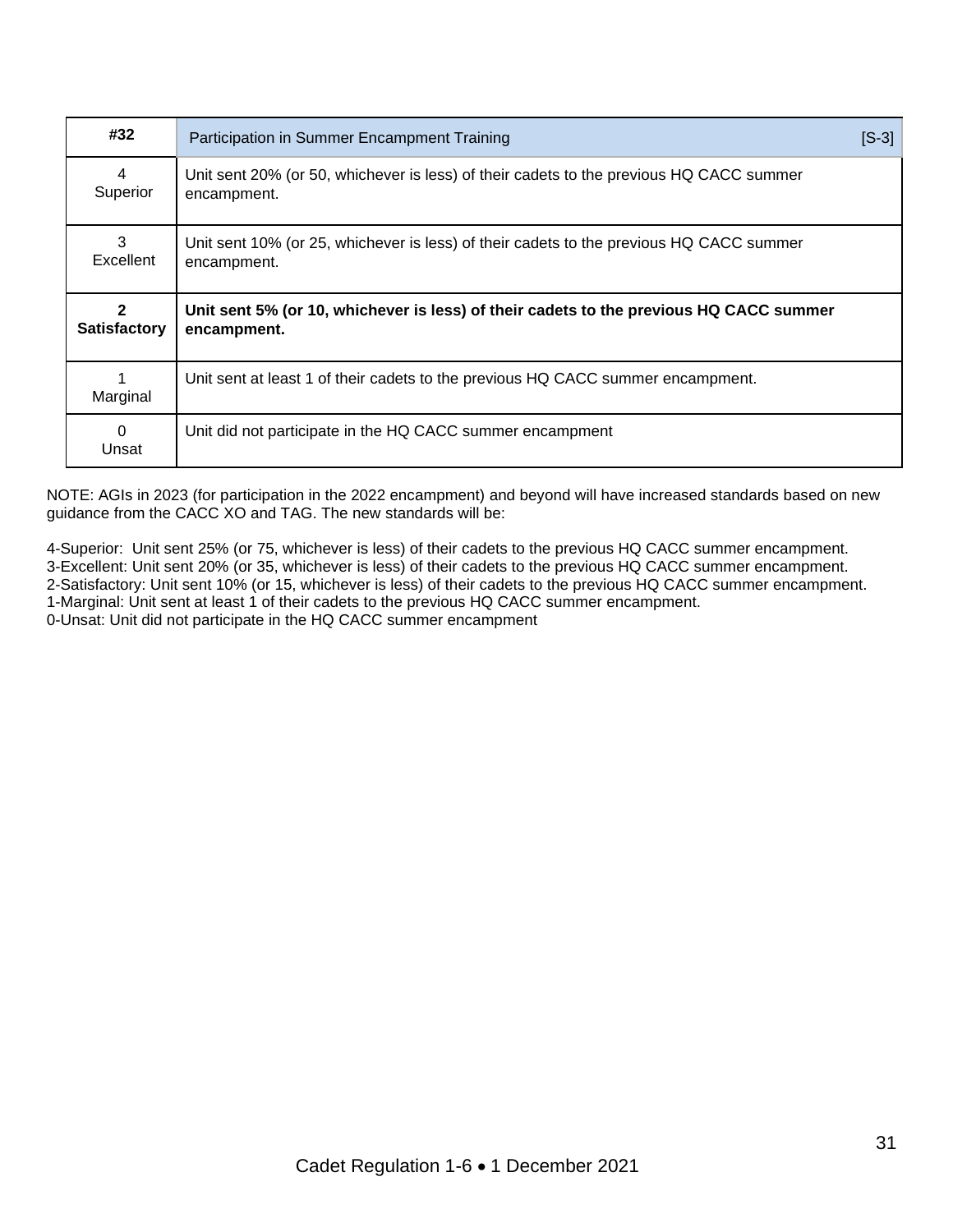| #32 | Participation in Summer Encampment Training [S-3] |
|---|---|
| 4<br>Superior | Unit sent 20% (or 50, whichever is less) of their cadets to the previous HQ CACC summer encampment. |
| 3<br>Excellent | Unit sent 10% (or 25, whichever is less) of their cadets to the previous HQ CACC summer encampment. |
| **2<br>Satisfactory** | **Unit sent 5% (or 10, whichever is less) of their cadets to the previous HQ CACC summer encampment.** |
| 1<br>Marginal | Unit sent at least 1 of their cadets to the previous HQ CACC summer encampment. |
| 0<br>Unsat | Unit did not participate in the HQ CACC summer encampment |

NOTE: AGIs in 2023 (for participation in the 2022 encampment) and beyond will have increased standards based on new guidance from the CACC XO and TAG. The new standards will be:

4-Superior: Unit sent 25% (or 75, whichever is less) of their cadets to the previous HQ CACC summer encampment.
3-Excellent: Unit sent 20% (or 35, whichever is less) of their cadets to the previous HQ CACC summer encampment.
2-Satisfactory: Unit sent 10% (or 15, whichever is less) of their cadets to the previous HQ CACC summer encampment.
1-Marginal: Unit sent at least 1 of their cadets to the previous HQ CACC summer encampment.
0-Unsat: Unit did not participate in the HQ CACC summer encampment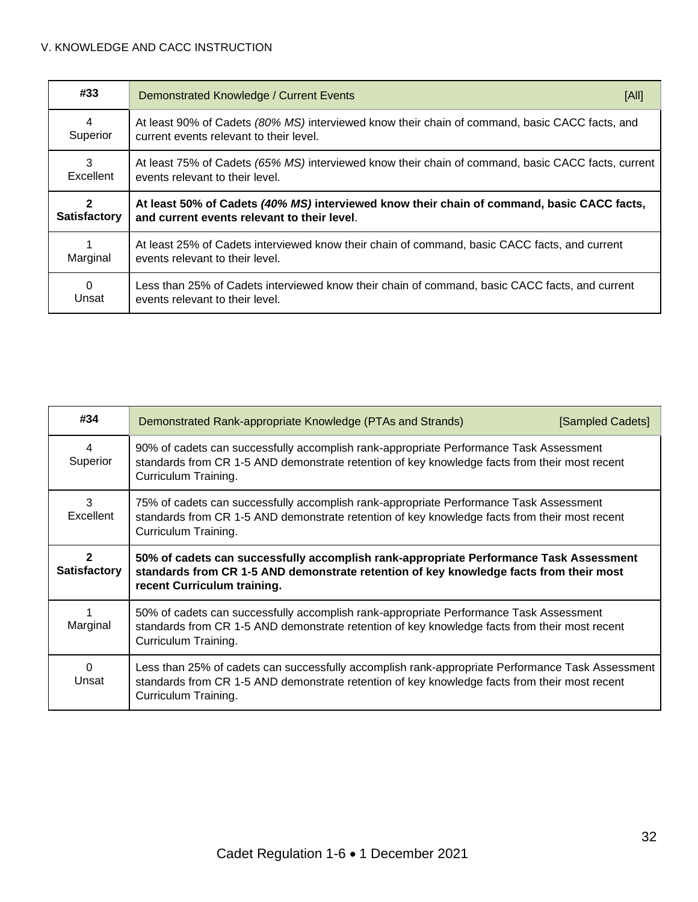V. KNOWLEDGE AND CACC INSTRUCTION

| #33 | Demonstrated Knowledge / Current Events [All] |
| --- | --- |
| 4<br>Superior | At least 90% of Cadets *(80% MS)* interviewed know their chain of command, basic CACC facts, and current events relevant to their level. |
| 3<br>Excellent | At least 75% of Cadets *(65% MS)* interviewed know their chain of command, basic CACC facts, current events relevant to their level. |
| **2**<br>**Satisfactory** | **At least 50% of Cadets *(40% MS)* interviewed know their chain of command, basic CACC facts, and current events relevant to their level**. |
| 1<br>Marginal | At least 25% of Cadets interviewed know their chain of command, basic CACC facts, and current events relevant to their level. |
| 0<br>Unsat | Less than 25% of Cadets interviewed know their chain of command, basic CACC facts, and current events relevant to their level. |

| #34 | Demonstrated Rank-appropriate Knowledge (PTAs and Strands) [Sampled Cadets] |
| --- | --- |
| 4<br>Superior | 90% of cadets can successfully accomplish rank-appropriate Performance Task Assessment standards from CR 1-5 AND demonstrate retention of key knowledge facts from their most recent Curriculum Training. |
| 3<br>Excellent | 75% of cadets can successfully accomplish rank-appropriate Performance Task Assessment standards from CR 1-5 AND demonstrate retention of key knowledge facts from their most recent Curriculum Training. |
| **2**<br>**Satisfactory** | **50% of cadets can successfully accomplish rank-appropriate Performance Task Assessment standards from CR 1-5 AND demonstrate retention of key knowledge facts from their most recent Curriculum training.** |
| 1<br>Marginal | 50% of cadets can successfully accomplish rank-appropriate Performance Task Assessment standards from CR 1-5 AND demonstrate retention of key knowledge facts from their most recent Curriculum Training. |
| 0<br>Unsat | Less than 25% of cadets can successfully accomplish rank-appropriate Performance Task Assessment standards from CR 1-5 AND demonstrate retention of key knowledge facts from their most recent Curriculum Training. |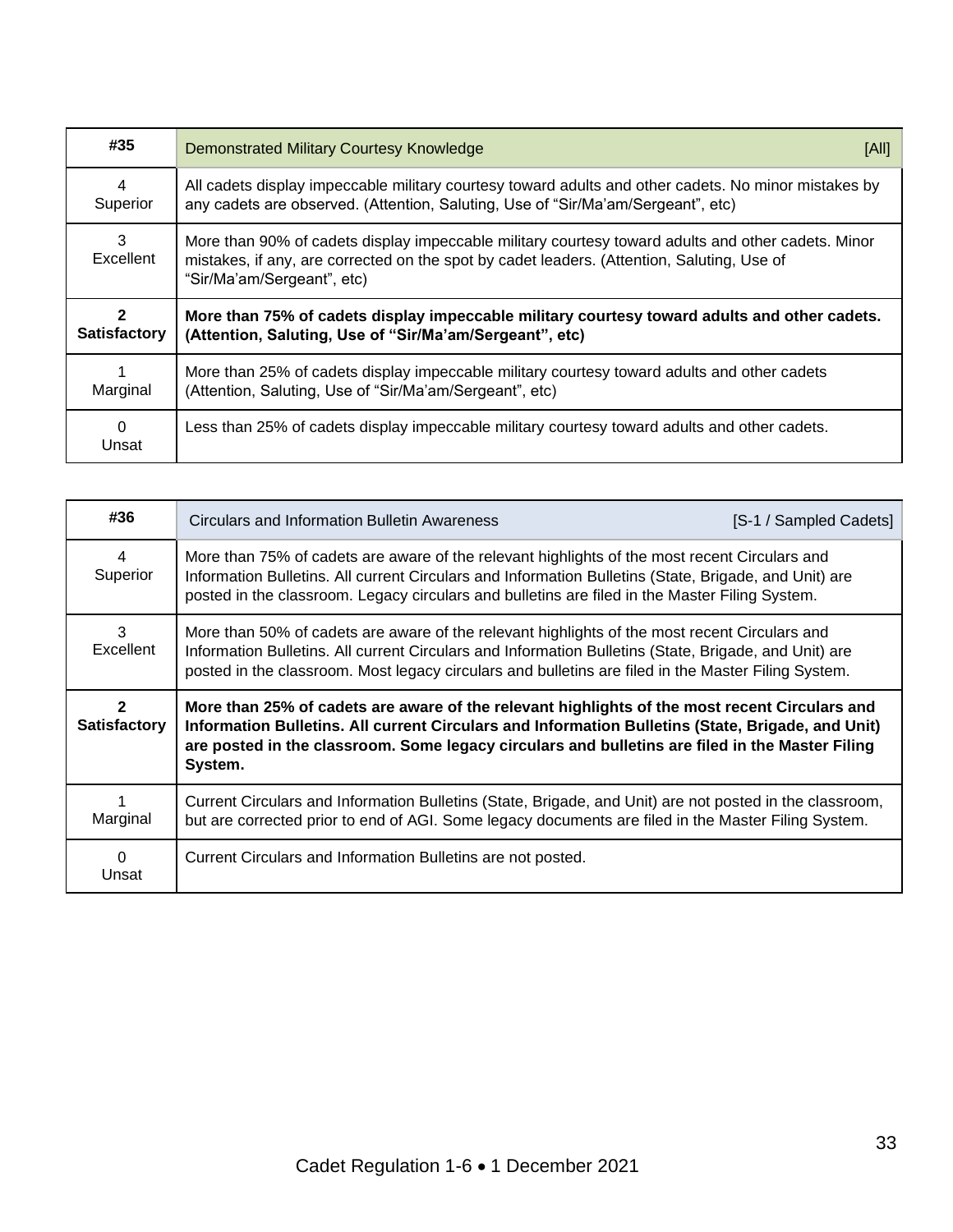| #35 | Demonstrated Military Courtesy Knowledge [All] |
|---|---|
| 4 Superior | All cadets display impeccable military courtesy toward adults and other cadets. No minor mistakes by any cadets are observed. (Attention, Saluting, Use of "Sir/Ma'am/Sergeant", etc) |
| 3 Excellent | More than 90% of cadets display impeccable military courtesy toward adults and other cadets. Minor mistakes, if any, are corrected on the spot by cadet leaders. (Attention, Saluting, Use of "Sir/Ma'am/Sergeant", etc) |
| **2 Satisfactory** | **More than 75% of cadets display impeccable military courtesy toward adults and other cadets. (Attention, Saluting, Use of "Sir/Ma'am/Sergeant", etc)** |
| 1 Marginal | More than 25% of cadets display impeccable military courtesy toward adults and other cadets (Attention, Saluting, Use of "Sir/Ma'am/Sergeant", etc) |
| 0 Unsat | Less than 25% of cadets display impeccable military courtesy toward adults and other cadets. |

| #36 | Circulars and Information Bulletin Awareness [S-1 / Sampled Cadets] |
|---|---|
| 4 Superior | More than 75% of cadets are aware of the relevant highlights of the most recent Circulars and Information Bulletins. All current Circulars and Information Bulletins (State, Brigade, and Unit) are posted in the classroom. Legacy circulars and bulletins are filed in the Master Filing System. |
| 3 Excellent | More than 50% of cadets are aware of the relevant highlights of the most recent Circulars and Information Bulletins. All current Circulars and Information Bulletins (State, Brigade, and Unit) are posted in the classroom. Most legacy circulars and bulletins are filed in the Master Filing System. |
| **2 Satisfactory** | **More than 25% of cadets are aware of the relevant highlights of the most recent Circulars and Information Bulletins. All current Circulars and Information Bulletins (State, Brigade, and Unit) are posted in the classroom. Some legacy circulars and bulletins are filed in the Master Filing System.** |
| 1 Marginal | Current Circulars and Information Bulletins (State, Brigade, and Unit) are not posted in the classroom, but are corrected prior to end of AGI. Some legacy documents are filed in the Master Filing System. |
| 0 Unsat | Current Circulars and Information Bulletins are not posted. |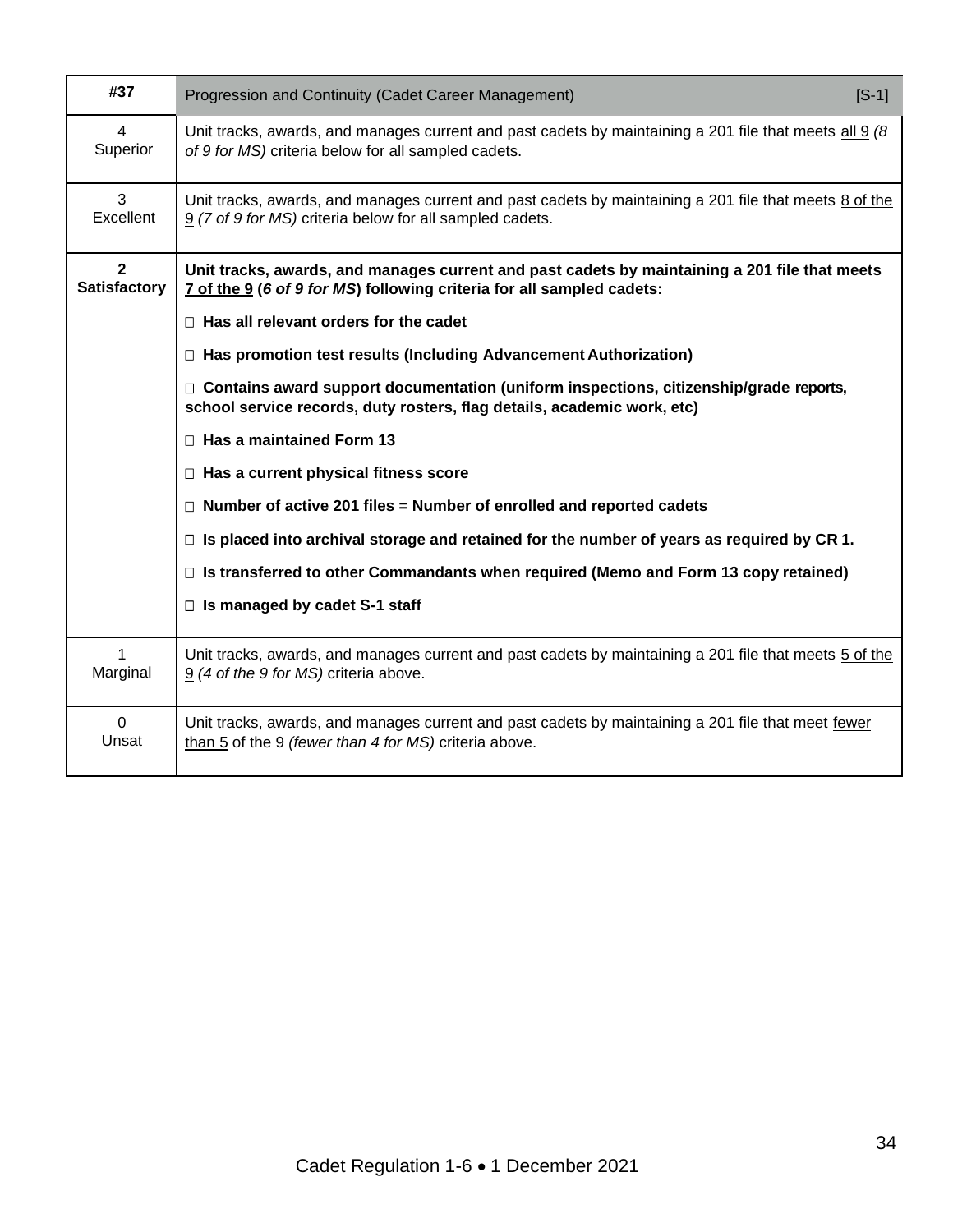| #37 | Progression and Continuity (Cadet Career Management) [S-1] |
|---|---|
| 4<br>Superior | Unit tracks, awards, and manages current and past cadets by maintaining a 201 file that meets <u>all 9</u> *(8 of 9 for MS)* criteria below for all sampled cadets. |
| 3<br>Excellent | Unit tracks, awards, and manages current and past cadets by maintaining a 201 file that meets <u>8 of the 9</u> *(7 of 9 for MS)* criteria below for all sampled cadets. |
| **2<br>Satisfactory** | **Unit tracks, awards, and manages current and past cadets by maintaining a 201 file that meets <u>7 of the 9</u> (*6 of 9 for MS*) following criteria for all sampled cadets:**<br>☐ **Has all relevant orders for the cadet**<br>☐ **Has promotion test results (Including Advancement Authorization)**<br>☐ **Contains award support documentation (uniform inspections, citizenship/grade reports, school service records, duty rosters, flag details, academic work, etc)**<br>☐ **Has a maintained Form 13**<br>☐ **Has a current physical fitness score**<br>☐ **Number of active 201 files = Number of enrolled and reported cadets**<br>☐ **Is placed into archival storage and retained for the number of years as required by CR 1.**<br>☐ **Is transferred to other Commandants when required (Memo and Form 13 copy retained)**<br>☐ **Is managed by cadet S-1 staff** |
| 1<br>Marginal | Unit tracks, awards, and manages current and past cadets by maintaining a 201 file that meets <u>5 of the 9</u> *(4 of the 9 for MS)* criteria above. |
| 0<br>Unsat | Unit tracks, awards, and manages current and past cadets by maintaining a 201 file that meet <u>fewer than 5</u> of the 9 *(fewer than 4 for MS)* criteria above. |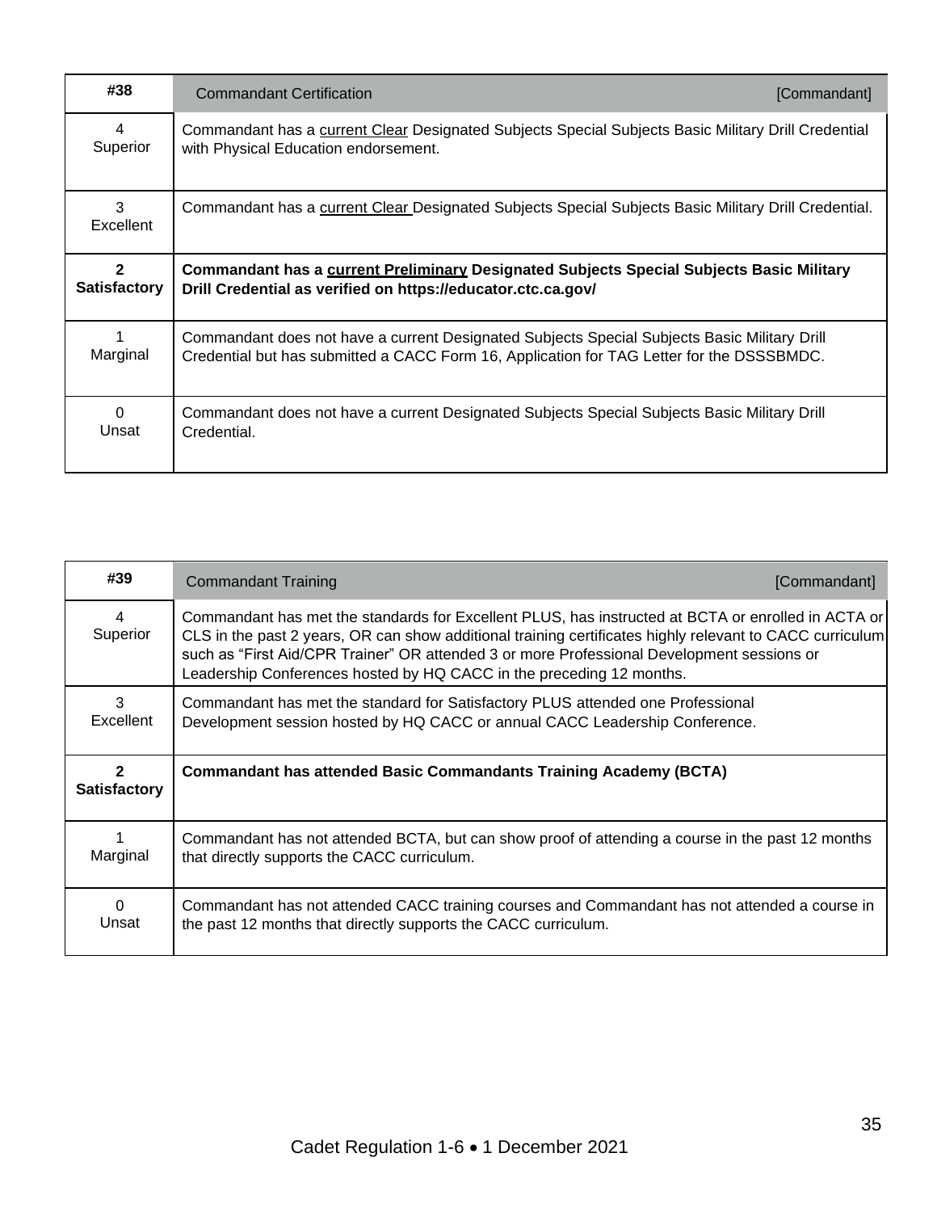| #38 | Commandant Certification [Commandant] |
| --- | --- |
| 4<br>Superior | Commandant has a current Clear Designated Subjects Special Subjects Basic Military Drill Credential with Physical Education endorsement. |
| 3<br>Excellent | Commandant has a current Clear Designated Subjects Special Subjects Basic Military Drill Credential. |
| **2<br>Satisfactory** | **Commandant has a current Preliminary Designated Subjects Special Subjects Basic Military Drill Credential as verified on https://educator.ctc.ca.gov/** |
| 1<br>Marginal | Commandant does not have a current Designated Subjects Special Subjects Basic Military Drill Credential but has submitted a CACC Form 16, Application for TAG Letter for the DSSSBMDC. |
| 0<br>Unsat | Commandant does not have a current Designated Subjects Special Subjects Basic Military Drill Credential. |

| #39 | Commandant Training [Commandant] |
| --- | --- |
| 4<br>Superior | Commandant has met the standards for Excellent PLUS, has instructed at BCTA or enrolled in ACTA or CLS in the past 2 years, OR can show additional training certificates highly relevant to CACC curriculum such as "First Aid/CPR Trainer" OR attended 3 or more Professional Development sessions or Leadership Conferences hosted by HQ CACC in the preceding 12 months. |
| 3<br>Excellent | Commandant has met the standard for Satisfactory PLUS attended one Professional Development session hosted by HQ CACC or annual CACC Leadership Conference. |
| **2<br>Satisfactory** | **Commandant has attended Basic Commandants Training Academy (BCTA)** |
| 1<br>Marginal | Commandant has not attended BCTA, but can show proof of attending a course in the past 12 months that directly supports the CACC curriculum. |
| 0<br>Unsat | Commandant has not attended CACC training courses and Commandant has not attended a course in the past 12 months that directly supports the CACC curriculum. |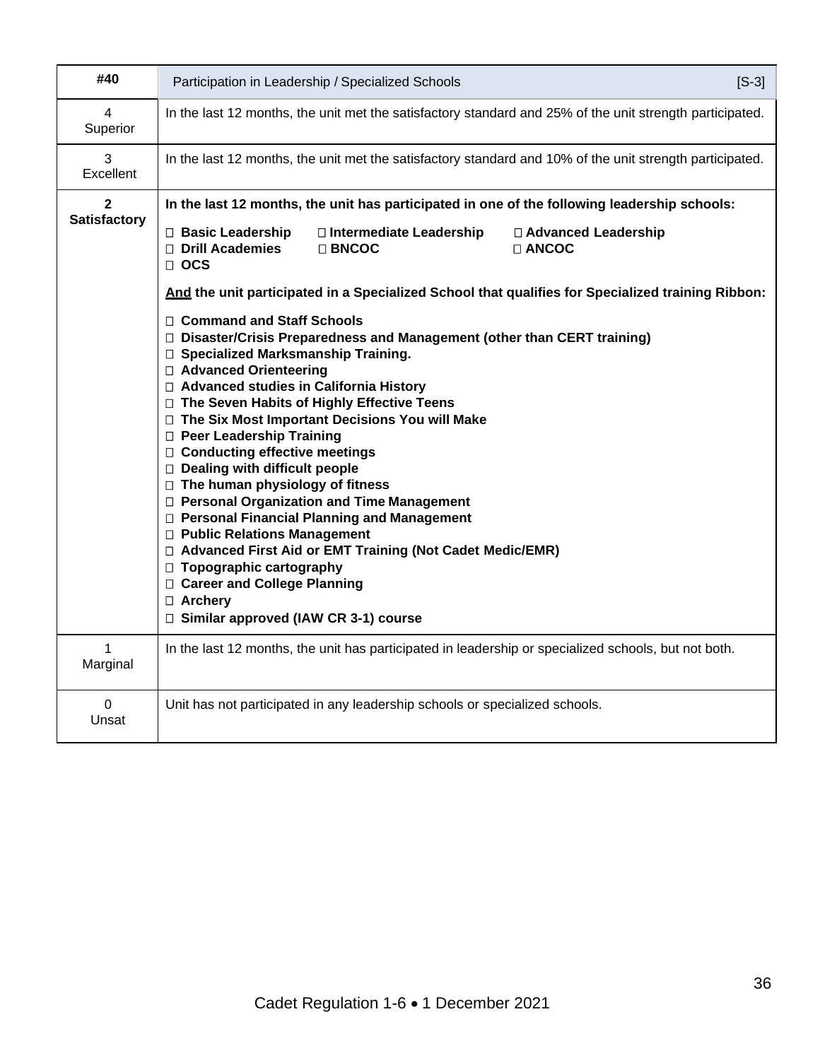| #40 | Participation in Leadership / Specialized Schools [S-3] |
|---|---|
| 4<br>Superior | In the last 12 months, the unit met the satisfactory standard and 25% of the unit strength participated. |
| 3<br>Excellent | In the last 12 months, the unit met the satisfactory standard and 10% of the unit strength participated. |
| **2**<br>**Satisfactory** | **In the last 12 months, the unit has participated in one of the following leadership schools:**<br><br>☐ **Basic Leadership** ☐ **Intermediate Leadership** ☐ **Advanced Leadership**<br>☐ **Drill Academies** ☐ **BNCOC** ☐ **ANCOC**<br>☐ **OCS**<br><br>**<u>And</u> the unit participated in a Specialized School that qualifies for Specialized training Ribbon:**<br><br>☐ **Command and Staff Schools**<br>☐ **Disaster/Crisis Preparedness and Management (other than CERT training)**<br>☐ **Specialized Marksmanship Training.**<br>☐ **Advanced Orienteering**<br>☐ **Advanced studies in California History**<br>☐ **The Seven Habits of Highly Effective Teens**<br>☐ **The Six Most Important Decisions You will Make**<br>☐ **Peer Leadership Training**<br>☐ **Conducting effective meetings**<br>☐ **Dealing with difficult people**<br>☐ **The human physiology of fitness**<br>☐ **Personal Organization and Time Management**<br>☐ **Personal Financial Planning and Management**<br>☐ **Public Relations Management**<br>☐ **Advanced First Aid or EMT Training (Not Cadet Medic/EMR)**<br>☐ **Topographic cartography**<br>☐ **Career and College Planning**<br>☐ **Archery**<br>☐ **Similar approved (IAW CR 3-1) course** |
| 1<br>Marginal | In the last 12 months, the unit has participated in leadership or specialized schools, but not both. |
| 0<br>Unsat | Unit has not participated in any leadership schools or specialized schools. |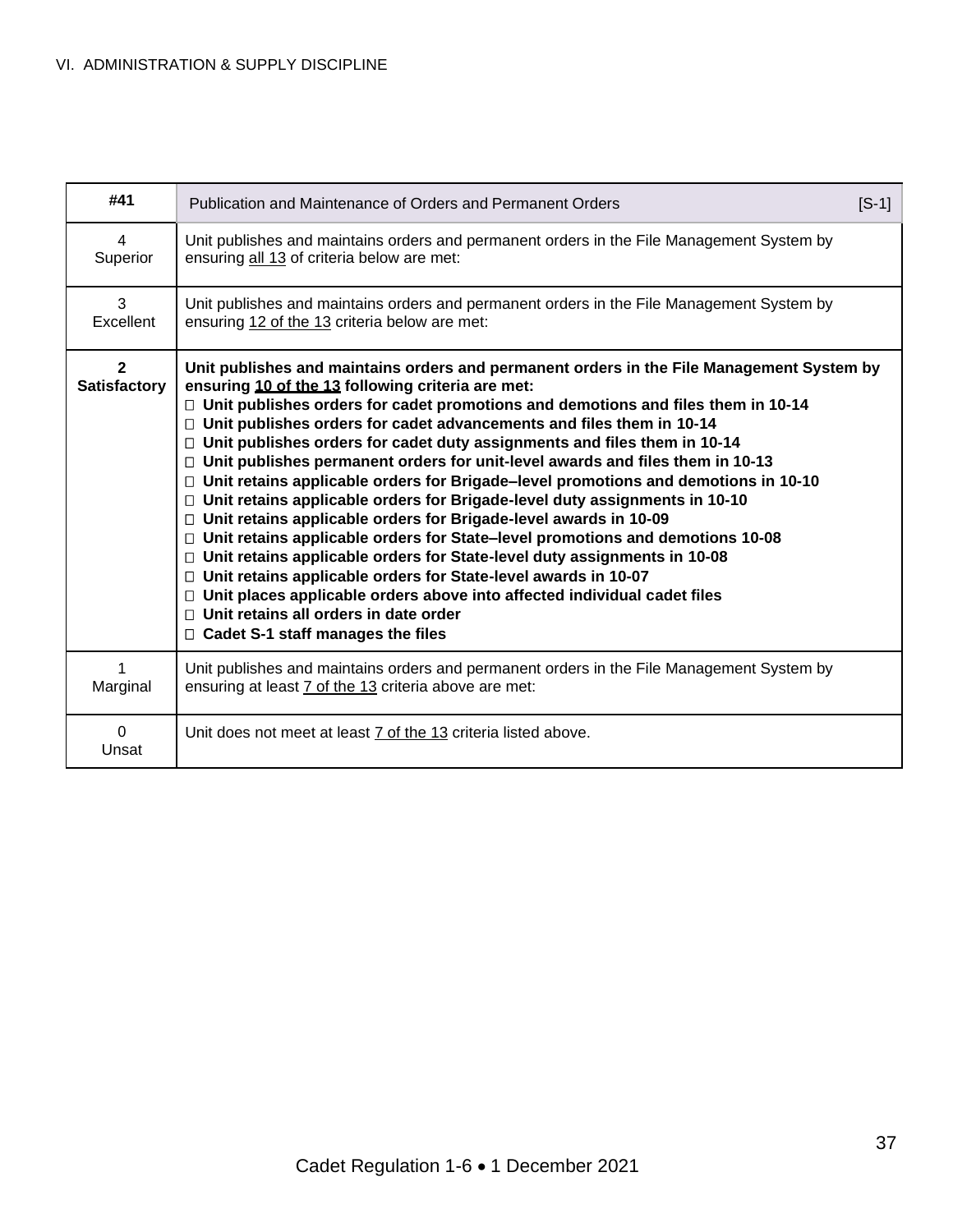VI. ADMINISTRATION & SUPPLY DISCIPLINE

| **#41** | Publication and Maintenance of Orders and Permanent Orders [S-1] |
|---|---|
| 4<br>Superior | Unit publishes and maintains orders and permanent orders in the File Management System by ensuring all 13 of criteria below are met: |
| 3<br>Excellent | Unit publishes and maintains orders and permanent orders in the File Management System by ensuring 12 of the 13 criteria below are met: |
| **2**<br>**Satisfactory** | **Unit publishes and maintains orders and permanent orders in the File Management System by ensuring 10 of the 13 following criteria are met:**<br>**□ Unit publishes orders for cadet promotions and demotions and files them in 10-14**<br>**□ Unit publishes orders for cadet advancements and files them in 10-14**<br>**□ Unit publishes orders for cadet duty assignments and files them in 10-14**<br>**□ Unit publishes permanent orders for unit-level awards and files them in 10-13**<br>**□ Unit retains applicable orders for Brigade–level promotions and demotions in 10-10**<br>**□ Unit retains applicable orders for Brigade-level duty assignments in 10-10**<br>**□ Unit retains applicable orders for Brigade-level awards in 10-09**<br>**□ Unit retains applicable orders for State–level promotions and demotions 10-08**<br>**□ Unit retains applicable orders for State-level duty assignments in 10-08**<br>**□ Unit retains applicable orders for State-level awards in 10-07**<br>**□ Unit places applicable orders above into affected individual cadet files**<br>**□ Unit retains all orders in date order**<br>**□ Cadet S-1 staff manages the files** |
| 1<br>Marginal | Unit publishes and maintains orders and permanent orders in the File Management System by ensuring at least 7 of the 13 criteria above are met: |
| 0<br>Unsat | Unit does not meet at least 7 of the 13 criteria listed above. |

Cadet Regulation 1-6 • 1 December 2021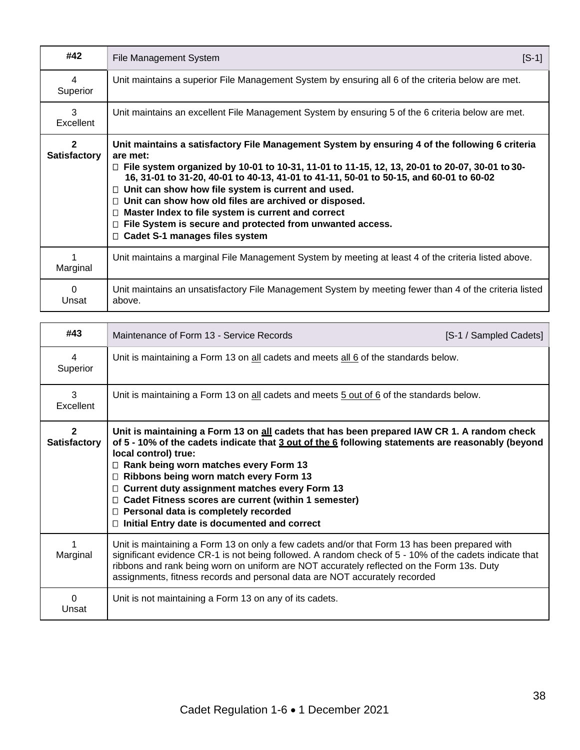| #42 | File Management System [S-1] |
|---|---|
| 4 Superior | Unit maintains a superior File Management System by ensuring all 6 of the criteria below are met. |
| 3 Excellent | Unit maintains an excellent File Management System by ensuring 5 of the 6 criteria below are met. |
| **2 Satisfactory** | **Unit maintains a satisfactory File Management System by ensuring 4 of the following 6 criteria are met:**<br>☐ **File system organized by 10-01 to 10-31, 11-01 to 11-15, 12, 13, 20-01 to 20-07, 30-01 to 30-16, 31-01 to 31-20, 40-01 to 40-13, 41-01 to 41-11, 50-01 to 50-15, and 60-01 to 60-02**<br>☐ **Unit can show how file system is current and used.**<br>☐ **Unit can show how old files are archived or disposed.**<br>☐ **Master Index to file system is current and correct**<br>☐ **File System is secure and protected from unwanted access.**<br>☐ **Cadet S-1 manages files system** |
| 1 Marginal | Unit maintains a marginal File Management System by meeting at least 4 of the criteria listed above. |
| 0 Unsat | Unit maintains an unsatisfactory File Management System by meeting fewer than 4 of the criteria listed above. |

| #43 | Maintenance of Form 13 - Service Records [S-1 / Sampled Cadets] |
|---|---|
| 4 Superior | Unit is maintaining a Form 13 on all cadets and meets all 6 of the standards below. |
| 3 Excellent | Unit is maintaining a Form 13 on all cadets and meets 5 out of 6 of the standards below. |
| **2 Satisfactory** | **Unit is maintaining a Form 13 on all cadets that has been prepared IAW CR 1. A random check of 5 - 10% of the cadets indicate that 3 out of the 6 following statements are reasonably (beyond local control) true:**<br>☐ **Rank being worn matches every Form 13**<br>☐ **Ribbons being worn match every Form 13**<br>☐ **Current duty assignment matches every Form 13**<br>☐ **Cadet Fitness scores are current (within 1 semester)**<br>☐ **Personal data is completely recorded**<br>☐ **Initial Entry date is documented and correct** |
| 1 Marginal | Unit is maintaining a Form 13 on only a few cadets and/or that Form 13 has been prepared with significant evidence CR-1 is not being followed. A random check of 5 - 10% of the cadets indicate that ribbons and rank being worn on uniform are NOT accurately reflected on the Form 13s. Duty assignments, fitness records and personal data are NOT accurately recorded |
| 0 Unsat | Unit is not maintaining a Form 13 on any of its cadets. |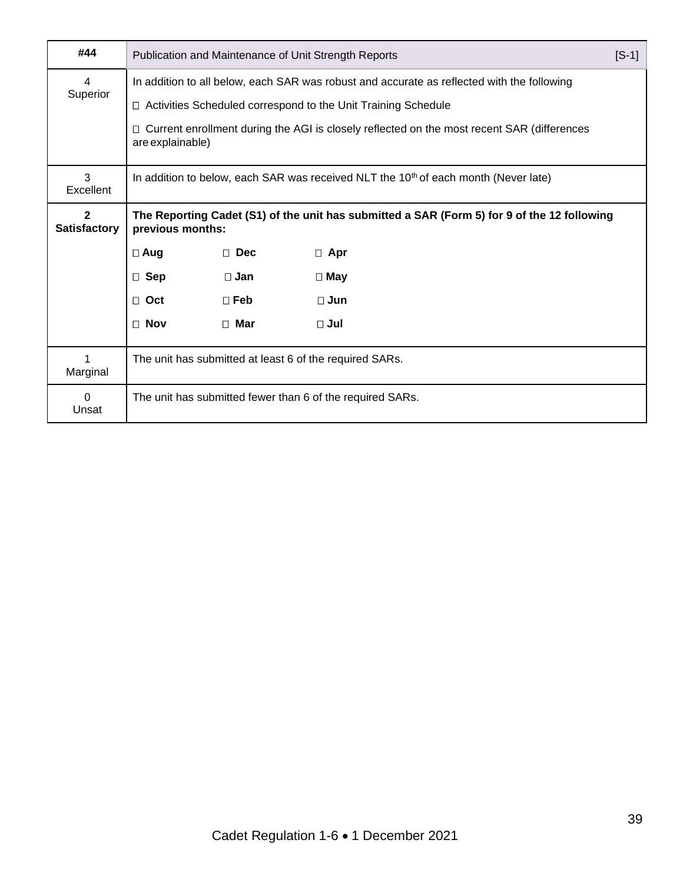| #44 | Publication and Maintenance of Unit Strength Reports [S-1] |
| --- | --- |
| 4<br>Superior | In addition to all below, each SAR was robust and accurate as reflected with the following<br>□ Activities Scheduled correspond to the Unit Training Schedule<br>□ Current enrollment during the AGI is closely reflected on the most recent SAR (differences are explainable) |
| 3<br>Excellent | In addition to below, each SAR was received NLT the 10th of each month (Never late) |
| **2**<br>**Satisfactory** | **The Reporting Cadet (S1) of the unit has submitted a SAR (Form 5) for 9 of the 12 following previous months:**<br>□ **Aug** □ **Dec** □ **Apr**<br>□ **Sep** □ **Jan** □ **May**<br>□ **Oct** □ **Feb** □ **Jun**<br>□ **Nov** □ **Mar** □ **Jul** |
| 1<br>Marginal | The unit has submitted at least 6 of the required SARs. |
| 0<br>Unsat | The unit has submitted fewer than 6 of the required SARs. |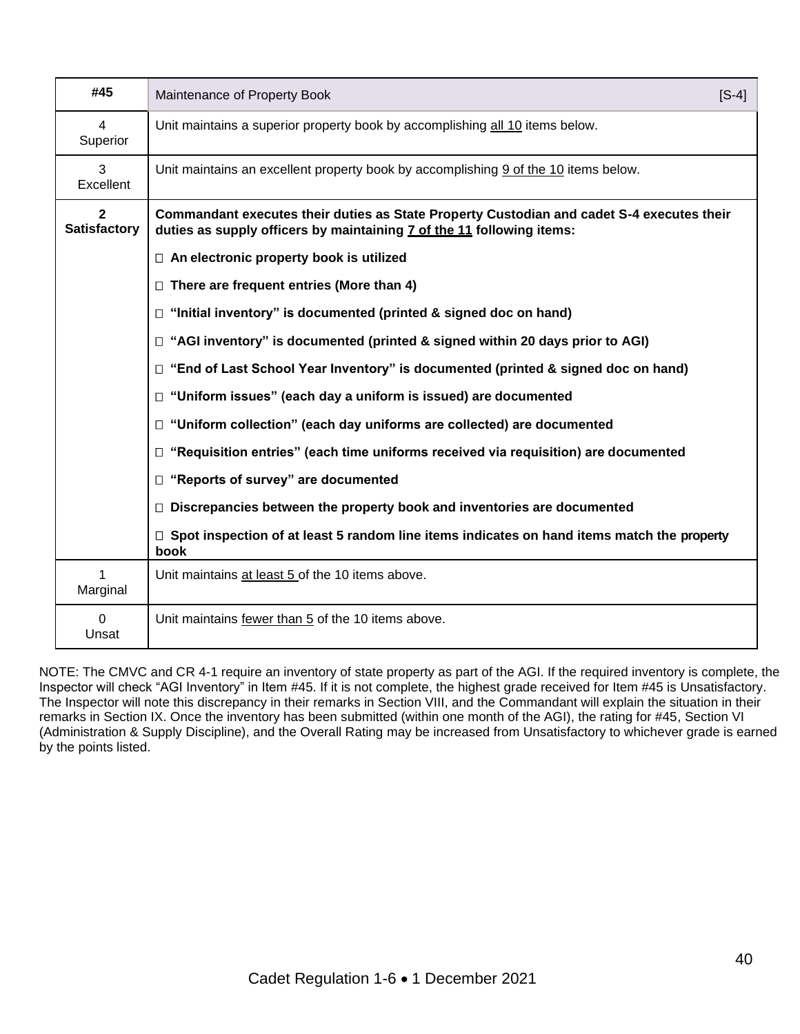| #45 | Maintenance of Property Book [S-4] |
|---|---|
| 4<br>Superior | Unit maintains a superior property book by accomplishing <u>all 10</u> items below. |
| 3<br>Excellent | Unit maintains an excellent property book by accomplishing <u>9 of the 10</u> items below. |
| **2<br>Satisfactory** | **Commandant executes their duties as State Property Custodian and cadet S-4 executes their duties as supply officers by maintaining <u>7 of the 11</u> following items:**<br><br>☐ **An electronic property book is utilized**<br><br>☐ **There are frequent entries (More than 4)**<br><br>☐ **"Initial inventory" is documented (printed & signed doc on hand)**<br><br>☐ **"AGI inventory" is documented (printed & signed within 20 days prior to AGI)**<br><br>☐ **"End of Last School Year Inventory" is documented (printed & signed doc on hand)**<br><br>☐ **"Uniform issues" (each day a uniform is issued) are documented**<br><br>☐ **"Uniform collection" (each day uniforms are collected) are documented**<br><br>☐ **"Requisition entries" (each time uniforms received via requisition) are documented**<br><br>☐ **"Reports of survey" are documented**<br><br>☐ **Discrepancies between the property book and inventories are documented**<br><br>☐ **Spot inspection of at least 5 random line items indicates on hand items match the property book** |
| 1<br>Marginal | Unit maintains <u>at least 5</u> of the 10 items above. |
| 0<br>Unsat | Unit maintains <u>fewer than 5</u> of the 10 items above. |

NOTE: The CMVC and CR 4-1 require an inventory of state property as part of the AGI. If the required inventory is complete, the Inspector will check "AGI Inventory" in Item #45. If it is not complete, the highest grade received for Item #45 is Unsatisfactory. The Inspector will note this discrepancy in their remarks in Section VIII, and the Commandant will explain the situation in their remarks in Section IX. Once the inventory has been submitted (within one month of the AGI), the rating for #45, Section VI (Administration & Supply Discipline), and the Overall Rating may be increased from Unsatisfactory to whichever grade is earned by the points listed.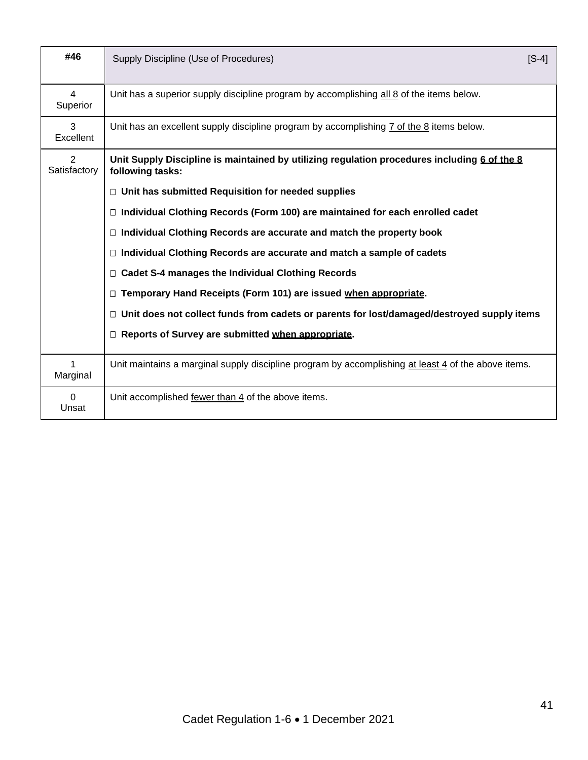| #46 | Supply Discipline (Use of Procedures) [S-4] |
|---|---|
| 4<br>Superior | Unit has a superior supply discipline program by accomplishing all 8 of the items below. |
| 3<br>Excellent | Unit has an excellent supply discipline program by accomplishing 7 of the 8 items below. |
| 2<br>Satisfactory | **Unit Supply Discipline is maintained by utilizing regulation procedures including 6 of the 8 following tasks:**<br>☐ **Unit has submitted Requisition for needed supplies**<br>☐ **Individual Clothing Records (Form 100) are maintained for each enrolled cadet**<br>☐ **Individual Clothing Records are accurate and match the property book**<br>☐ **Individual Clothing Records are accurate and match a sample of cadets**<br>☐ **Cadet S-4 manages the Individual Clothing Records**<br>☐ **Temporary Hand Receipts (Form 101) are issued when appropriate.**<br>☐ **Unit does not collect funds from cadets or parents for lost/damaged/destroyed supply items**<br>☐ **Reports of Survey are submitted when appropriate.** |
| 1<br>Marginal | Unit maintains a marginal supply discipline program by accomplishing at least 4 of the above items. |
| 0<br>Unsat | Unit accomplished fewer than 4 of the above items. |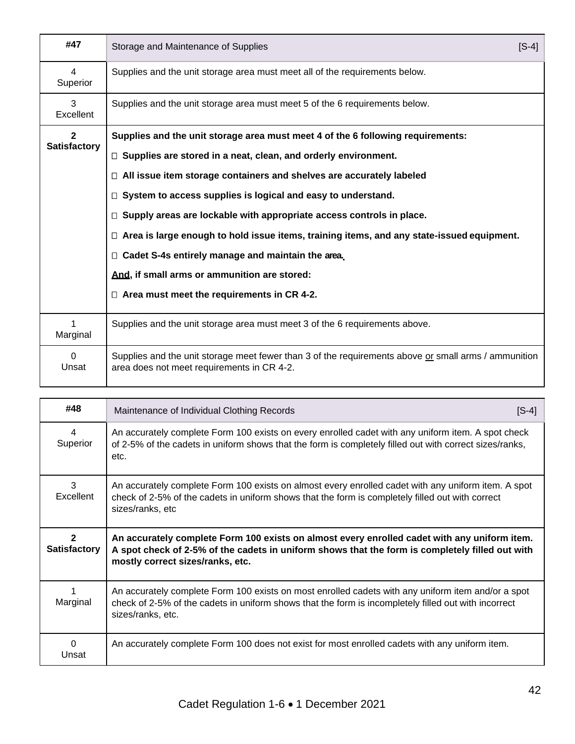| #47 | Storage and Maintenance of Supplies [S-4] |
|---|---|
| 4<br>Superior | Supplies and the unit storage area must meet all of the requirements below. |
| 3<br>Excellent | Supplies and the unit storage area must meet 5 of the 6 requirements below. |
| **2**<br>**Satisfactory** | **Supplies and the unit storage area must meet 4 of the 6 following requirements:**<br>□ **Supplies are stored in a neat, clean, and orderly environment.**<br>□ **All issue item storage containers and shelves are accurately labeled**<br>□ **System to access supplies is logical and easy to understand.**<br>□ **Supply areas are lockable with appropriate access controls in place.**<br>□ **Area is large enough to hold issue items, training items, and any state-issued equipment.**<br>□ **Cadet S-4s entirely manage and maintain the area.**<br>**<u>And</u>, if small arms or ammunition are stored:**<br>□ **Area must meet the requirements in CR 4-2.** |
| 1<br>Marginal | Supplies and the unit storage area must meet 3 of the 6 requirements above. |
| 0<br>Unsat | Supplies and the unit storage meet fewer than 3 of the requirements above <u>or</u> small arms / ammunition area does not meet requirements in CR 4-2. |

| #48 | Maintenance of Individual Clothing Records [S-4] |
|---|---|
| 4<br>Superior | An accurately complete Form 100 exists on every enrolled cadet with any uniform item. A spot check of 2-5% of the cadets in uniform shows that the form is completely filled out with correct sizes/ranks, etc. |
| 3<br>Excellent | An accurately complete Form 100 exists on almost every enrolled cadet with any uniform item. A spot check of 2-5% of the cadets in uniform shows that the form is completely filled out with correct sizes/ranks, etc |
| **2**<br>**Satisfactory** | **An accurately complete Form 100 exists on almost every enrolled cadet with any uniform item. A spot check of 2-5% of the cadets in uniform shows that the form is completely filled out with mostly correct sizes/ranks, etc.** |
| 1<br>Marginal | An accurately complete Form 100 exists on most enrolled cadets with any uniform item and/or a spot check of 2-5% of the cadets in uniform shows that the form is incompletely filled out with incorrect sizes/ranks, etc. |
| 0<br>Unsat | An accurately complete Form 100 does not exist for most enrolled cadets with any uniform item. |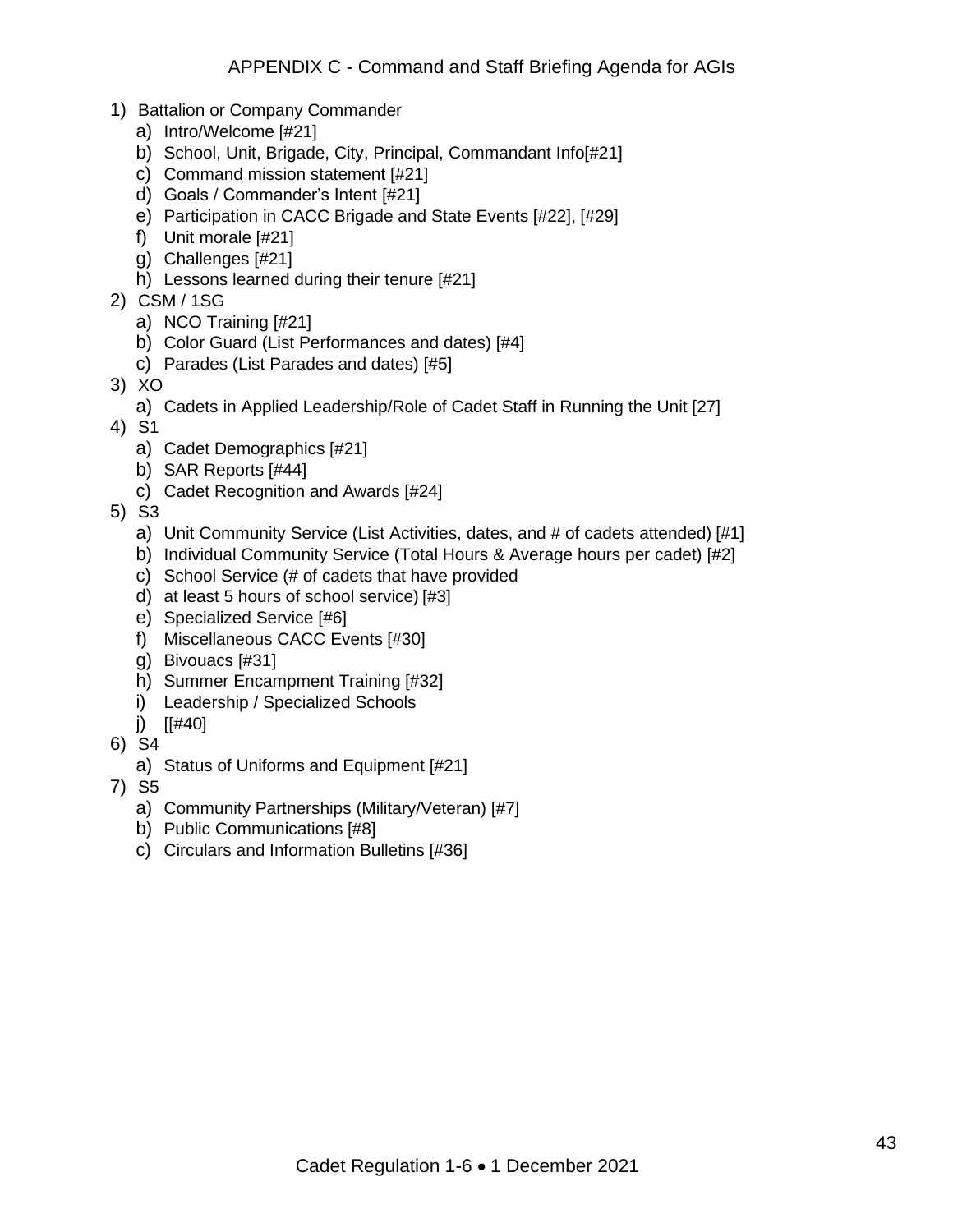# APPENDIX C - Command and Staff Briefing Agenda for AGIs

1) Battalion or Company Commander
   a) Intro/Welcome [#21]
   b) School, Unit, Brigade, City, Principal, Commandant Info[#21]
   c) Command mission statement [#21]
   d) Goals / Commander's Intent [#21]
   e) Participation in CACC Brigade and State Events [#22], [#29]
   f) Unit morale [#21]
   g) Challenges [#21]
   h) Lessons learned during their tenure [#21]
2) CSM / 1SG
   a) NCO Training [#21]
   b) Color Guard (List Performances and dates) [#4]
   c) Parades (List Parades and dates) [#5]
3) XO
   a) Cadets in Applied Leadership/Role of Cadet Staff in Running the Unit [27]
4) S1
   a) Cadet Demographics [#21]
   b) SAR Reports [#44]
   c) Cadet Recognition and Awards [#24]
5) S3
   a) Unit Community Service (List Activities, dates, and # of cadets attended) [#1]
   b) Individual Community Service (Total Hours & Average hours per cadet) [#2]
   c) School Service (# of cadets that have provided
   d) at least 5 hours of school service) [#3]
   e) Specialized Service [#6]
   f) Miscellaneous CACC Events [#30]
   g) Bivouacs [#31]
   h) Summer Encampment Training [#32]
   i) Leadership / Specialized Schools
   j) [[#40]
6) S4
   a) Status of Uniforms and Equipment [#21]
7) S5
   a) Community Partnerships (Military/Veteran) [#7]
   b) Public Communications [#8]
   c) Circulars and Information Bulletins [#36]